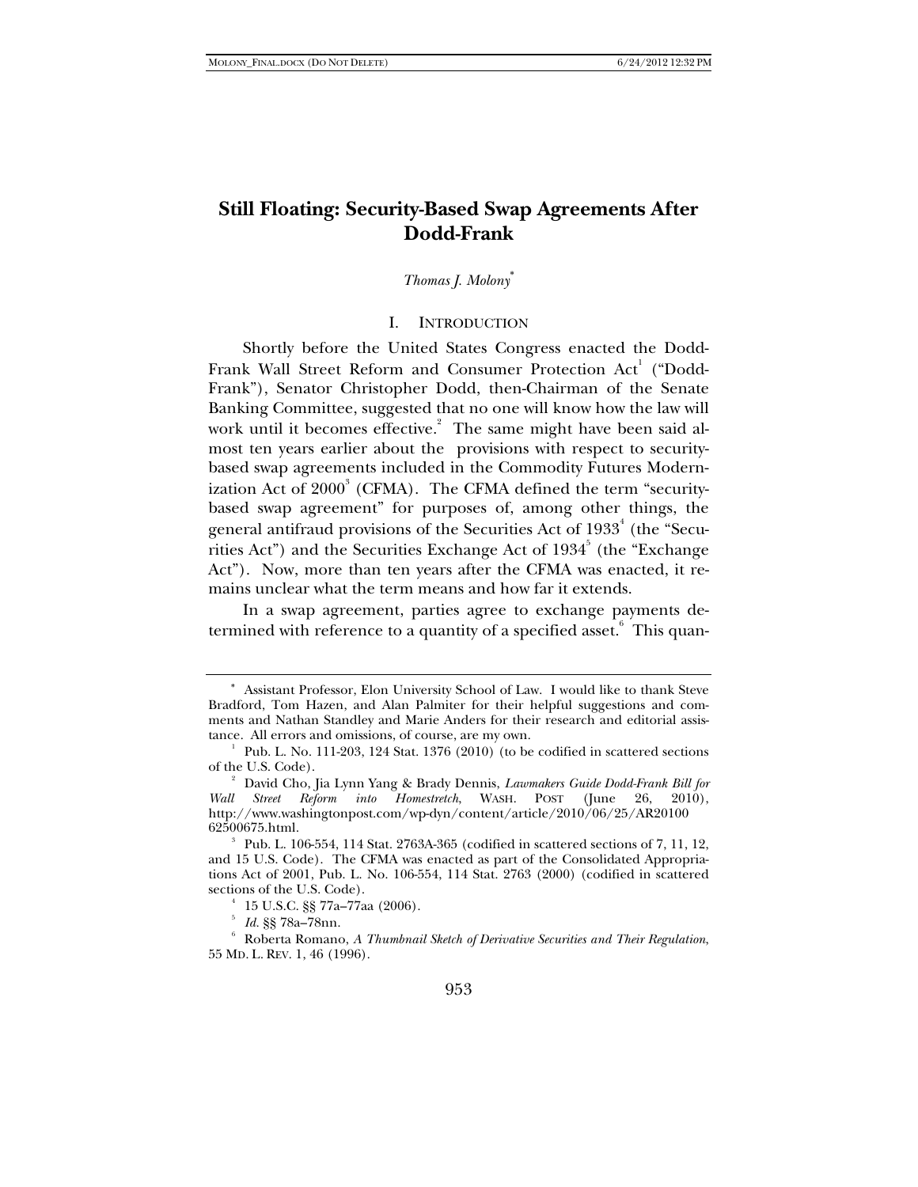# Still Floating: Security-Based Swap Agreements After Dodd-Frank

*Thomas J. Molony*[*]

## I. INTRODUCTION

Shortly before the United States Congress enacted the Dodd-Frank Wall Street Reform and Consumer Protection Act[1] ("Dodd-Frank"), Senator Christopher Dodd, then-Chairman of the Senate Banking Committee, suggested that no one will know how the law will work until it becomes effective.[2] The same might have been said almost ten years earlier about the provisions with respect to security-based swap agreements included in the Commodity Futures Modernization Act of 2000[3] (CFMA). The CFMA defined the term "security-based swap agreement" for purposes of, among other things, the general antifraud provisions of the Securities Act of 1933[4] (the "Securities Act") and the Securities Exchange Act of 1934[5] (the "Exchange Act"). Now, more than ten years after the CFMA was enacted, it remains unclear what the term means and how far it extends.

In a swap agreement, parties agree to exchange payments determined with reference to a quantity of a specified asset.[6] This quan-

---

[*] Assistant Professor, Elon University School of Law. I would like to thank Steve Bradford, Tom Hazen, and Alan Palmiter for their helpful suggestions and comments and Nathan Standley and Marie Anders for their research and editorial assistance. All errors and omissions, of course, are my own.

[1] Pub. L. No. 111-203, 124 Stat. 1376 (2010) (to be codified in scattered sections of the U.S. Code).

[2] David Cho, Jia Lynn Yang & Brady Dennis, *Lawmakers Guide Dodd-Frank Bill for Wall Street Reform into Homestretch*, WASH. POST (June 26, 2010), http://www.washingtonpost.com/wp-dyn/content/article/2010/06/25/AR2010062500675.html.

[3] Pub. L. 106-554, 114 Stat. 2763A-365 (codified in scattered sections of 7, 11, 12, and 15 U.S. Code). The CFMA was enacted as part of the Consolidated Appropriations Act of 2001, Pub. L. No. 106-554, 114 Stat. 2763 (2000) (codified in scattered sections of the U.S. Code).

[4] 15 U.S.C. §§ 77a–77aa (2006).

[5] *Id.* §§ 78a–78nn.

[6] Roberta Romano, *A Thumbnail Sketch of Derivative Securities and Their Regulation*, 55 MD. L. REV. 1, 46 (1996).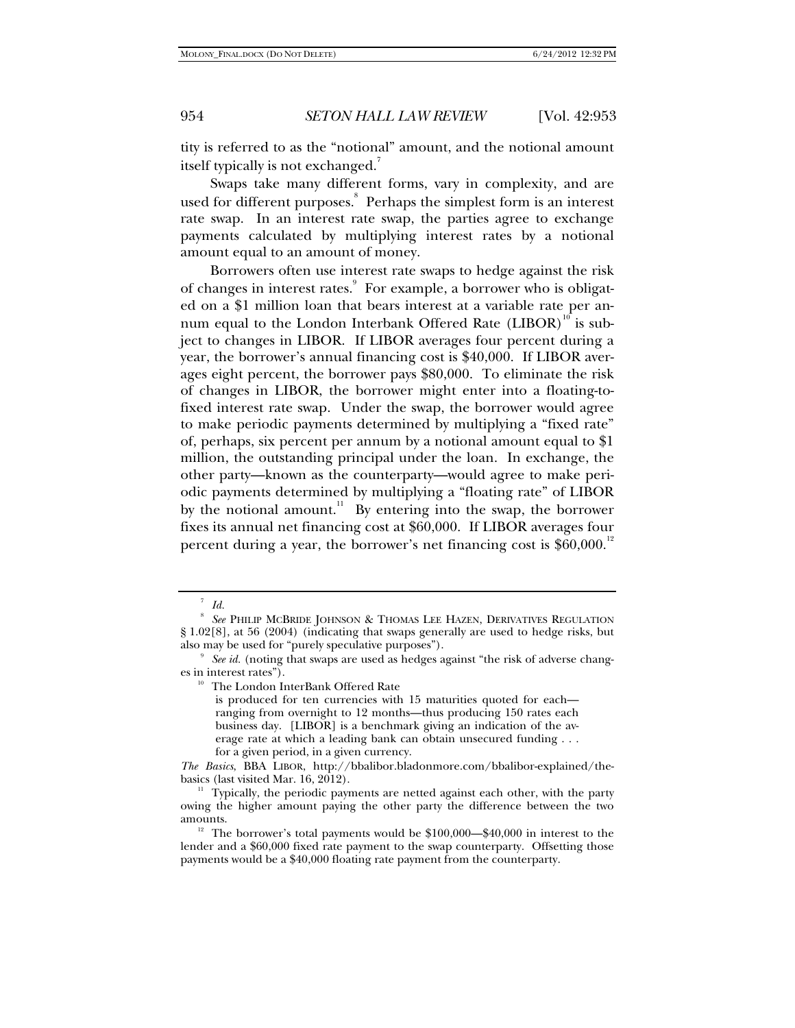tity is referred to as the "notional" amount, and the notional amount itself typically is not exchanged.[7]

Swaps take many different forms, vary in complexity, and are used for different purposes.[8] Perhaps the simplest form is an interest rate swap. In an interest rate swap, the parties agree to exchange payments calculated by multiplying interest rates by a notional amount equal to an amount of money.

Borrowers often use interest rate swaps to hedge against the risk of changes in interest rates.[9] For example, a borrower who is obligated on a $1 million loan that bears interest at a variable rate per annum equal to the London Interbank Offered Rate (LIBOR)[10] is subject to changes in LIBOR. If LIBOR averages four percent during a year, the borrower's annual financing cost is $40,000. If LIBOR averages eight percent, the borrower pays $80,000. To eliminate the risk of changes in LIBOR, the borrower might enter into a floating-to-fixed interest rate swap. Under the swap, the borrower would agree to make periodic payments determined by multiplying a "fixed rate" of, perhaps, six percent per annum by a notional amount equal to $1 million, the outstanding principal under the loan. In exchange, the other party—known as the counterparty—would agree to make periodic payments determined by multiplying a "floating rate" of LIBOR by the notional amount.[11] By entering into the swap, the borrower fixes its annual net financing cost at $60,000. If LIBOR averages four percent during a year, the borrower's net financing cost is $60,000.[12]

---

[7] *Id.*

[8] *See* PHILIP MCBRIDE JOHNSON & THOMAS LEE HAZEN, DERIVATIVES REGULATION § 1.02[8], at 56 (2004) (indicating that swaps generally are used to hedge risks, but also may be used for "purely speculative purposes").

[9] *See id.* (noting that swaps are used as hedges against "the risk of adverse changes in interest rates").

[10] The London InterBank Offered Rate

> is produced for ten currencies with 15 maturities quoted for each—ranging from overnight to 12 months—thus producing 150 rates each business day. [LIBOR] is a benchmark giving an indication of the average rate at which a leading bank can obtain unsecured funding . . . for a given period, in a given currency.

*The Basics*, BBA LIBOR, http://bbalibor.bladonmore.com/bbalibor-explained/the-basics (last visited Mar. 16, 2012).

[11] Typically, the periodic payments are netted against each other, with the party owing the higher amount paying the other party the difference between the two amounts.

[12] The borrower's total payments would be $100,000—$40,000 in interest to the lender and a $60,000 fixed rate payment to the swap counterparty. Offsetting those payments would be a $40,000 floating rate payment from the counterparty.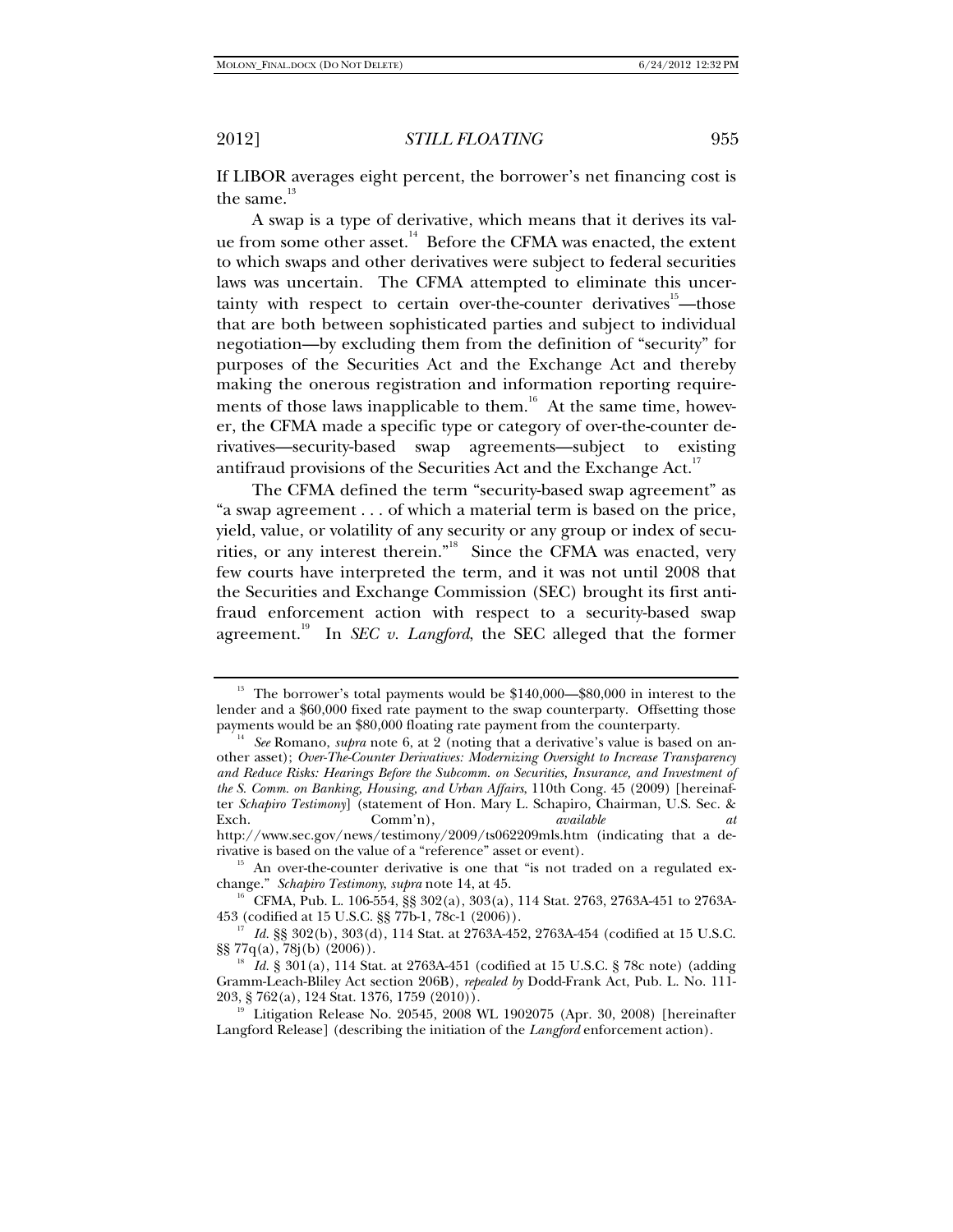If LIBOR averages eight percent, the borrower's net financing cost is the same.[13]

A swap is a type of derivative, which means that it derives its value from some other asset.[14] Before the CFMA was enacted, the extent to which swaps and other derivatives were subject to federal securities laws was uncertain. The CFMA attempted to eliminate this uncertainty with respect to certain over-the-counter derivatives[15]—those that are both between sophisticated parties and subject to individual negotiation—by excluding them from the definition of "security" for purposes of the Securities Act and the Exchange Act and thereby making the onerous registration and information reporting requirements of those laws inapplicable to them.[16] At the same time, however, the CFMA made a specific type or category of over-the-counter derivatives—security-based swap agreements—subject to existing antifraud provisions of the Securities Act and the Exchange Act.[17]

The CFMA defined the term "security-based swap agreement" as "a swap agreement . . . of which a material term is based on the price, yield, value, or volatility of any security or any group or index of securities, or any interest therein."[18] Since the CFMA was enacted, very few courts have interpreted the term, and it was not until 2008 that the Securities and Exchange Commission (SEC) brought its first antifraud enforcement action with respect to a security-based swap agreement.[19] In *SEC v. Langford*, the SEC alleged that the former

---

[13] The borrower's total payments would be $140,000—$80,000 in interest to the lender and a $60,000 fixed rate payment to the swap counterparty. Offsetting those payments would be an $80,000 floating rate payment from the counterparty.

[14] *See* Romano, *supra* note 6, at 2 (noting that a derivative's value is based on another asset); *Over-The-Counter Derivatives: Modernizing Oversight to Increase Transparency and Reduce Risks: Hearings Before the Subcomm. on Securities, Insurance, and Investment of the S. Comm. on Banking, Housing, and Urban Affairs*, 110th Cong. 45 (2009) [hereinafter *Schapiro Testimony*] (statement of Hon. Mary L. Schapiro, Chairman, U.S. Sec. & Exch. Comm'n), *available at* http://www.sec.gov/news/testimony/2009/ts062209mls.htm (indicating that a derivative is based on the value of a "reference" asset or event).

[15] An over-the-counter derivative is one that "is not traded on a regulated exchange." *Schapiro Testimony*, *supra* note 14, at 45.

[16] CFMA, Pub. L. 106-554, §§ 302(a), 303(a), 114 Stat. 2763, 2763A-451 to 2763A-453 (codified at 15 U.S.C. §§ 77b-1, 78c-1 (2006)).

[17] *Id.* §§ 302(b), 303(d), 114 Stat. at 2763A-452, 2763A-454 (codified at 15 U.S.C. §§ 77q(a), 78j(b) (2006)).

[18] *Id.* § 301(a), 114 Stat. at 2763A-451 (codified at 15 U.S.C. § 78c note) (adding Gramm-Leach-Bliley Act section 206B), *repealed by* Dodd-Frank Act, Pub. L. No. 111-203, § 762(a), 124 Stat. 1376, 1759 (2010)).

[19] Litigation Release No. 20545, 2008 WL 1902075 (Apr. 30, 2008) [hereinafter Langford Release] (describing the initiation of the *Langford* enforcement action).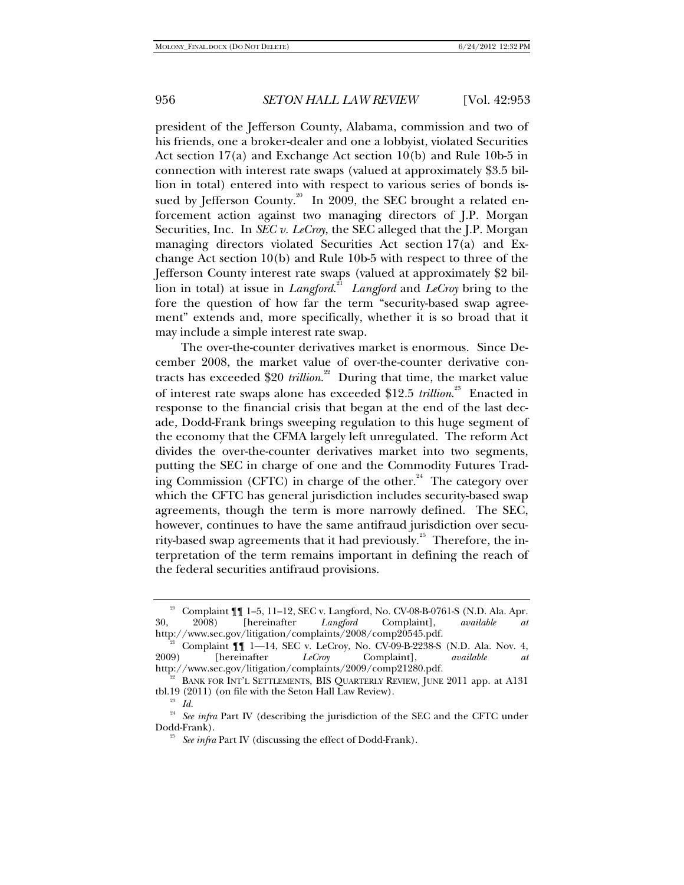president of the Jefferson County, Alabama, commission and two of his friends, one a broker-dealer and one a lobbyist, violated Securities Act section 17(a) and Exchange Act section 10(b) and Rule 10b-5 in connection with interest rate swaps (valued at approximately $3.5 billion in total) entered into with respect to various series of bonds issued by Jefferson County.[20] In 2009, the SEC brought a related enforcement action against two managing directors of J.P. Morgan Securities, Inc. In *SEC v. LeCroy*, the SEC alleged that the J.P. Morgan managing directors violated Securities Act section 17(a) and Exchange Act section 10(b) and Rule 10b-5 with respect to three of the Jefferson County interest rate swaps (valued at approximately $2 billion in total) at issue in *Langford*.[21] *Langford* and *LeCroy* bring to the fore the question of how far the term "security-based swap agreement" extends and, more specifically, whether it is so broad that it may include a simple interest rate swap.

The over-the-counter derivatives market is enormous. Since December 2008, the market value of over-the-counter derivative contracts has exceeded $20 *trillion*.[22] During that time, the market value of interest rate swaps alone has exceeded $12.5 *trillion*.[23] Enacted in response to the financial crisis that began at the end of the last decade, Dodd-Frank brings sweeping regulation to this huge segment of the economy that the CFMA largely left unregulated. The reform Act divides the over-the-counter derivatives market into two segments, putting the SEC in charge of one and the Commodity Futures Trading Commission (CFTC) in charge of the other.[24] The category over which the CFTC has general jurisdiction includes security-based swap agreements, though the term is more narrowly defined. The SEC, however, continues to have the same antifraud jurisdiction over security-based swap agreements that it had previously.[25] Therefore, the interpretation of the term remains important in defining the reach of the federal securities antifraud provisions.

---

[20] Complaint ¶¶ 1–5, 11–12, SEC v. Langford, No. CV-08-B-0761-S (N.D. Ala. Apr. 30, 2008) [hereinafter *Langford* Complaint], *available at* http://www.sec.gov/litigation/complaints/2008/comp20545.pdf.

[21] Complaint ¶¶ 1—14, SEC v. LeCroy, No. CV-09-B-2238-S (N.D. Ala. Nov. 4, 2009) [hereinafter *LeCroy* Complaint], *available at* http://www.sec.gov/litigation/complaints/2009/comp21280.pdf.

[22] BANK FOR INT'L SETTLEMENTS, BIS QUARTERLY REVIEW, JUNE 2011 app. at A131 tbl.19 (2011) (on file with the Seton Hall Law Review).

[23] *Id.*

[24] *See infra* Part IV (describing the jurisdiction of the SEC and the CFTC under Dodd-Frank).

[25] *See infra* Part IV (discussing the effect of Dodd-Frank).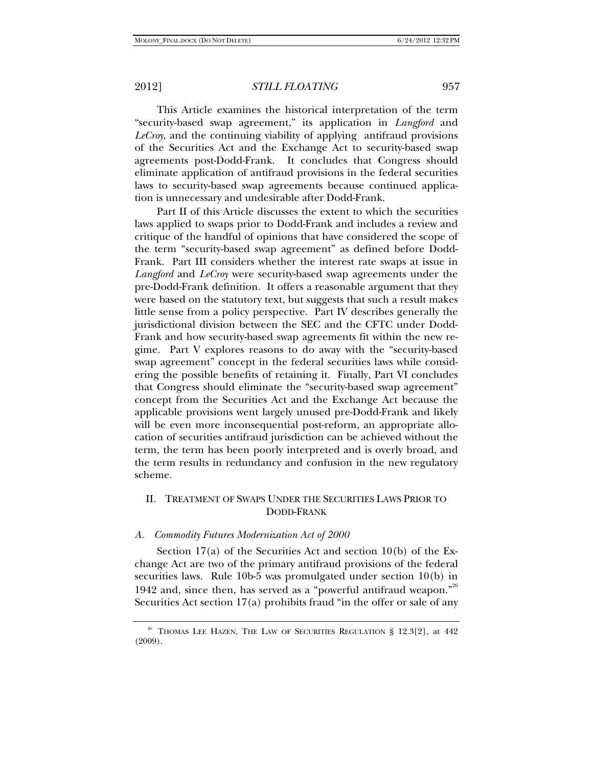This Article examines the historical interpretation of the term "security-based swap agreement," its application in *Langford* and *LeCroy*, and the continuing viability of applying antifraud provisions of the Securities Act and the Exchange Act to security-based swap agreements post-Dodd-Frank. It concludes that Congress should eliminate application of antifraud provisions in the federal securities laws to security-based swap agreements because continued application is unnecessary and undesirable after Dodd-Frank.

Part II of this Article discusses the extent to which the securities laws applied to swaps prior to Dodd-Frank and includes a review and critique of the handful of opinions that have considered the scope of the term "security-based swap agreement" as defined before Dodd-Frank. Part III considers whether the interest rate swaps at issue in *Langford* and *LeCroy* were security-based swap agreements under the pre-Dodd-Frank definition. It offers a reasonable argument that they were based on the statutory text, but suggests that such a result makes little sense from a policy perspective. Part IV describes generally the jurisdictional division between the SEC and the CFTC under Dodd-Frank and how security-based swap agreements fit within the new regime. Part V explores reasons to do away with the "security-based swap agreement" concept in the federal securities laws while considering the possible benefits of retaining it. Finally, Part VI concludes that Congress should eliminate the "security-based swap agreement" concept from the Securities Act and the Exchange Act because the applicable provisions went largely unused pre-Dodd-Frank and likely will be even more inconsequential post-reform, an appropriate allocation of securities antifraud jurisdiction can be achieved without the term, the term has been poorly interpreted and is overly broad, and the term results in redundancy and confusion in the new regulatory scheme.

## II. TREATMENT OF SWAPS UNDER THE SECURITIES LAWS PRIOR TO DODD-FRANK

### *A. Commodity Futures Modernization Act of 2000*

Section 17(a) of the Securities Act and section 10(b) of the Exchange Act are two of the primary antifraud provisions of the federal securities laws. Rule 10b-5 was promulgated under section 10(b) in 1942 and, since then, has served as a "powerful antifraud weapon."[26] Securities Act section 17(a) prohibits fraud "in the offer or sale of any

---

[26] THOMAS LEE HAZEN, THE LAW OF SECURITIES REGULATION § 12.3[2], at 442 (2009).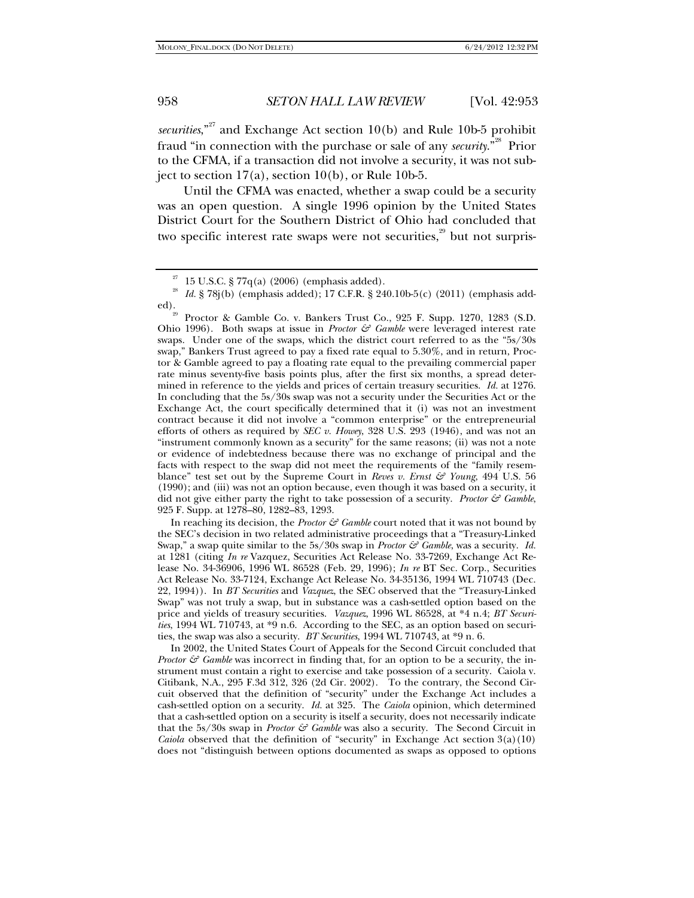*securities*,"[27] and Exchange Act section 10(b) and Rule 10b-5 prohibit fraud "in connection with the purchase or sale of any *security*."[28] Prior to the CFMA, if a transaction did not involve a security, it was not subject to section 17(a), section 10(b), or Rule 10b-5.

Until the CFMA was enacted, whether a swap could be a security was an open question. A single 1996 opinion by the United States District Court for the Southern District of Ohio had concluded that two specific interest rate swaps were not securities,[29] but not surpris-

---

[27] 15 U.S.C. § 77q(a) (2006) (emphasis added).

[28] *Id.* § 78j(b) (emphasis added); 17 C.F.R. § 240.10b-5(c) (2011) (emphasis added).

[29] Proctor & Gamble Co. v. Bankers Trust Co., 925 F. Supp. 1270, 1283 (S.D. Ohio 1996). Both swaps at issue in *Proctor & Gamble* were leveraged interest rate swaps. Under one of the swaps, which the district court referred to as the "5s/30s swap," Bankers Trust agreed to pay a fixed rate equal to 5.30%, and in return, Proctor & Gamble agreed to pay a floating rate equal to the prevailing commercial paper rate minus seventy-five basis points plus, after the first six months, a spread determined in reference to the yields and prices of certain treasury securities. *Id.* at 1276. In concluding that the 5s/30s swap was not a security under the Securities Act or the Exchange Act, the court specifically determined that it (i) was not an investment contract because it did not involve a "common enterprise" or the entrepreneurial efforts of others as required by *SEC v. Howey*, 328 U.S. 293 (1946), and was not an "instrument commonly known as a security" for the same reasons; (ii) was not a note or evidence of indebtedness because there was no exchange of principal and the facts with respect to the swap did not meet the requirements of the "family resemblance" test set out by the Supreme Court in *Reves v. Ernst & Young*, 494 U.S. 56 (1990); and (iii) was not an option because, even though it was based on a security, it did not give either party the right to take possession of a security. *Proctor & Gamble*, 925 F. Supp. at 1278–80, 1282–83, 1293.

In reaching its decision, the *Proctor & Gamble* court noted that it was not bound by the SEC's decision in two related administrative proceedings that a "Treasury-Linked Swap," a swap quite similar to the 5s/30s swap in *Proctor & Gamble*, was a security. *Id.* at 1281 (citing *In re* Vazquez, Securities Act Release No. 33-7269, Exchange Act Release No. 34-36906, 1996 WL 86528 (Feb. 29, 1996); *In re* BT Sec. Corp., Securities Act Release No. 33-7124, Exchange Act Release No. 34-35136, 1994 WL 710743 (Dec. 22, 1994)). In *BT Securities* and *Vazquez*, the SEC observed that the "Treasury-Linked Swap" was not truly a swap, but in substance was a cash-settled option based on the price and yields of treasury securities. *Vazquez*, 1996 WL 86528, at *4 n.4; *BT Securities*, 1994 WL 710743, at *9 n.6. According to the SEC, as an option based on securities, the swap was also a security. *BT Securities*, 1994 WL 710743, at *9 n. 6.

In 2002, the United States Court of Appeals for the Second Circuit concluded that *Proctor & Gamble* was incorrect in finding that, for an option to be a security, the instrument must contain a right to exercise and take possession of a security. Caiola v. Citibank, N.A., 295 F.3d 312, 326 (2d Cir. 2002). To the contrary, the Second Circuit observed that the definition of "security" under the Exchange Act includes a cash-settled option on a security. *Id.* at 325. The *Caiola* opinion, which determined that a cash-settled option on a security is itself a security, does not necessarily indicate that the 5s/30s swap in *Proctor & Gamble* was also a security. The Second Circuit in *Caiola* observed that the definition of "security" in Exchange Act section 3(a)(10) does not "distinguish between options documented as swaps as opposed to options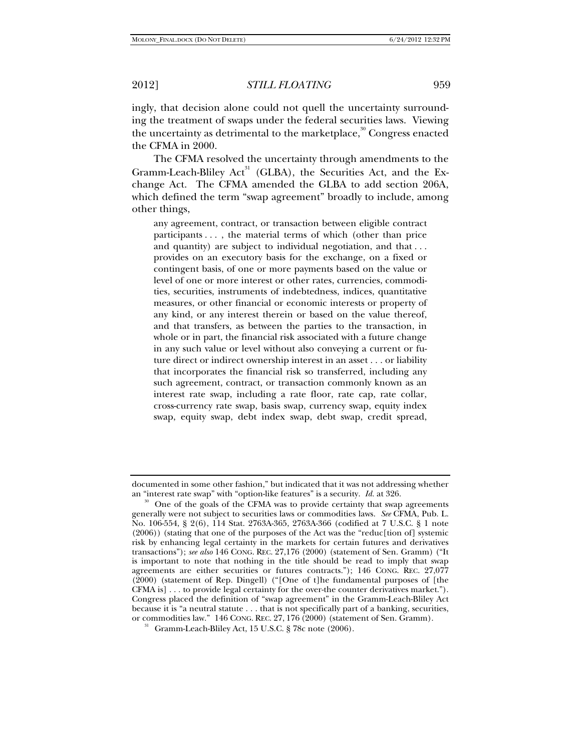ingly, that decision alone could not quell the uncertainty surrounding the treatment of swaps under the federal securities laws. Viewing the uncertainty as detrimental to the marketplace,[30] Congress enacted the CFMA in 2000.

The CFMA resolved the uncertainty through amendments to the Gramm-Leach-Bliley Act[31] (GLBA), the Securities Act, and the Exchange Act. The CFMA amended the GLBA to add section 206A, which defined the term "swap agreement" broadly to include, among other things,

> any agreement, contract, or transaction between eligible contract participants . . . , the material terms of which (other than price and quantity) are subject to individual negotiation, and that . . . provides on an executory basis for the exchange, on a fixed or contingent basis, of one or more payments based on the value or level of one or more interest or other rates, currencies, commodities, securities, instruments of indebtedness, indices, quantitative measures, or other financial or economic interests or property of any kind, or any interest therein or based on the value thereof, and that transfers, as between the parties to the transaction, in whole or in part, the financial risk associated with a future change in any such value or level without also conveying a current or future direct or indirect ownership interest in an asset . . . or liability that incorporates the financial risk so transferred, including any such agreement, contract, or transaction commonly known as an interest rate swap, including a rate floor, rate cap, rate collar, cross-currency rate swap, basis swap, currency swap, equity index swap, equity swap, debt index swap, debt swap, credit spread,

---

documented in some other fashion," but indicated that it was not addressing whether an "interest rate swap" with "option-like features" is a security. *Id.* at 326.

[30] One of the goals of the CFMA was to provide certainty that swap agreements generally were not subject to securities laws or commodities laws. *See* CFMA, Pub. L. No. 106-554, § 2(6), 114 Stat. 2763A-365, 2763A-366 (codified at 7 U.S.C. § 1 note (2006)) (stating that one of the purposes of the Act was the "reduc[tion of] systemic risk by enhancing legal certainty in the markets for certain futures and derivatives transactions"); *see also* 146 CONG. REC. 27,176 (2000) (statement of Sen. Gramm) ("It is important to note that nothing in the title should be read to imply that swap agreements are either securities or futures contracts."); 146 CONG. REC. 27,077 (2000) (statement of Rep. Dingell) ("[One of t]he fundamental purposes of [the CFMA is] . . . to provide legal certainty for the over-the counter derivatives market."). Congress placed the definition of "swap agreement" in the Gramm-Leach-Bliley Act because it is "a neutral statute . . . that is not specifically part of a banking, securities, or commodities law." 146 CONG. REC. 27, 176 (2000) (statement of Sen. Gramm).

[31] Gramm-Leach-Bliley Act, 15 U.S.C. § 78c note (2006).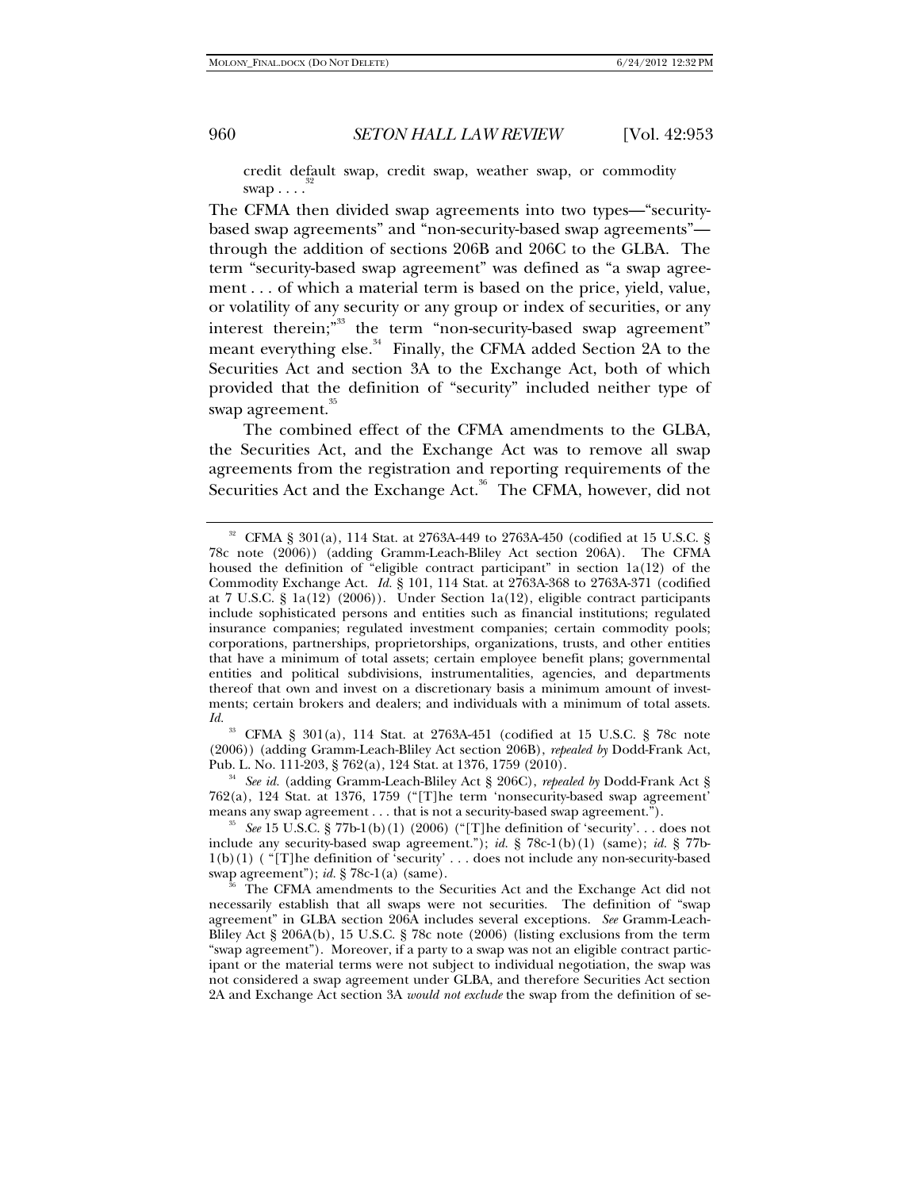credit default swap, credit swap, weather swap, or commodity swap . . . .[32]

The CFMA then divided swap agreements into two types—"security-based swap agreements" and "non-security-based swap agreements"—through the addition of sections 206B and 206C to the GLBA. The term "security-based swap agreement" was defined as "a swap agreement . . . of which a material term is based on the price, yield, value, or volatility of any security or any group or index of securities, or any interest therein;"[33] the term "non-security-based swap agreement" meant everything else.[34] Finally, the CFMA added Section 2A to the Securities Act and section 3A to the Exchange Act, both of which provided that the definition of "security" included neither type of swap agreement.[35]

The combined effect of the CFMA amendments to the GLBA, the Securities Act, and the Exchange Act was to remove all swap agreements from the registration and reporting requirements of the Securities Act and the Exchange Act.[36] The CFMA, however, did not

---

[32] CFMA § 301(a), 114 Stat. at 2763A-449 to 2763A-450 (codified at 15 U.S.C. § 78c note (2006)) (adding Gramm-Leach-Bliley Act section 206A). The CFMA housed the definition of "eligible contract participant" in section 1a(12) of the Commodity Exchange Act. *Id.* § 101, 114 Stat. at 2763A-368 to 2763A-371 (codified at 7 U.S.C. § 1a(12) (2006)). Under Section 1a(12), eligible contract participants include sophisticated persons and entities such as financial institutions; regulated insurance companies; regulated investment companies; certain commodity pools; corporations, partnerships, proprietorships, organizations, trusts, and other entities that have a minimum of total assets; certain employee benefit plans; governmental entities and political subdivisions, instrumentalities, agencies, and departments thereof that own and invest on a discretionary basis a minimum amount of investments; certain brokers and dealers; and individuals with a minimum of total assets. *Id.*

[33] CFMA § 301(a), 114 Stat. at 2763A-451 (codified at 15 U.S.C. § 78c note (2006)) (adding Gramm-Leach-Bliley Act section 206B), *repealed by* Dodd-Frank Act, Pub. L. No. 111-203, § 762(a), 124 Stat. at 1376, 1759 (2010).

[34] *See id.* (adding Gramm-Leach-Bliley Act § 206C), *repealed by* Dodd-Frank Act § 762(a), 124 Stat. at 1376, 1759 ("[T]he term 'nonsecurity-based swap agreement' means any swap agreement . . . that is not a security-based swap agreement.").

[35] *See* 15 U.S.C. § 77b-1(b)(1) (2006) ("[T]he definition of 'security'. . . does not include any security-based swap agreement."); *id.* § 78c-1(b)(1) (same); *id.* § 77b-1(b)(1) ( "[T]he definition of 'security' . . . does not include any non-security-based swap agreement"); *id.* § 78c-1(a) (same).

[36] The CFMA amendments to the Securities Act and the Exchange Act did not necessarily establish that all swaps were not securities. The definition of "swap agreement" in GLBA section 206A includes several exceptions. *See* Gramm-Leach-Bliley Act § 206A(b), 15 U.S.C. § 78c note (2006) (listing exclusions from the term "swap agreement"). Moreover, if a party to a swap was not an eligible contract participant or the material terms were not subject to individual negotiation, the swap was not considered a swap agreement under GLBA, and therefore Securities Act section 2A and Exchange Act section 3A *would not exclude* the swap from the definition of se-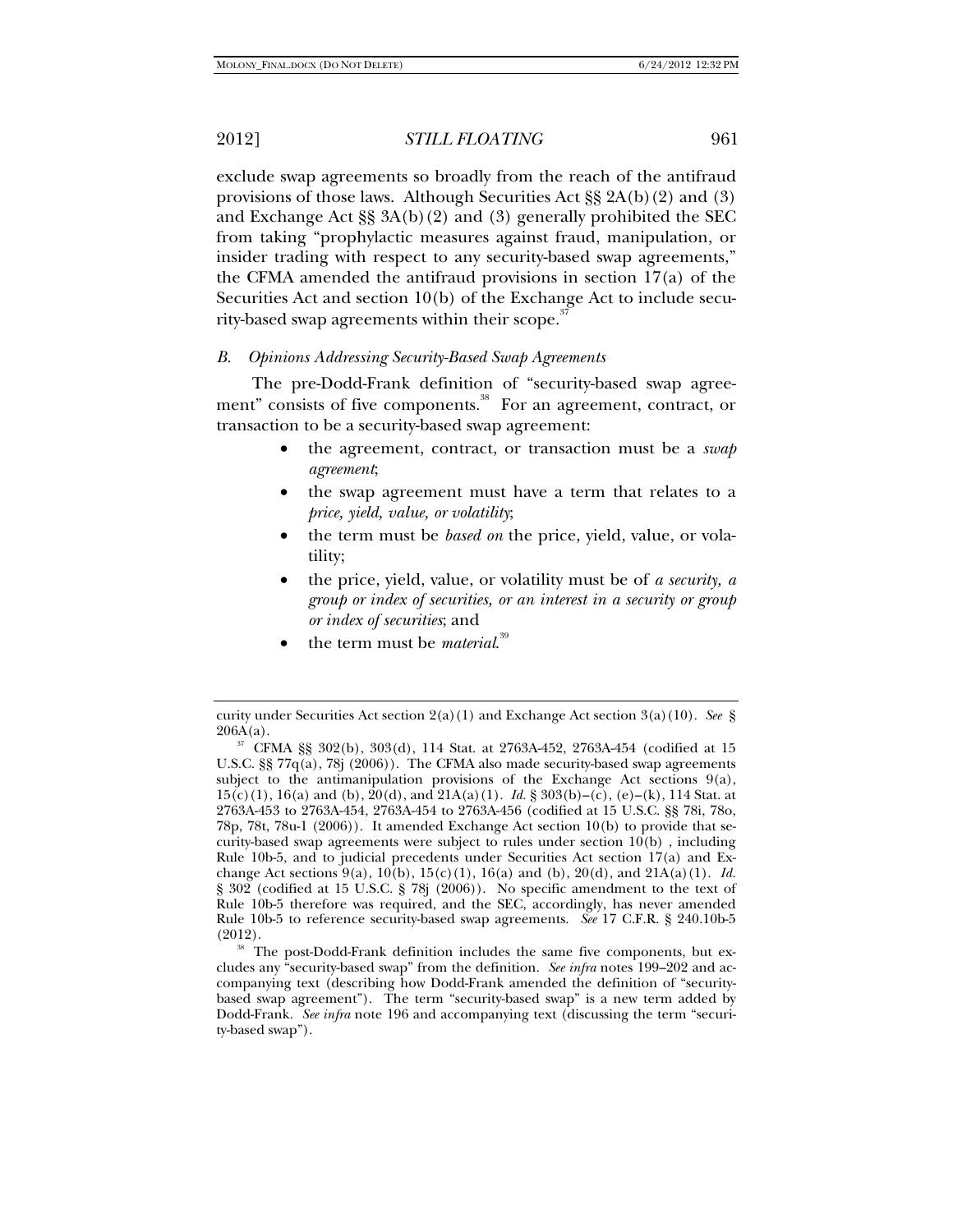exclude swap agreements so broadly from the reach of the antifraud provisions of those laws. Although Securities Act §§ 2A(b)(2) and (3) and Exchange Act §§ 3A(b)(2) and (3) generally prohibited the SEC from taking "prophylactic measures against fraud, manipulation, or insider trading with respect to any security-based swap agreements," the CFMA amended the antifraud provisions in section 17(a) of the Securities Act and section 10(b) of the Exchange Act to include security-based swap agreements within their scope.[37]

### *B. Opinions Addressing Security-Based Swap Agreements*

The pre-Dodd-Frank definition of "security-based swap agreement" consists of five components.[38] For an agreement, contract, or transaction to be a security-based swap agreement:

- the agreement, contract, or transaction must be a *swap agreement*;
- the swap agreement must have a term that relates to a *price, yield, value, or volatility*;
- the term must be *based on* the price, yield, value, or volatility;
- the price, yield, value, or volatility must be of *a security, a group or index of securities, or an interest in a security or group or index of securities*; and
- the term must be *material*.[39]

---

curity under Securities Act section 2(a)(1) and Exchange Act section 3(a)(10). *See* § 206A(a).

[37] CFMA §§ 302(b), 303(d), 114 Stat. at 2763A-452, 2763A-454 (codified at 15 U.S.C. §§ 77q(a), 78j (2006)). The CFMA also made security-based swap agreements subject to the antimanipulation provisions of the Exchange Act sections 9(a), 15(c)(1), 16(a) and (b), 20(d), and 21A(a)(1). *Id.* § 303(b)–(c), (e)–(k), 114 Stat. at 2763A-453 to 2763A-454, 2763A-454 to 2763A-456 (codified at 15 U.S.C. §§ 78i, 78o, 78p, 78t, 78u-1 (2006)). It amended Exchange Act section 10(b) to provide that security-based swap agreements were subject to rules under section 10(b) , including Rule 10b-5, and to judicial precedents under Securities Act section 17(a) and Exchange Act sections 9(a), 10(b), 15(c)(1), 16(a) and (b), 20(d), and 21A(a)(1). *Id.* § 302 (codified at 15 U.S.C. § 78j (2006)). No specific amendment to the text of Rule 10b-5 therefore was required, and the SEC, accordingly, has never amended Rule 10b-5 to reference security-based swap agreements. *See* 17 C.F.R. § 240.10b-5 (2012).

[38] The post-Dodd-Frank definition includes the same five components, but excludes any "security-based swap" from the definition. *See infra* notes 199–202 and accompanying text (describing how Dodd-Frank amended the definition of "security-based swap agreement"). The term "security-based swap" is a new term added by Dodd-Frank. *See infra* note 196 and accompanying text (discussing the term "security-based swap").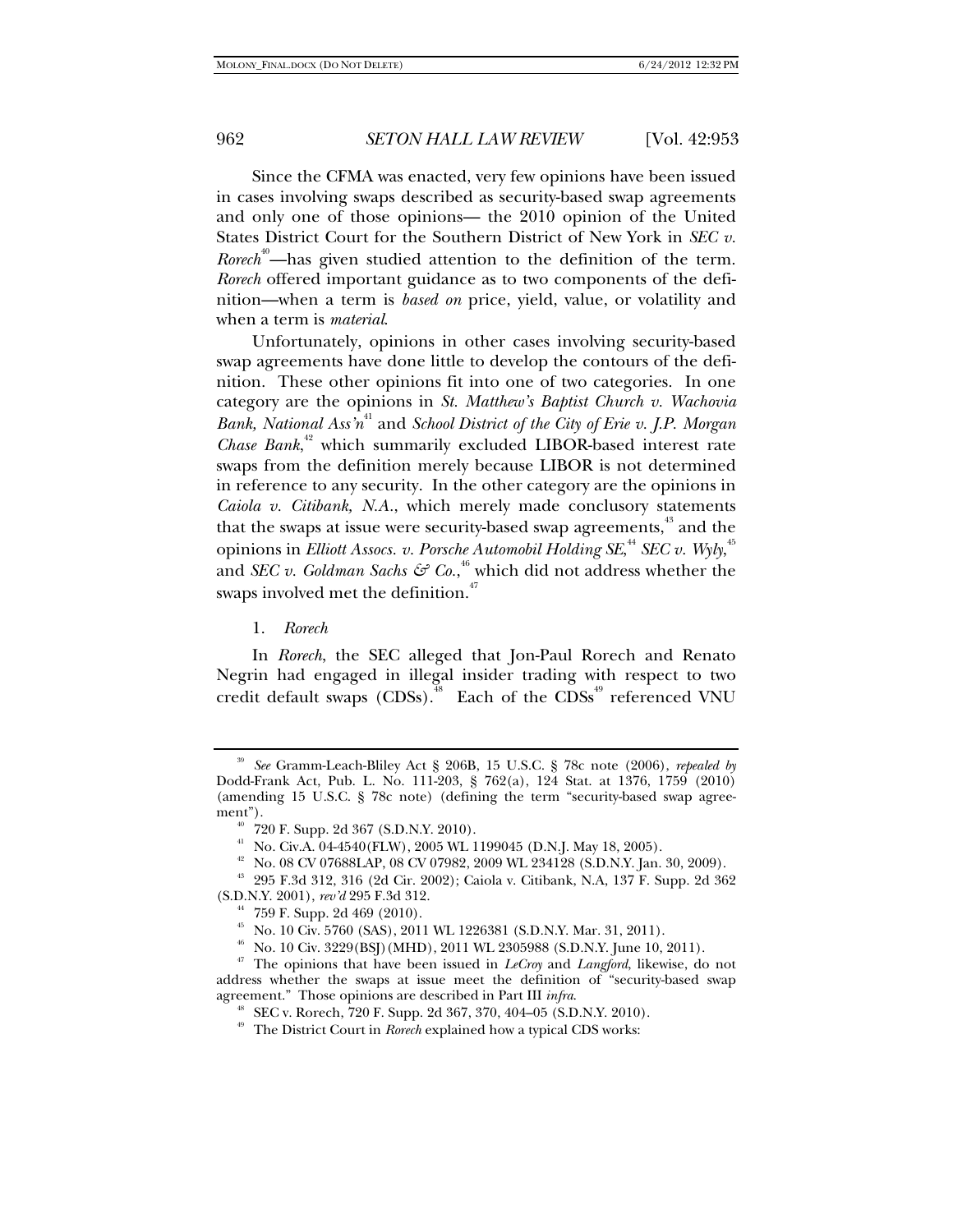Since the CFMA was enacted, very few opinions have been issued in cases involving swaps described as security-based swap agreements and only one of those opinions— the 2010 opinion of the United States District Court for the Southern District of New York in *SEC v. Rorech*[40]—has given studied attention to the definition of the term. *Rorech* offered important guidance as to two components of the definition—when a term is *based on* price, yield, value, or volatility and when a term is *material*.

Unfortunately, opinions in other cases involving security-based swap agreements have done little to develop the contours of the definition. These other opinions fit into one of two categories. In one category are the opinions in *St. Matthew's Baptist Church v. Wachovia Bank, National Ass'n*[41] and *School District of the City of Erie v. J.P. Morgan Chase Bank*,[42] which summarily excluded LIBOR-based interest rate swaps from the definition merely because LIBOR is not determined in reference to any security. In the other category are the opinions in *Caiola v. Citibank, N.A.*, which merely made conclusory statements that the swaps at issue were security-based swap agreements,[43] and the opinions in *Elliott Assocs. v. Porsche Automobil Holding SE*,[44] *SEC v. Wyly*,[45] and *SEC v. Goldman Sachs & Co.*,[46] which did not address whether the swaps involved met the definition.[47]

### 1. *Rorech*

In *Rorech*, the SEC alleged that Jon-Paul Rorech and Renato Negrin had engaged in illegal insider trading with respect to two credit default swaps (CDSs).[48] Each of the CDSs[49] referenced VNU

---

[39] *See* Gramm-Leach-Bliley Act § 206B, 15 U.S.C. § 78c note (2006), *repealed by* Dodd-Frank Act, Pub. L. No. 111-203, § 762(a), 124 Stat. at 1376, 1759 (2010) (amending 15 U.S.C. § 78c note) (defining the term "security-based swap agreement").

[40] 720 F. Supp. 2d 367 (S.D.N.Y. 2010).

[41] No. Civ.A. 04-4540(FLW), 2005 WL 1199045 (D.N.J. May 18, 2005).

[42] No. 08 CV 07688LAP, 08 CV 07982, 2009 WL 234128 (S.D.N.Y. Jan. 30, 2009).

[43] 295 F.3d 312, 316 (2d Cir. 2002); Caiola v. Citibank, N.A, 137 F. Supp. 2d 362 (S.D.N.Y. 2001), *rev'd* 295 F.3d 312.

[44] 759 F. Supp. 2d 469 (2010).

[45] No. 10 Civ. 5760 (SAS), 2011 WL 1226381 (S.D.N.Y. Mar. 31, 2011).

[46] No. 10 Civ. 3229(BSJ)(MHD), 2011 WL 2305988 (S.D.N.Y. June 10, 2011).

[47] The opinions that have been issued in *LeCroy* and *Langford*, likewise, do not address whether the swaps at issue meet the definition of "security-based swap agreement." Those opinions are described in Part III *infra*.

[48] SEC v. Rorech, 720 F. Supp. 2d 367, 370, 404–05 (S.D.N.Y. 2010).

[49] The District Court in *Rorech* explained how a typical CDS works: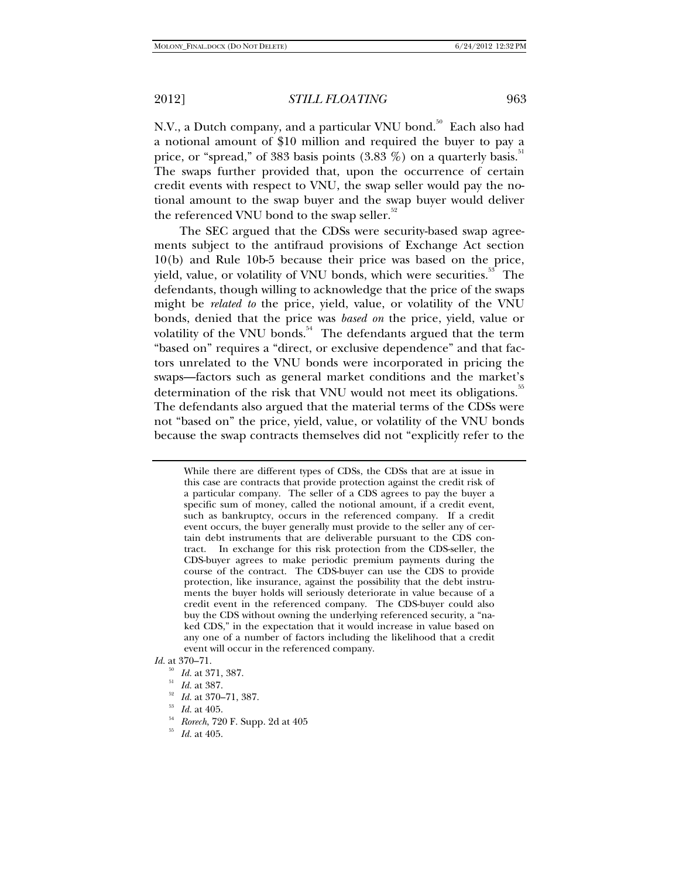N.V., a Dutch company, and a particular VNU bond.[50] Each also had a notional amount of $10 million and required the buyer to pay a price, or "spread," of 383 basis points (3.83 %) on a quarterly basis.[51] The swaps further provided that, upon the occurrence of certain credit events with respect to VNU, the swap seller would pay the notional amount to the swap buyer and the swap buyer would deliver the referenced VNU bond to the swap seller.[52]

The SEC argued that the CDSs were security-based swap agreements subject to the antifraud provisions of Exchange Act section 10(b) and Rule 10b-5 because their price was based on the price, yield, value, or volatility of VNU bonds, which were securities.[53] The defendants, though willing to acknowledge that the price of the swaps might be *related to* the price, yield, value, or volatility of the VNU bonds, denied that the price was *based on* the price, yield, value or volatility of the VNU bonds.[54] The defendants argued that the term "based on" requires a "direct, or exclusive dependence" and that factors unrelated to the VNU bonds were incorporated in pricing the swaps—factors such as general market conditions and the market's determination of the risk that VNU would not meet its obligations.[55] The defendants also argued that the material terms of the CDSs were not "based on" the price, yield, value, or volatility of the VNU bonds because the swap contracts themselves did not "explicitly refer to the

---

> While there are different types of CDSs, the CDSs that are at issue in this case are contracts that provide protection against the credit risk of a particular company. The seller of a CDS agrees to pay the buyer a specific sum of money, called the notional amount, if a credit event, such as bankruptcy, occurs in the referenced company. If a credit event occurs, the buyer generally must provide to the seller any of certain debt instruments that are deliverable pursuant to the CDS contract. In exchange for this risk protection from the CDS-seller, the CDS-buyer agrees to make periodic premium payments during the course of the contract. The CDS-buyer can use the CDS to provide protection, like insurance, against the possibility that the debt instruments the buyer holds will seriously deteriorate in value because of a credit event in the referenced company. The CDS-buyer could also buy the CDS without owning the underlying referenced security, a "naked CDS," in the expectation that it would increase in value based on any one of a number of factors including the likelihood that a credit event will occur in the referenced company.

*Id.* at 370–71.

[50] *Id.* at 371, 387.

[51] *Id.* at 387.

[52] *Id.* at 370–71, 387.

[53] *Id.* at 405.

[54] *Rorech*, 720 F. Supp. 2d at 405

[55] *Id.* at 405.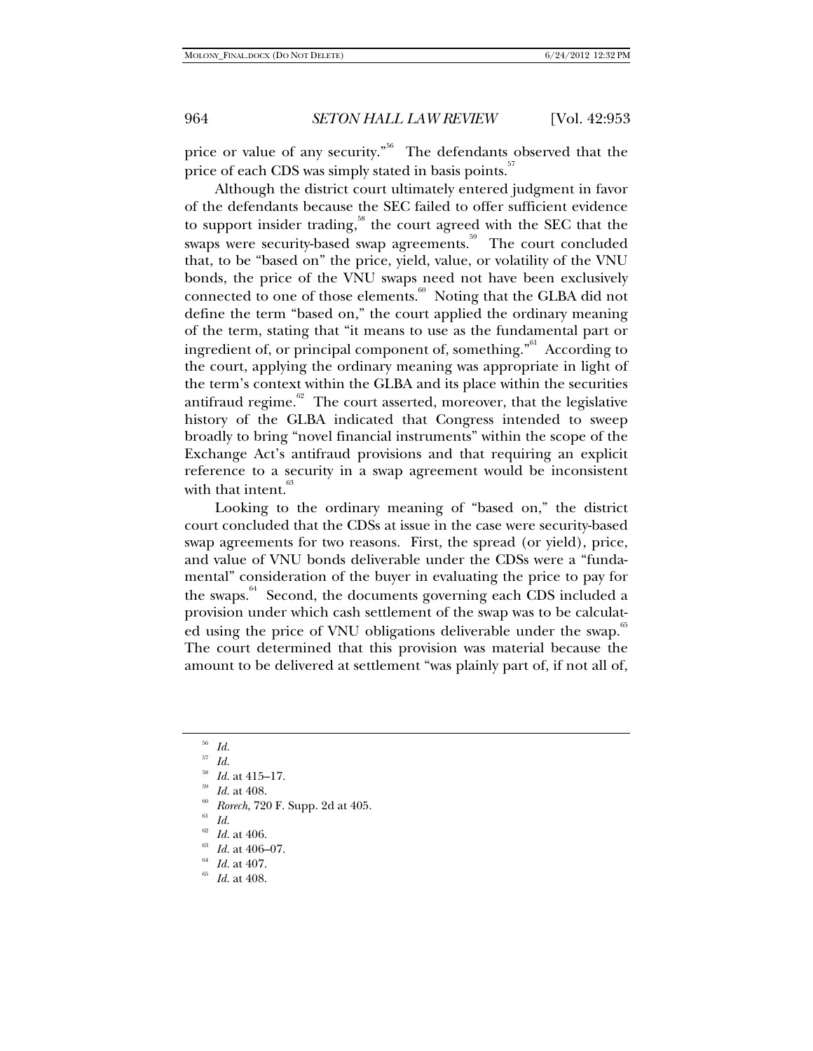price or value of any security."[56] The defendants observed that the price of each CDS was simply stated in basis points.[57]

Although the district court ultimately entered judgment in favor of the defendants because the SEC failed to offer sufficient evidence to support insider trading,[58] the court agreed with the SEC that the swaps were security-based swap agreements.[59] The court concluded that, to be "based on" the price, yield, value, or volatility of the VNU bonds, the price of the VNU swaps need not have been exclusively connected to one of those elements.[60] Noting that the GLBA did not define the term "based on," the court applied the ordinary meaning of the term, stating that "it means to use as the fundamental part or ingredient of, or principal component of, something."[61] According to the court, applying the ordinary meaning was appropriate in light of the term's context within the GLBA and its place within the securities antifraud regime.[62] The court asserted, moreover, that the legislative history of the GLBA indicated that Congress intended to sweep broadly to bring "novel financial instruments" within the scope of the Exchange Act's antifraud provisions and that requiring an explicit reference to a security in a swap agreement would be inconsistent with that intent.[63]

Looking to the ordinary meaning of "based on," the district court concluded that the CDSs at issue in the case were security-based swap agreements for two reasons. First, the spread (or yield), price, and value of VNU bonds deliverable under the CDSs were a "fundamental" consideration of the buyer in evaluating the price to pay for the swaps.[64] Second, the documents governing each CDS included a provision under which cash settlement of the swap was to be calculated using the price of VNU obligations deliverable under the swap.[65] The court determined that this provision was material because the amount to be delivered at settlement "was plainly part of, if not all of,

---

[56] *Id.*

[57] *Id.*

[58] *Id.* at 415–17.

[59] *Id.* at 408.

[60] *Rorech*, 720 F. Supp. 2d at 405.

[61] *Id.*

[62] *Id.* at 406.

[63] *Id.* at 406–07.

[64] *Id.* at 407.

[65] *Id.* at 408.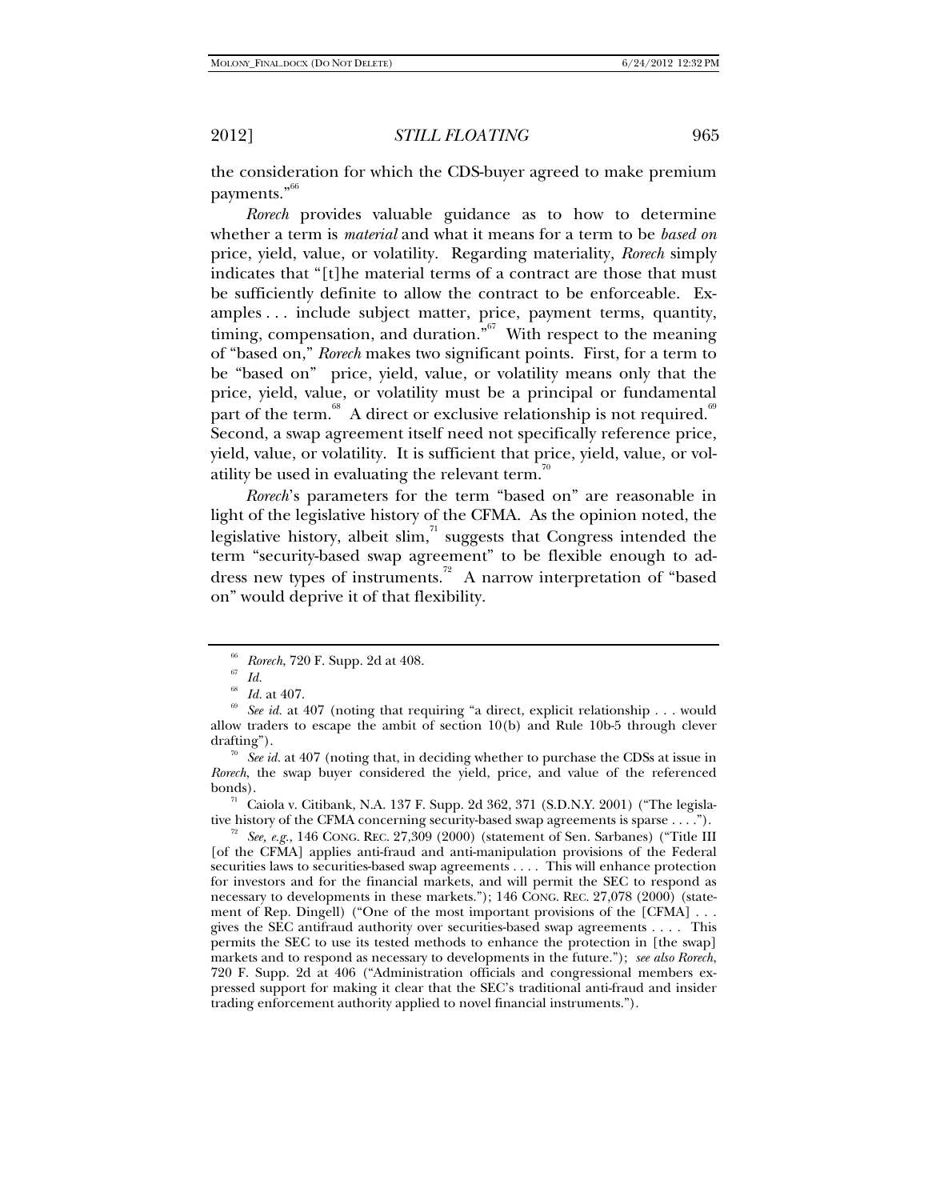the consideration for which the CDS-buyer agreed to make premium payments."[66]

*Rorech* provides valuable guidance as to how to determine whether a term is *material* and what it means for a term to be *based on* price, yield, value, or volatility. Regarding materiality, *Rorech* simply indicates that "[t]he material terms of a contract are those that must be sufficiently definite to allow the contract to be enforceable. Examples . . . include subject matter, price, payment terms, quantity, timing, compensation, and duration."[67] With respect to the meaning of "based on," *Rorech* makes two significant points. First, for a term to be "based on" price, yield, value, or volatility means only that the price, yield, value, or volatility must be a principal or fundamental part of the term.[68] A direct or exclusive relationship is not required.[69] Second, a swap agreement itself need not specifically reference price, yield, value, or volatility. It is sufficient that price, yield, value, or volatility be used in evaluating the relevant term.[70]

*Rorech*'s parameters for the term "based on" are reasonable in light of the legislative history of the CFMA. As the opinion noted, the legislative history, albeit slim,[71] suggests that Congress intended the term "security-based swap agreement" to be flexible enough to address new types of instruments.[72] A narrow interpretation of "based on" would deprive it of that flexibility.

---

[66] *Rorech*, 720 F. Supp. 2d at 408.

[67] *Id.*

[68] *Id.* at 407.

[69] *See id.* at 407 (noting that requiring "a direct, explicit relationship . . . would allow traders to escape the ambit of section 10(b) and Rule 10b-5 through clever drafting").

[70] *See id.* at 407 (noting that, in deciding whether to purchase the CDSs at issue in *Rorech*, the swap buyer considered the yield, price, and value of the referenced bonds).

[71] Caiola v. Citibank, N.A. 137 F. Supp. 2d 362, 371 (S.D.N.Y. 2001) ("The legislative history of the CFMA concerning security-based swap agreements is sparse . . . .").

[72] *See, e.g.*, 146 CONG. REC. 27,309 (2000) (statement of Sen. Sarbanes) ("Title III [of the CFMA] applies anti-fraud and anti-manipulation provisions of the Federal securities laws to securities-based swap agreements . . . . This will enhance protection for investors and for the financial markets, and will permit the SEC to respond as necessary to developments in these markets."); 146 CONG. REC. 27,078 (2000) (statement of Rep. Dingell) ("One of the most important provisions of the [CFMA] . . . gives the SEC antifraud authority over securities-based swap agreements . . . . This permits the SEC to use its tested methods to enhance the protection in [the swap] markets and to respond as necessary to developments in the future."); *see also Rorech*, 720 F. Supp. 2d at 406 ("Administration officials and congressional members expressed support for making it clear that the SEC's traditional anti-fraud and insider trading enforcement authority applied to novel financial instruments.").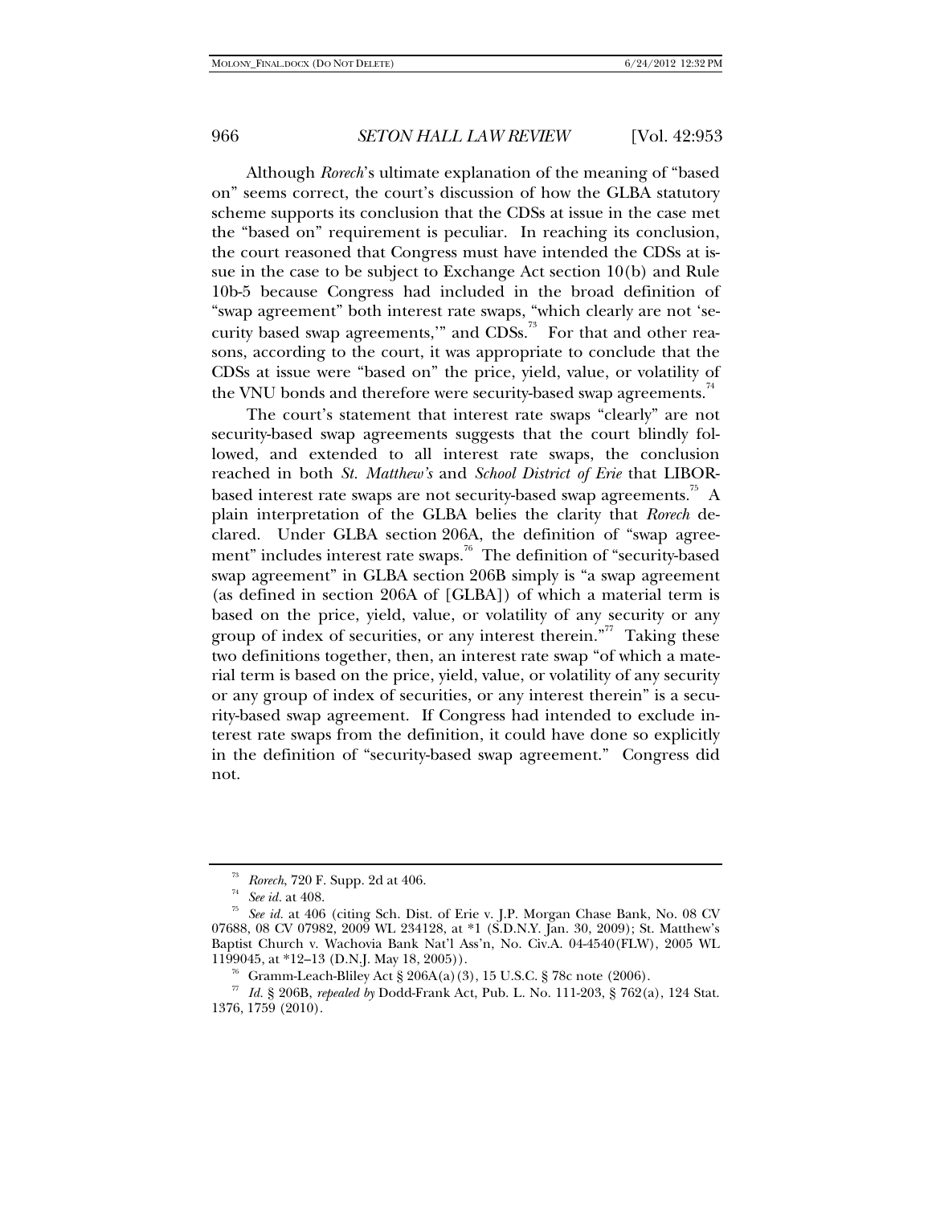Although *Rorech*'s ultimate explanation of the meaning of "based on" seems correct, the court's discussion of how the GLBA statutory scheme supports its conclusion that the CDSs at issue in the case met the "based on" requirement is peculiar. In reaching its conclusion, the court reasoned that Congress must have intended the CDSs at issue in the case to be subject to Exchange Act section 10(b) and Rule 10b-5 because Congress had included in the broad definition of "swap agreement" both interest rate swaps, "which clearly are not 'security based swap agreements,'" and CDSs.[73] For that and other reasons, according to the court, it was appropriate to conclude that the CDSs at issue were "based on" the price, yield, value, or volatility of the VNU bonds and therefore were security-based swap agreements.[74]

The court's statement that interest rate swaps "clearly" are not security-based swap agreements suggests that the court blindly followed, and extended to all interest rate swaps, the conclusion reached in both *St. Matthew's* and *School District of Erie* that LIBOR-based interest rate swaps are not security-based swap agreements.[75] A plain interpretation of the GLBA belies the clarity that *Rorech* declared. Under GLBA section 206A, the definition of "swap agreement" includes interest rate swaps.[76] The definition of "security-based swap agreement" in GLBA section 206B simply is "a swap agreement (as defined in section 206A of [GLBA]) of which a material term is based on the price, yield, value, or volatility of any security or any group of index of securities, or any interest therein."[77] Taking these two definitions together, then, an interest rate swap "of which a material term is based on the price, yield, value, or volatility of any security or any group of index of securities, or any interest therein" is a security-based swap agreement. If Congress had intended to exclude interest rate swaps from the definition, it could have done so explicitly in the definition of "security-based swap agreement." Congress did not.

---

[73] *Rorech*, 720 F. Supp. 2d at 406.

[74] *See id.* at 408.

[75] *See id.* at 406 (citing Sch. Dist. of Erie v. J.P. Morgan Chase Bank, No. 08 CV 07688, 08 CV 07982, 2009 WL 234128, at *1 (S.D.N.Y. Jan. 30, 2009); St. Matthew's Baptist Church v. Wachovia Bank Nat'l Ass'n, No. Civ.A. 04-4540(FLW), 2005 WL 1199045, at *12–13 (D.N.J. May 18, 2005)).

[76] Gramm-Leach-Bliley Act § 206A(a)(3), 15 U.S.C. § 78c note (2006).

[77] *Id.* § 206B, *repealed by* Dodd-Frank Act, Pub. L. No. 111-203, § 762(a), 124 Stat. 1376, 1759 (2010).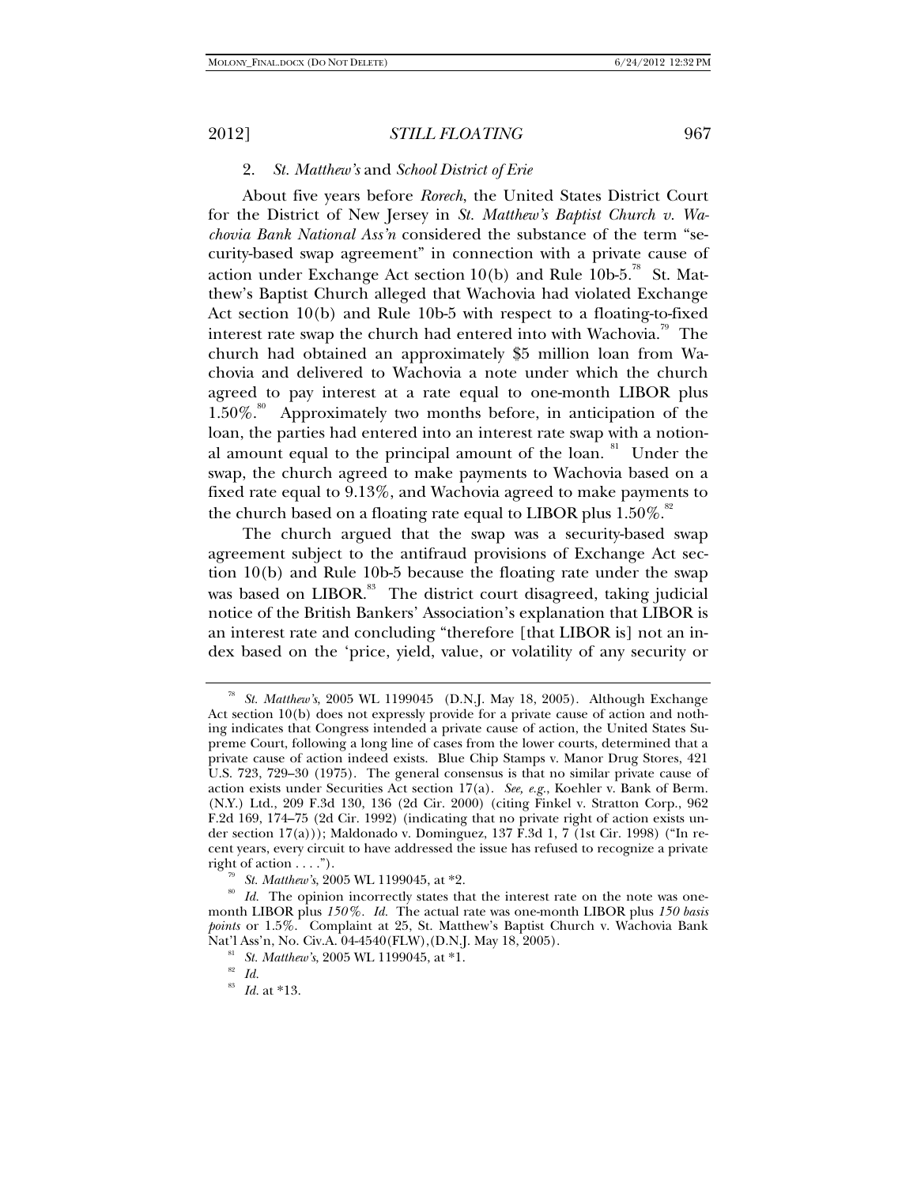### 2. *St. Matthew's* and *School District of Erie*

About five years before *Rorech*, the United States District Court for the District of New Jersey in *St. Matthew's Baptist Church v. Wachovia Bank National Ass'n* considered the substance of the term "security-based swap agreement" in connection with a private cause of action under Exchange Act section 10(b) and Rule 10b-5.[78] St. Matthew's Baptist Church alleged that Wachovia had violated Exchange Act section 10(b) and Rule 10b-5 with respect to a floating-to-fixed interest rate swap the church had entered into with Wachovia.[79] The church had obtained an approximately $5 million loan from Wachovia and delivered to Wachovia a note under which the church agreed to pay interest at a rate equal to one-month LIBOR plus 1.50%.[80] Approximately two months before, in anticipation of the loan, the parties had entered into an interest rate swap with a notional amount equal to the principal amount of the loan.[81] Under the swap, the church agreed to make payments to Wachovia based on a fixed rate equal to 9.13%, and Wachovia agreed to make payments to the church based on a floating rate equal to LIBOR plus 1.50%.[82]

The church argued that the swap was a security-based swap agreement subject to the antifraud provisions of Exchange Act section 10(b) and Rule 10b-5 because the floating rate under the swap was based on LIBOR.[83] The district court disagreed, taking judicial notice of the British Bankers' Association's explanation that LIBOR is an interest rate and concluding "therefore [that LIBOR is] not an index based on the 'price, yield, value, or volatility of any security or

---

[78] *St. Matthew's*, 2005 WL 1199045 (D.N.J. May 18, 2005). Although Exchange Act section 10(b) does not expressly provide for a private cause of action and nothing indicates that Congress intended a private cause of action, the United States Supreme Court, following a long line of cases from the lower courts, determined that a private cause of action indeed exists. Blue Chip Stamps v. Manor Drug Stores, 421 U.S. 723, 729–30 (1975). The general consensus is that no similar private cause of action exists under Securities Act section 17(a). *See, e.g.*, Koehler v. Bank of Berm. (N.Y.) Ltd., 209 F.3d 130, 136 (2d Cir. 2000) (citing Finkel v. Stratton Corp., 962 F.2d 169, 174–75 (2d Cir. 1992) (indicating that no private right of action exists under section 17(a))); Maldonado v. Dominguez, 137 F.3d 1, 7 (1st Cir. 1998) ("In recent years, every circuit to have addressed the issue has refused to recognize a private right of action . . . .").

[79] *St. Matthew's*, 2005 WL 1199045, at *2.

[80] *Id.* The opinion incorrectly states that the interest rate on the note was one-month LIBOR plus *150%*. *Id.* The actual rate was one-month LIBOR plus *150 basis points* or 1.5%. Complaint at 25, St. Matthew's Baptist Church v. Wachovia Bank Nat'l Ass'n, No. Civ.A. 04-4540(FLW),(D.N.J. May 18, 2005).

[81] *St. Matthew's*, 2005 WL 1199045, at *1.

[82] *Id.*

[83] *Id.* at *13.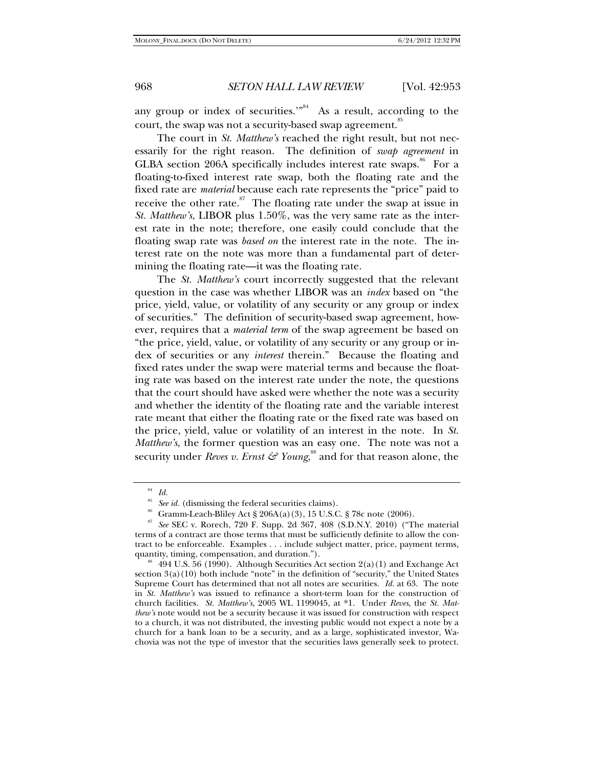any group or index of securities.'"[84] As a result, according to the court, the swap was not a security-based swap agreement.[85]

The court in *St. Matthew's* reached the right result, but not necessarily for the right reason. The definition of *swap agreement* in GLBA section 206A specifically includes interest rate swaps.[86] For a floating-to-fixed interest rate swap, both the floating rate and the fixed rate are *material* because each rate represents the "price" paid to receive the other rate.[87] The floating rate under the swap at issue in *St. Matthew's*, LIBOR plus 1.50%, was the very same rate as the interest rate in the note; therefore, one easily could conclude that the floating swap rate was *based on* the interest rate in the note. The interest rate on the note was more than a fundamental part of determining the floating rate—it was the floating rate.

The *St. Matthew's* court incorrectly suggested that the relevant question in the case was whether LIBOR was an *index* based on "the price, yield, value, or volatility of any security or any group or index of securities." The definition of security-based swap agreement, however, requires that a *material term* of the swap agreement be based on "the price, yield, value, or volatility of any security or any group or index of securities or any *interest* therein." Because the floating and fixed rates under the swap were material terms and because the floating rate was based on the interest rate under the note, the questions that the court should have asked were whether the note was a security and whether the identity of the floating rate and the variable interest rate meant that either the floating rate or the fixed rate was based on the price, yield, value or volatility of an interest in the note. In *St. Matthew's*, the former question was an easy one. The note was not a security under *Reves v. Ernst & Young*,[88] and for that reason alone, the

[84] *Id.*

[85] *See id.* (dismissing the federal securities claims).

[86] Gramm-Leach-Bliley Act § 206A(a)(3), 15 U.S.C. § 78c note (2006).

[87] *See* SEC v. Rorech, 720 F. Supp. 2d 367, 408 (S.D.N.Y. 2010) ("The material terms of a contract are those terms that must be sufficiently definite to allow the contract to be enforceable. Examples . . . include subject matter, price, payment terms, quantity, timing, compensation, and duration.").

[88] 494 U.S. 56 (1990). Although Securities Act section 2(a)(1) and Exchange Act section 3(a)(10) both include "note" in the definition of "security," the United States Supreme Court has determined that not all notes are securities. *Id.* at 63. The note in *St. Matthew's* was issued to refinance a short-term loan for the construction of church facilities. *St. Matthew's*, 2005 WL 1199045, at *1. Under *Reves*, the *St. Matthew's* note would not be a security because it was issued for construction with respect to a church, it was not distributed, the investing public would not expect a note by a church for a bank loan to be a security, and as a large, sophisticated investor, Wachovia was not the type of investor that the securities laws generally seek to protect.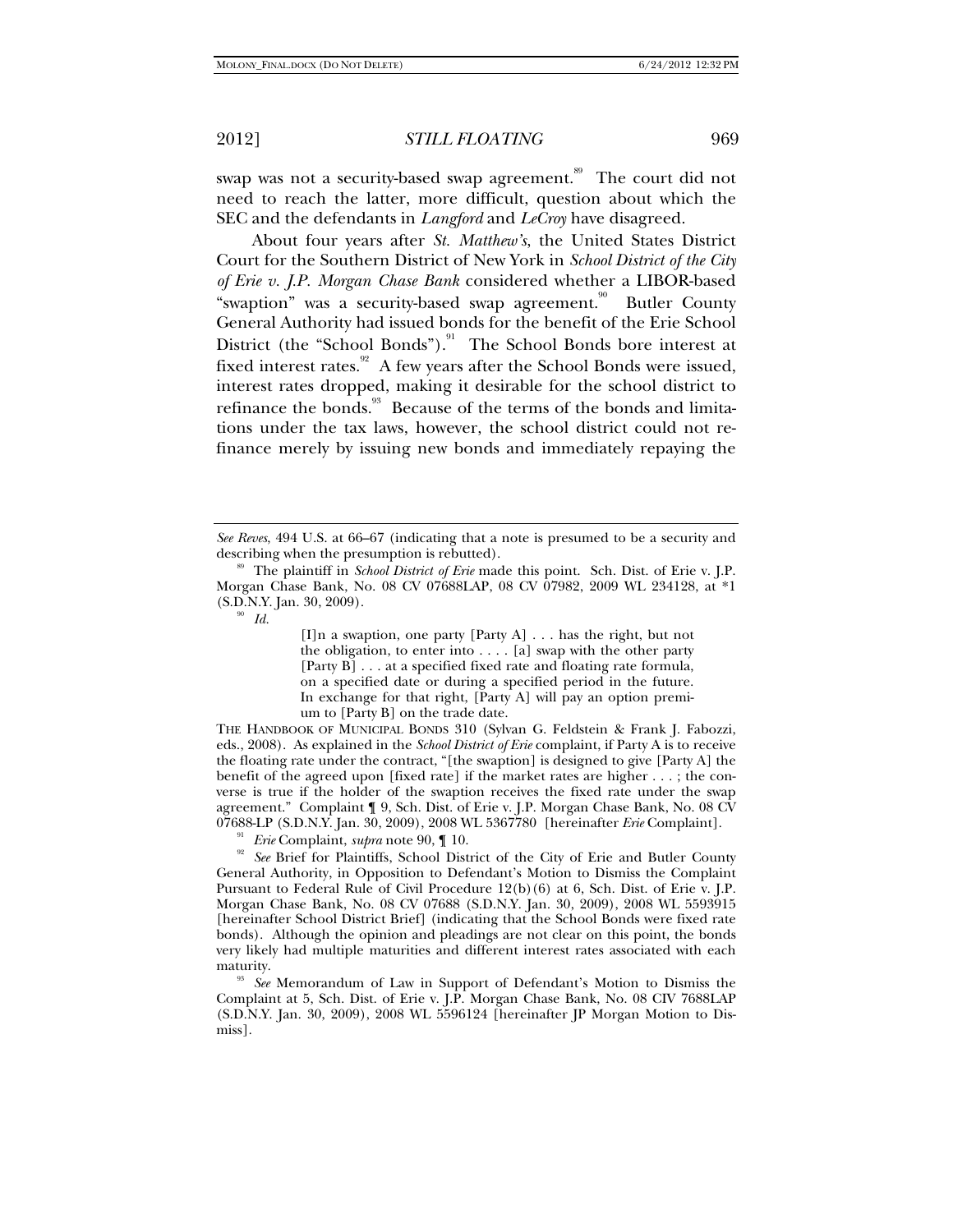swap was not a security-based swap agreement.[89] The court did not need to reach the latter, more difficult, question about which the SEC and the defendants in *Langford* and *LeCroy* have disagreed.

About four years after *St. Matthew's*, the United States District Court for the Southern District of New York in *School District of the City of Erie v. J.P. Morgan Chase Bank* considered whether a LIBOR-based "swaption" was a security-based swap agreement.[90] Butler County General Authority had issued bonds for the benefit of the Erie School District (the "School Bonds").[91] The School Bonds bore interest at fixed interest rates.[92] A few years after the School Bonds were issued, interest rates dropped, making it desirable for the school district to refinance the bonds.[93] Because of the terms of the bonds and limitations under the tax laws, however, the school district could not refinance merely by issuing new bonds and immediately repaying the

---

*See Reves*, 494 U.S. at 66–67 (indicating that a note is presumed to be a security and describing when the presumption is rebutted).

[89] The plaintiff in *School District of Erie* made this point. Sch. Dist. of Erie v. J.P. Morgan Chase Bank, No. 08 CV 07688LAP, 08 CV 07982, 2009 WL 234128, at *1 (S.D.N.Y. Jan. 30, 2009).

[90] *Id.*

> [I]n a swaption, one party [Party A] . . . has the right, but not the obligation, to enter into . . . . [a] swap with the other party [Party B] . . . at a specified fixed rate and floating rate formula, on a specified date or during a specified period in the future. In exchange for that right, [Party A] will pay an option premium to [Party B] on the trade date.

THE HANDBOOK OF MUNICIPAL BONDS 310 (Sylvan G. Feldstein & Frank J. Fabozzi, eds., 2008). As explained in the *School District of Erie* complaint, if Party A is to receive the floating rate under the contract, "[the swaption] is designed to give [Party A] the benefit of the agreed upon [fixed rate] if the market rates are higher . . . ; the converse is true if the holder of the swaption receives the fixed rate under the swap agreement." Complaint ¶ 9, Sch. Dist. of Erie v. J.P. Morgan Chase Bank, No. 08 CV 07688-LP (S.D.N.Y. Jan. 30, 2009), 2008 WL 5367780 [hereinafter *Erie* Complaint].

[91] *Erie* Complaint, *supra* note 90, ¶ 10.

[92] *See* Brief for Plaintiffs, School District of the City of Erie and Butler County General Authority, in Opposition to Defendant's Motion to Dismiss the Complaint Pursuant to Federal Rule of Civil Procedure 12(b)(6) at 6, Sch. Dist. of Erie v. J.P. Morgan Chase Bank, No. 08 CV 07688 (S.D.N.Y. Jan. 30, 2009), 2008 WL 5593915 [hereinafter School District Brief] (indicating that the School Bonds were fixed rate bonds). Although the opinion and pleadings are not clear on this point, the bonds very likely had multiple maturities and different interest rates associated with each maturity.

[93] *See* Memorandum of Law in Support of Defendant's Motion to Dismiss the Complaint at 5, Sch. Dist. of Erie v. J.P. Morgan Chase Bank, No. 08 CIV 7688LAP (S.D.N.Y. Jan. 30, 2009), 2008 WL 5596124 [hereinafter JP Morgan Motion to Dismiss].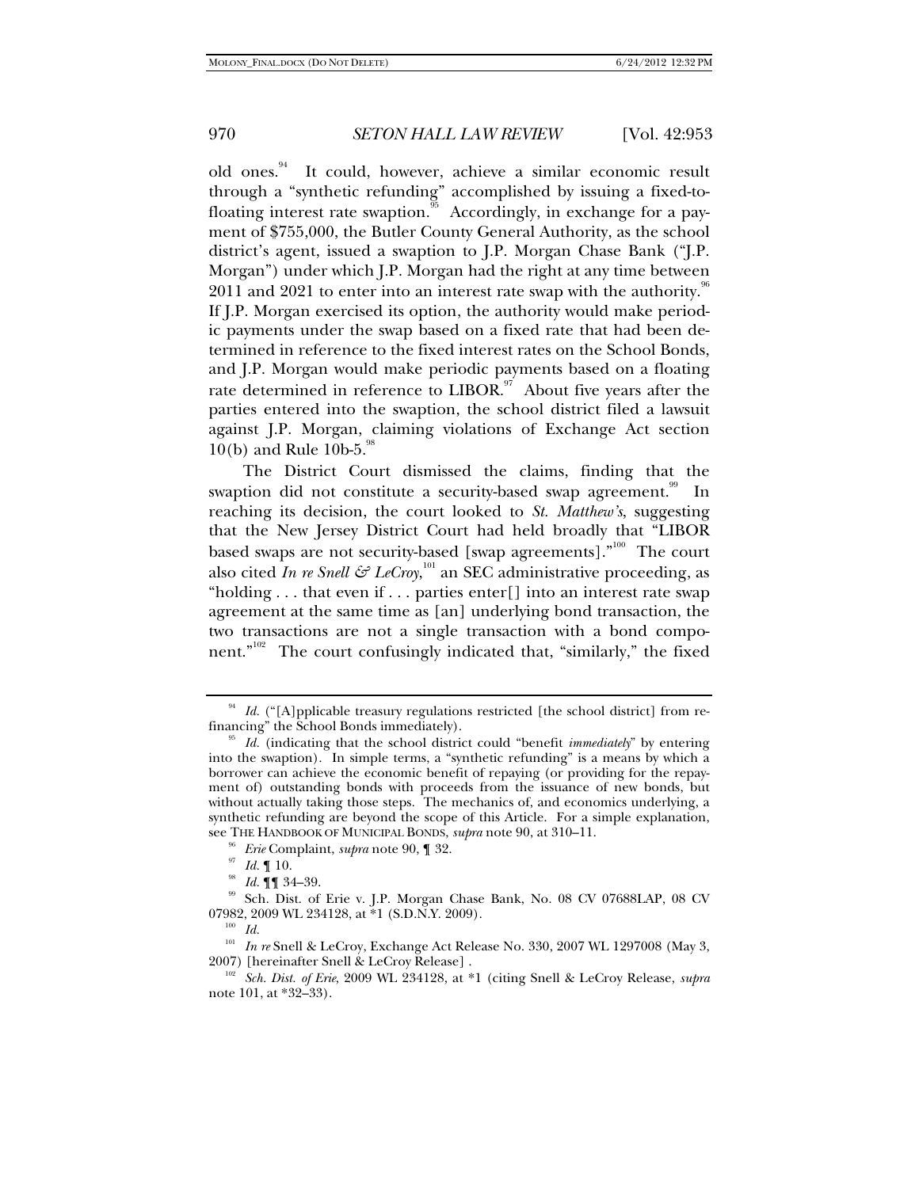old ones.[94] It could, however, achieve a similar economic result through a "synthetic refunding" accomplished by issuing a fixed-to-floating interest rate swaption.[95] Accordingly, in exchange for a payment of $755,000, the Butler County General Authority, as the school district's agent, issued a swaption to J.P. Morgan Chase Bank ("J.P. Morgan") under which J.P. Morgan had the right at any time between 2011 and 2021 to enter into an interest rate swap with the authority.[96] If J.P. Morgan exercised its option, the authority would make periodic payments under the swap based on a fixed rate that had been determined in reference to the fixed interest rates on the School Bonds, and J.P. Morgan would make periodic payments based on a floating rate determined in reference to LIBOR.[97] About five years after the parties entered into the swaption, the school district filed a lawsuit against J.P. Morgan, claiming violations of Exchange Act section 10(b) and Rule 10b-5.[98]

The District Court dismissed the claims, finding that the swaption did not constitute a security-based swap agreement.[99] In reaching its decision, the court looked to *St. Matthew's*, suggesting that the New Jersey District Court had held broadly that "LIBOR based swaps are not security-based [swap agreements]."[100] The court also cited *In re Snell & LeCroy*,[101] an SEC administrative proceeding, as "holding . . . that even if . . . parties enter[] into an interest rate swap agreement at the same time as [an] underlying bond transaction, the two transactions are not a single transaction with a bond component."[102] The court confusingly indicated that, "similarly," the fixed

---

[94] *Id.* ("[A]pplicable treasury regulations restricted [the school district] from refinancing" the School Bonds immediately).

[95] *Id.* (indicating that the school district could "benefit *immediately*" by entering into the swaption). In simple terms, a "synthetic refunding" is a means by which a borrower can achieve the economic benefit of repaying (or providing for the repayment of) outstanding bonds with proceeds from the issuance of new bonds, but without actually taking those steps. The mechanics of, and economics underlying, a synthetic refunding are beyond the scope of this Article. For a simple explanation, see THE HANDBOOK OF MUNICIPAL BONDS, *supra* note 90, at 310–11.

[96] *Erie* Complaint, *supra* note 90, ¶ 32.

[97] *Id.* ¶ 10.

[98] *Id.* ¶¶ 34–39.

[99] Sch. Dist. of Erie v. J.P. Morgan Chase Bank, No. 08 CV 07688LAP, 08 CV 07982, 2009 WL 234128, at *1 (S.D.N.Y. 2009).

[100] *Id.*

[101] *In re* Snell & LeCroy, Exchange Act Release No. 330, 2007 WL 1297008 (May 3, 2007) [hereinafter Snell & LeCroy Release] .

[102] *Sch. Dist. of Erie*, 2009 WL 234128, at *1 (citing Snell & LeCroy Release, *supra* note 101, at *32–33).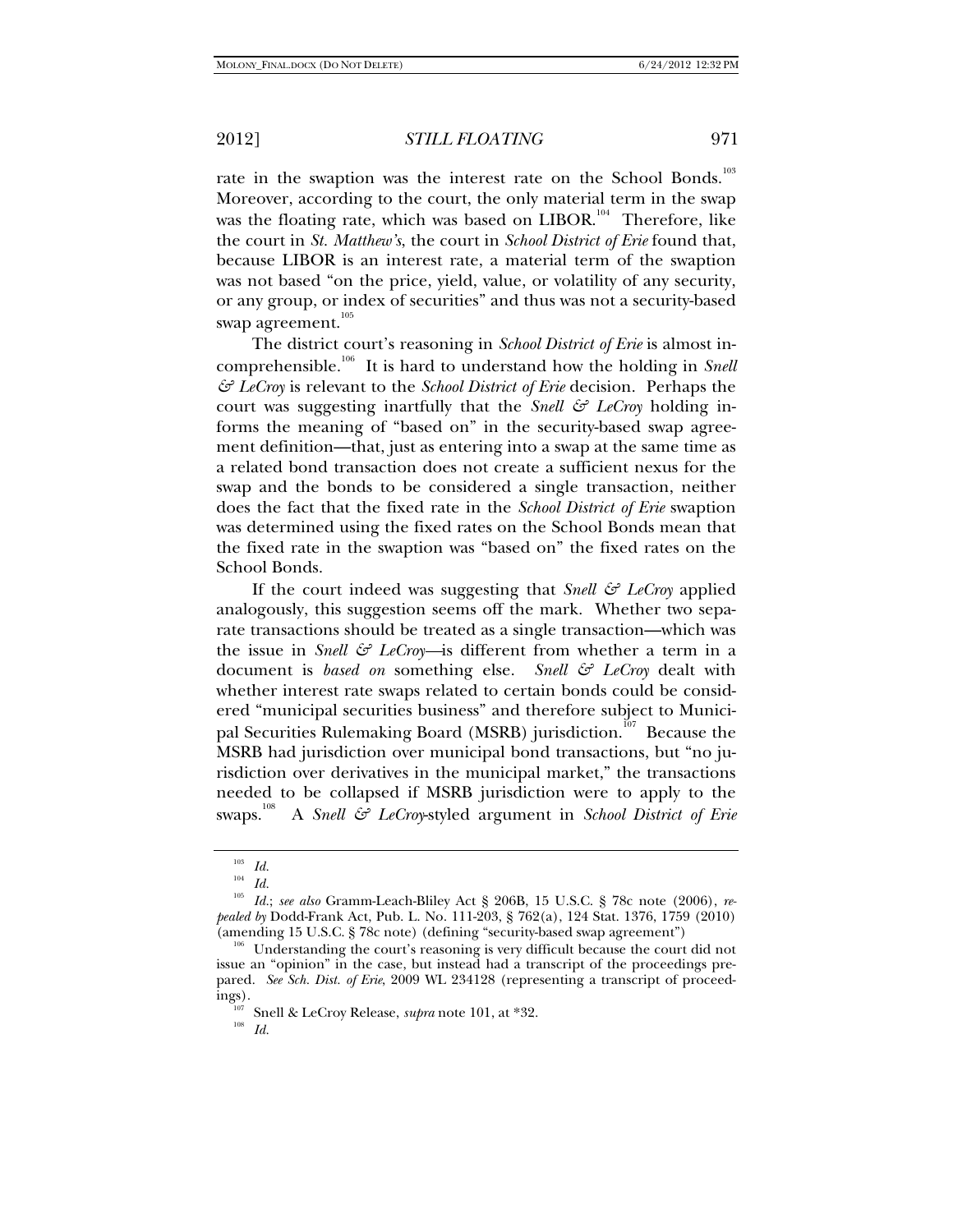rate in the swaption was the interest rate on the School Bonds.[103] Moreover, according to the court, the only material term in the swap was the floating rate, which was based on LIBOR.[104] Therefore, like the court in *St. Matthew's*, the court in *School District of Erie* found that, because LIBOR is an interest rate, a material term of the swaption was not based "on the price, yield, value, or volatility of any security, or any group, or index of securities" and thus was not a security-based swap agreement.[105]

The district court's reasoning in *School District of Erie* is almost incomprehensible.[106] It is hard to understand how the holding in *Snell & LeCroy* is relevant to the *School District of Erie* decision. Perhaps the court was suggesting inartfully that the *Snell & LeCroy* holding informs the meaning of "based on" in the security-based swap agreement definition—that, just as entering into a swap at the same time as a related bond transaction does not create a sufficient nexus for the swap and the bonds to be considered a single transaction, neither does the fact that the fixed rate in the *School District of Erie* swaption was determined using the fixed rates on the School Bonds mean that the fixed rate in the swaption was "based on" the fixed rates on the School Bonds.

If the court indeed was suggesting that *Snell & LeCroy* applied analogously, this suggestion seems off the mark. Whether two separate transactions should be treated as a single transaction—which was the issue in *Snell & LeCroy*—is different from whether a term in a document is *based on* something else. *Snell & LeCroy* dealt with whether interest rate swaps related to certain bonds could be considered "municipal securities business" and therefore subject to Municipal Securities Rulemaking Board (MSRB) jurisdiction.[107] Because the MSRB had jurisdiction over municipal bond transactions, but "no jurisdiction over derivatives in the municipal market," the transactions needed to be collapsed if MSRB jurisdiction were to apply to the swaps.[108] A *Snell & LeCroy*-styled argument in *School District of Erie*

---

[103] *Id.*

[104] *Id.*

[105] *Id.*; *see also* Gramm-Leach-Bliley Act § 206B, 15 U.S.C. § 78c note (2006), *repealed by* Dodd-Frank Act, Pub. L. No. 111-203, § 762(a), 124 Stat. 1376, 1759 (2010) (amending 15 U.S.C. § 78c note) (defining "security-based swap agreement")

[106] Understanding the court's reasoning is very difficult because the court did not issue an "opinion" in the case, but instead had a transcript of the proceedings prepared. *See Sch. Dist. of Erie*, 2009 WL 234128 (representing a transcript of proceedings).

[107] Snell & LeCroy Release, *supra* note 101, at *32.

[108] *Id.*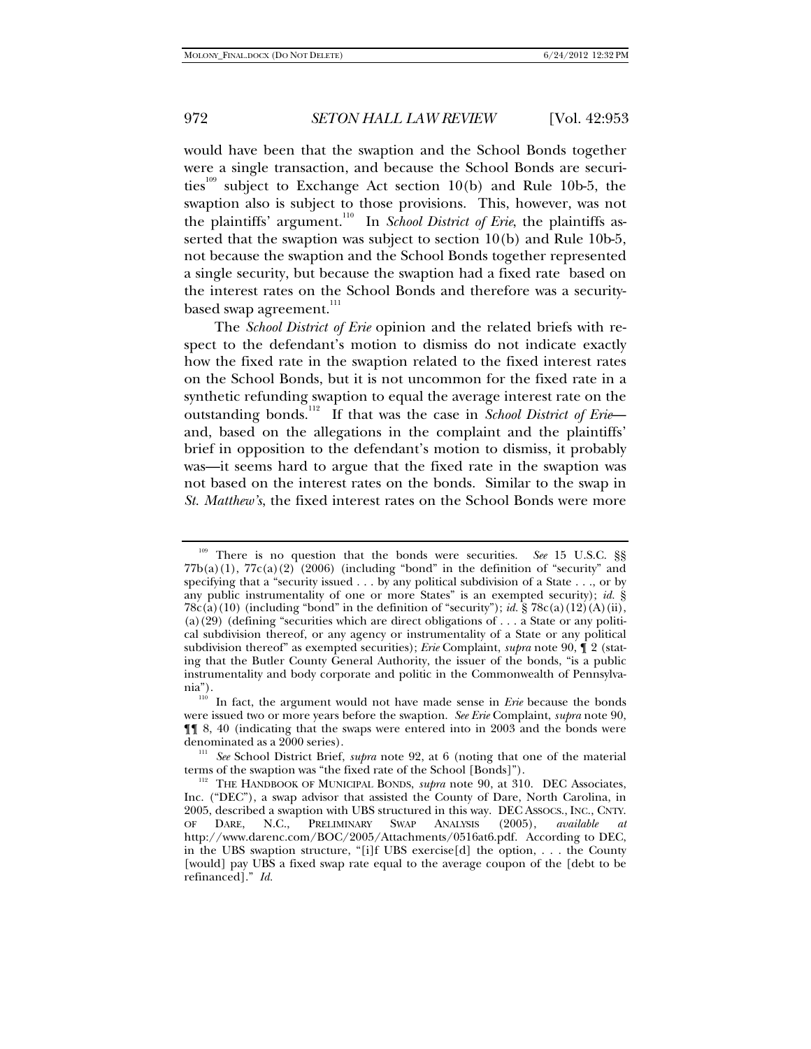would have been that the swaption and the School Bonds together were a single transaction, and because the School Bonds are securities[109] subject to Exchange Act section 10(b) and Rule 10b-5, the swaption also is subject to those provisions. This, however, was not the plaintiffs' argument.[110] In *School District of Erie*, the plaintiffs asserted that the swaption was subject to section 10(b) and Rule 10b-5, not because the swaption and the School Bonds together represented a single security, but because the swaption had a fixed rate based on the interest rates on the School Bonds and therefore was a security-based swap agreement.[111]

The *School District of Erie* opinion and the related briefs with respect to the defendant's motion to dismiss do not indicate exactly how the fixed rate in the swaption related to the fixed interest rates on the School Bonds, but it is not uncommon for the fixed rate in a synthetic refunding swaption to equal the average interest rate on the outstanding bonds.[112] If that was the case in *School District of Erie*—and, based on the allegations in the complaint and the plaintiffs' brief in opposition to the defendant's motion to dismiss, it probably was—it seems hard to argue that the fixed rate in the swaption was not based on the interest rates on the bonds. Similar to the swap in *St. Matthew's*, the fixed interest rates on the School Bonds were more

---

[109] There is no question that the bonds were securities. *See* 15 U.S.C. §§ 77b(a)(1), 77c(a)(2) (2006) (including "bond" in the definition of "security" and specifying that a "security issued . . . by any political subdivision of a State . . ., or by any public instrumentality of one or more States" is an exempted security); *id.* § 78c(a)(10) (including "bond" in the definition of "security"); *id.* § 78c(a)(12)(A)(ii), (a)(29) (defining "securities which are direct obligations of . . . a State or any political subdivision thereof, or any agency or instrumentality of a State or any political subdivision thereof" as exempted securities); *Erie* Complaint, *supra* note 90, ¶ 2 (stating that the Butler County General Authority, the issuer of the bonds, "is a public instrumentality and body corporate and politic in the Commonwealth of Pennsylvania").

[110] In fact, the argument would not have made sense in *Erie* because the bonds were issued two or more years before the swaption. *See Erie* Complaint, *supra* note 90, ¶¶ 8, 40 (indicating that the swaps were entered into in 2003 and the bonds were denominated as a 2000 series).

[111] *See* School District Brief, *supra* note 92, at 6 (noting that one of the material terms of the swaption was "the fixed rate of the School [Bonds]").

[112] THE HANDBOOK OF MUNICIPAL BONDS, *supra* note 90, at 310. DEC Associates, Inc. ("DEC"), a swap advisor that assisted the County of Dare, North Carolina, in 2005, described a swaption with UBS structured in this way. DEC ASSOCS., INC., CNTY. OF DARE, N.C., PRELIMINARY SWAP ANALYSIS (2005), *available at* http://www.darenc.com/BOC/2005/Attachments/0516at6.pdf. According to DEC, in the UBS swaption structure, "[i]f UBS exercise[d] the option, . . . the County [would] pay UBS a fixed swap rate equal to the average coupon of the [debt to be refinanced]." *Id.*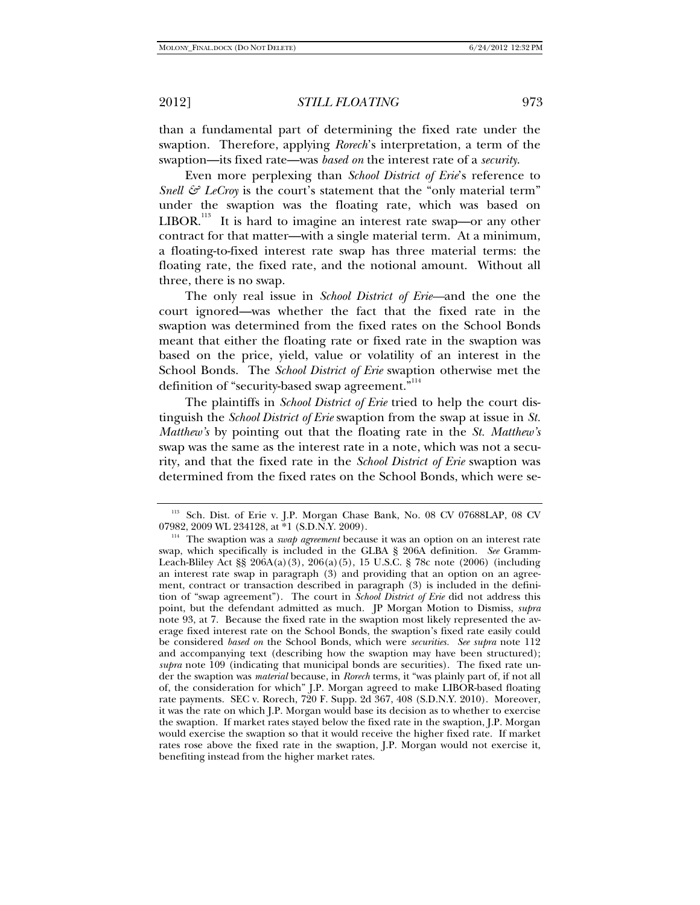than a fundamental part of determining the fixed rate under the swaption. Therefore, applying *Rorech*'s interpretation, a term of the swaption—its fixed rate—was *based on* the interest rate of a *security*.

Even more perplexing than *School District of Erie*'s reference to *Snell & LeCroy* is the court's statement that the "only material term" under the swaption was the floating rate, which was based on LIBOR.[113] It is hard to imagine an interest rate swap—or any other contract for that matter—with a single material term. At a minimum, a floating-to-fixed interest rate swap has three material terms: the floating rate, the fixed rate, and the notional amount. Without all three, there is no swap.

The only real issue in *School District of Erie*—and the one the court ignored—was whether the fact that the fixed rate in the swaption was determined from the fixed rates on the School Bonds meant that either the floating rate or fixed rate in the swaption was based on the price, yield, value or volatility of an interest in the School Bonds. The *School District of Erie* swaption otherwise met the definition of "security-based swap agreement."[114]

The plaintiffs in *School District of Erie* tried to help the court distinguish the *School District of Erie* swaption from the swap at issue in *St. Matthew's* by pointing out that the floating rate in the *St. Matthew's* swap was the same as the interest rate in a note, which was not a security, and that the fixed rate in the *School District of Erie* swaption was determined from the fixed rates on the School Bonds, which were se-

---

[113] Sch. Dist. of Erie v. J.P. Morgan Chase Bank, No. 08 CV 07688LAP, 08 CV 07982, 2009 WL 234128, at *1 (S.D.N.Y. 2009).

[114] The swaption was a *swap agreement* because it was an option on an interest rate swap, which specifically is included in the GLBA § 206A definition. *See* Gramm-Leach-Bliley Act §§ 206A(a)(3), 206(a)(5), 15 U.S.C. § 78c note (2006) (including an interest rate swap in paragraph (3) and providing that an option on an agreement, contract or transaction described in paragraph (3) is included in the definition of "swap agreement"). The court in *School District of Erie* did not address this point, but the defendant admitted as much. JP Morgan Motion to Dismiss, *supra* note 93, at 7. Because the fixed rate in the swaption most likely represented the average fixed interest rate on the School Bonds, the swaption's fixed rate easily could be considered *based on* the School Bonds, which were *securities*. *See supra* note 112 and accompanying text (describing how the swaption may have been structured); *supra* note 109 (indicating that municipal bonds are securities). The fixed rate under the swaption was *material* because, in *Rorech* terms, it "was plainly part of, if not all of, the consideration for which" J.P. Morgan agreed to make LIBOR-based floating rate payments. SEC v. Rorech, 720 F. Supp. 2d 367, 408 (S.D.N.Y. 2010). Moreover, it was the rate on which J.P. Morgan would base its decision as to whether to exercise the swaption. If market rates stayed below the fixed rate in the swaption, J.P. Morgan would exercise the swaption so that it would receive the higher fixed rate. If market rates rose above the fixed rate in the swaption, J.P. Morgan would not exercise it, benefiting instead from the higher market rates.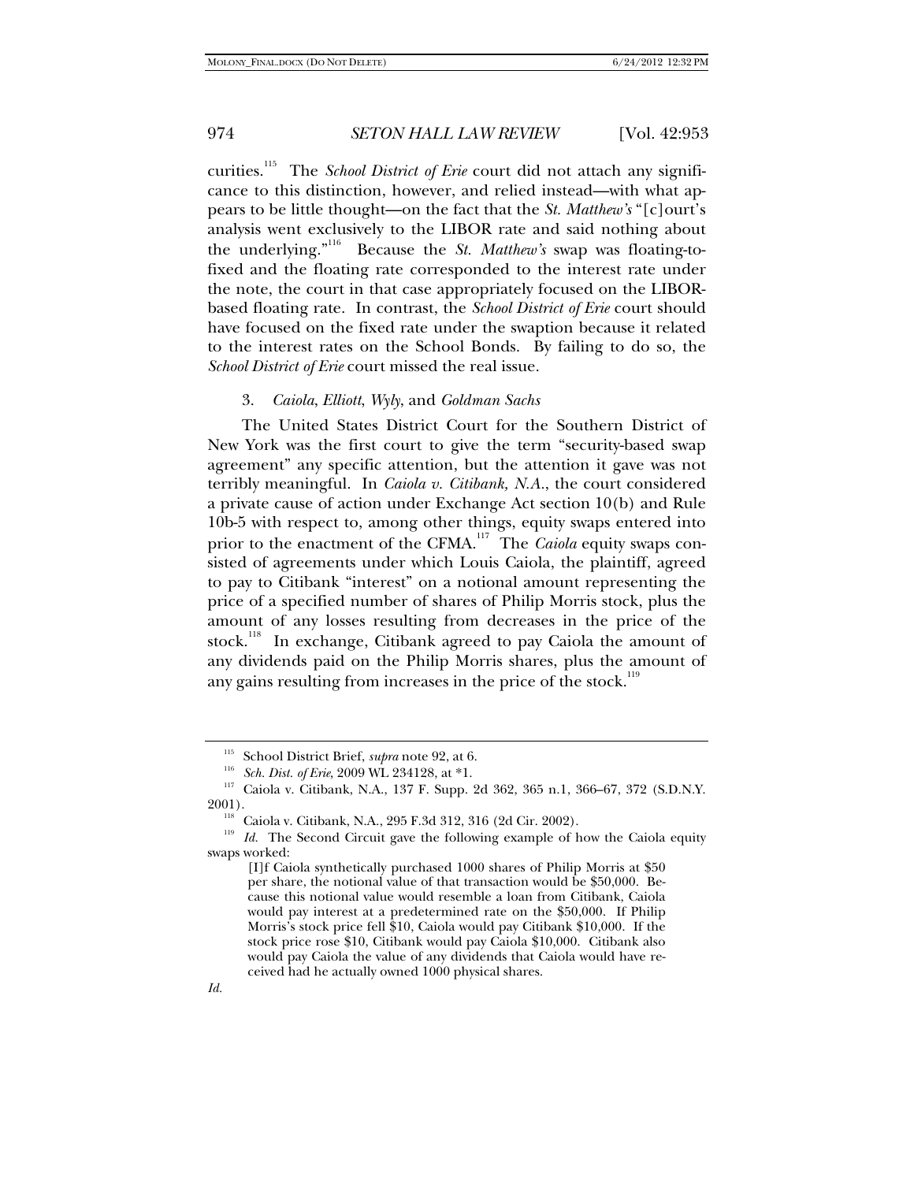curities.[115] The *School District of Erie* court did not attach any significance to this distinction, however, and relied instead—with what appears to be little thought—on the fact that the *St. Matthew's* "[c]ourt's analysis went exclusively to the LIBOR rate and said nothing about the underlying."[116] Because the *St. Matthew's* swap was floating-to-fixed and the floating rate corresponded to the interest rate under the note, the court in that case appropriately focused on the LIBOR-based floating rate. In contrast, the *School District of Erie* court should have focused on the fixed rate under the swaption because it related to the interest rates on the School Bonds. By failing to do so, the *School District of Erie* court missed the real issue.

### 3. *Caiola*, *Elliott*, *Wyly*, and *Goldman Sachs*

The United States District Court for the Southern District of New York was the first court to give the term "security-based swap agreement" any specific attention, but the attention it gave was not terribly meaningful. In *Caiola v. Citibank, N.A.*, the court considered a private cause of action under Exchange Act section 10(b) and Rule 10b-5 with respect to, among other things, equity swaps entered into prior to the enactment of the CFMA.[117] The *Caiola* equity swaps consisted of agreements under which Louis Caiola, the plaintiff, agreed to pay to Citibank "interest" on a notional amount representing the price of a specified number of shares of Philip Morris stock, plus the amount of any losses resulting from decreases in the price of the stock.[118] In exchange, Citibank agreed to pay Caiola the amount of any dividends paid on the Philip Morris shares, plus the amount of any gains resulting from increases in the price of the stock.[119]

---

[115] School District Brief, *supra* note 92, at 6.

[116] *Sch. Dist. of Erie*, 2009 WL 234128, at *1.

[117] Caiola v. Citibank, N.A., 137 F. Supp. 2d 362, 365 n.1, 366–67, 372 (S.D.N.Y. 2001).

[118] Caiola v. Citibank, N.A., 295 F.3d 312, 316 (2d Cir. 2002).

[119] *Id.* The Second Circuit gave the following example of how the Caiola equity swaps worked:

> [I]f Caiola synthetically purchased 1000 shares of Philip Morris at $50 per share, the notional value of that transaction would be $50,000. Because this notional value would resemble a loan from Citibank, Caiola would pay interest at a predetermined rate on the $50,000. If Philip Morris's stock price fell $10, Caiola would pay Citibank $10,000. If the stock price rose $10, Citibank would pay Caiola $10,000. Citibank also would pay Caiola the value of any dividends that Caiola would have received had he actually owned 1000 physical shares.

*Id.*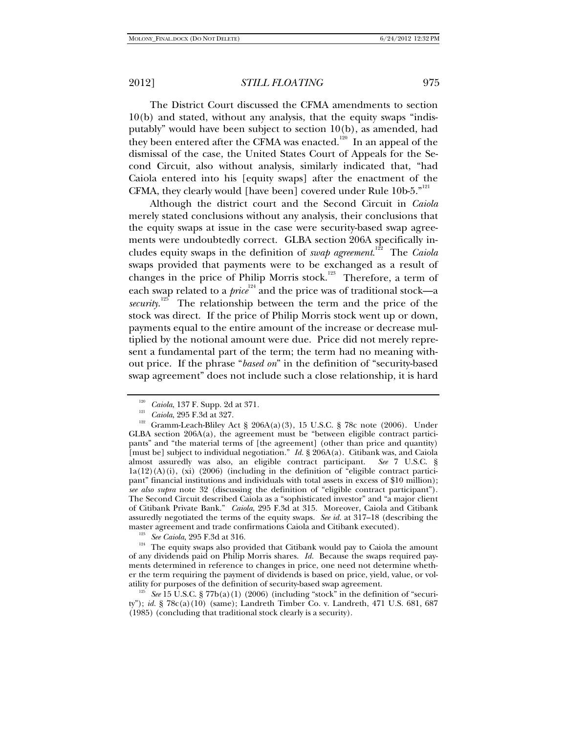The District Court discussed the CFMA amendments to section 10(b) and stated, without any analysis, that the equity swaps "indisputably" would have been subject to section 10(b), as amended, had they been entered after the CFMA was enacted.[120] In an appeal of the dismissal of the case, the United States Court of Appeals for the Second Circuit, also without analysis, similarly indicated that, "had Caiola entered into his [equity swaps] after the enactment of the CFMA, they clearly would [have been] covered under Rule 10b-5."[121]

Although the district court and the Second Circuit in *Caiola* merely stated conclusions without any analysis, their conclusions that the equity swaps at issue in the case were security-based swap agreements were undoubtedly correct. GLBA section 206A specifically includes equity swaps in the definition of *swap agreement*.[122] The *Caiola* swaps provided that payments were to be exchanged as a result of changes in the price of Philip Morris stock.[123] Therefore, a term of each swap related to a *price*[124] and the price was of traditional stock—a *security*.[125] The relationship between the term and the price of the stock was direct. If the price of Philip Morris stock went up or down, payments equal to the entire amount of the increase or decrease multiplied by the notional amount were due. Price did not merely represent a fundamental part of the term; the term had no meaning without price. If the phrase "*based on*" in the definition of "security-based swap agreement" does not include such a close relationship, it is hard

---

[120] *Caiola*, 137 F. Supp. 2d at 371.

[121] *Caiola*, 295 F.3d at 327.

[122] Gramm-Leach-Bliley Act § 206A(a)(3), 15 U.S.C. § 78c note (2006). Under GLBA section 206A(a), the agreement must be "between eligible contract participants" and "the material terms of [the agreement] (other than price and quantity) [must be] subject to individual negotiation." *Id.* § 206A(a). Citibank was, and Caiola almost assuredly was also, an eligible contract participant. *See* 7 U.S.C. § 1a(12)(A)(i), (xi) (2006) (including in the definition of "eligible contract participant" financial institutions and individuals with total assets in excess of $10 million); *see also supra* note 32 (discussing the definition of "eligible contract participant"). The Second Circuit described Caiola as a "sophisticated investor" and "a major client of Citibank Private Bank." *Caiola*, 295 F.3d at 315. Moreover, Caiola and Citibank assuredly negotiated the terms of the equity swaps. *See id.* at 317–18 (describing the master agreement and trade confirmations Caiola and Citibank executed).

[123] *See Caiola*, 295 F.3d at 316.

[124] The equity swaps also provided that Citibank would pay to Caiola the amount of any dividends paid on Philip Morris shares. *Id.* Because the swaps required payments determined in reference to changes in price, one need not determine whether the term requiring the payment of dividends is based on price, yield, value, or volatility for purposes of the definition of security-based swap agreement.

[125] *See* 15 U.S.C. § 77b(a)(1) (2006) (including "stock" in the definition of "security"); *id.* § 78c(a)(10) (same); Landreth Timber Co. v. Landreth, 471 U.S. 681, 687 (1985) (concluding that traditional stock clearly is a security).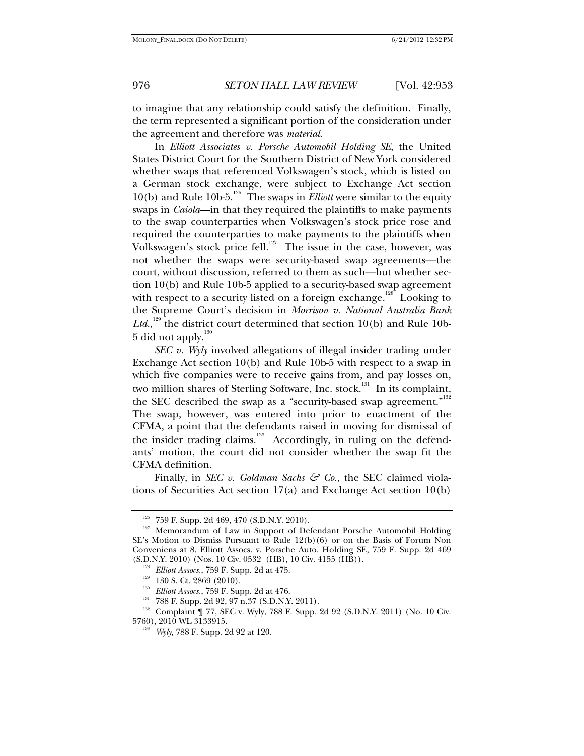to imagine that any relationship could satisfy the definition. Finally, the term represented a significant portion of the consideration under the agreement and therefore was *material*.

In *Elliott Associates v. Porsche Automobil Holding SE*, the United States District Court for the Southern District of New York considered whether swaps that referenced Volkswagen's stock, which is listed on a German stock exchange, were subject to Exchange Act section 10(b) and Rule 10b-5.[126] The swaps in *Elliott* were similar to the equity swaps in *Caiola*—in that they required the plaintiffs to make payments to the swap counterparties when Volkswagen's stock price rose and required the counterparties to make payments to the plaintiffs when Volkswagen's stock price fell.[127] The issue in the case, however, was not whether the swaps were security-based swap agreements—the court, without discussion, referred to them as such—but whether section 10(b) and Rule 10b-5 applied to a security-based swap agreement with respect to a security listed on a foreign exchange.[128] Looking to the Supreme Court's decision in *Morrison v. National Australia Bank Ltd.*,[129] the district court determined that section 10(b) and Rule 10b-5 did not apply.[130]

*SEC v. Wyly* involved allegations of illegal insider trading under Exchange Act section 10(b) and Rule 10b-5 with respect to a swap in which five companies were to receive gains from, and pay losses on, two million shares of Sterling Software, Inc. stock.[131] In its complaint, the SEC described the swap as a "security-based swap agreement."[132] The swap, however, was entered into prior to enactment of the CFMA, a point that the defendants raised in moving for dismissal of the insider trading claims.[133] Accordingly, in ruling on the defendants' motion, the court did not consider whether the swap fit the CFMA definition.

Finally, in *SEC v. Goldman Sachs & Co.*, the SEC claimed violations of Securities Act section 17(a) and Exchange Act section 10(b)

---

[126] 759 F. Supp. 2d 469, 470 (S.D.N.Y. 2010).

[127] Memorandum of Law in Support of Defendant Porsche Automobil Holding SE's Motion to Dismiss Pursuant to Rule 12(b)(6) or on the Basis of Forum Non Conveniens at 8, Elliott Assocs. v. Porsche Auto. Holding SE, 759 F. Supp. 2d 469 (S.D.N.Y. 2010) (Nos. 10 Civ. 0532 (HB), 10 Civ. 4155 (HB)).

[128] *Elliott Assocs.*, 759 F. Supp. 2d at 475.

[129] 130 S. Ct. 2869 (2010).

[130] *Elliott Assocs.*, 759 F. Supp. 2d at 476.

[131] 788 F. Supp. 2d 92, 97 n.37 (S.D.N.Y. 2011).

[132] Complaint ¶ 77, SEC v. Wyly, 788 F. Supp. 2d 92 (S.D.N.Y. 2011) (No. 10 Civ. 5760), 2010 WL 3133915.

[133] *Wyly*, 788 F. Supp. 2d 92 at 120.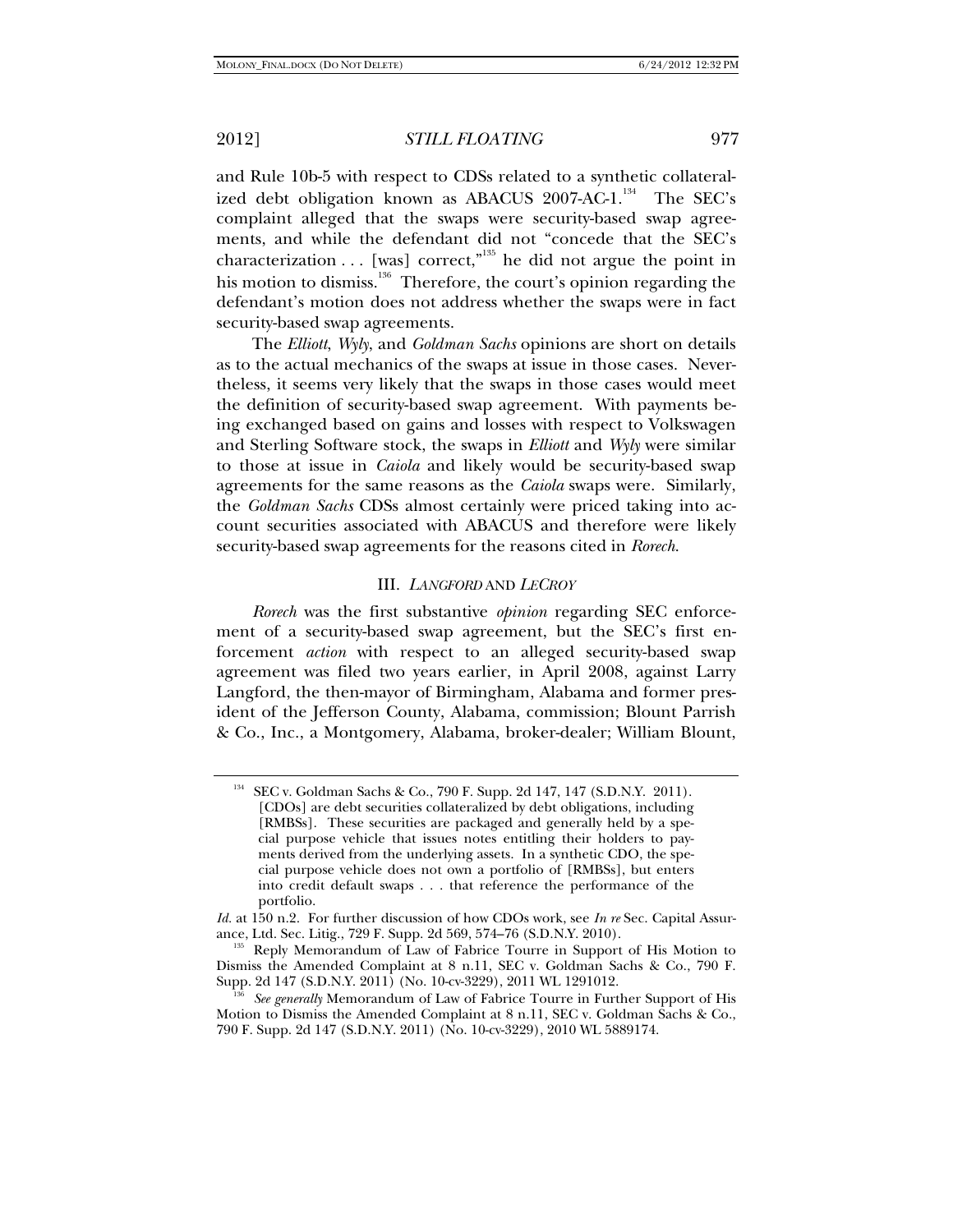and Rule 10b-5 with respect to CDSs related to a synthetic collateralized debt obligation known as ABACUS 2007-AC-1.[134] The SEC's complaint alleged that the swaps were security-based swap agreements, and while the defendant did not "concede that the SEC's characterization . . . [was] correct,"[135] he did not argue the point in his motion to dismiss.[136] Therefore, the court's opinion regarding the defendant's motion does not address whether the swaps were in fact security-based swap agreements.

The *Elliott*, *Wyly*, and *Goldman Sachs* opinions are short on details as to the actual mechanics of the swaps at issue in those cases. Nevertheless, it seems very likely that the swaps in those cases would meet the definition of security-based swap agreement. With payments being exchanged based on gains and losses with respect to Volkswagen and Sterling Software stock, the swaps in *Elliott* and *Wyly* were similar to those at issue in *Caiola* and likely would be security-based swap agreements for the same reasons as the *Caiola* swaps were. Similarly, the *Goldman Sachs* CDSs almost certainly were priced taking into account securities associated with ABACUS and therefore were likely security-based swap agreements for the reasons cited in *Rorech*.

## III. *LANGFORD* AND *LECROY*

*Rorech* was the first substantive *opinion* regarding SEC enforcement of a security-based swap agreement, but the SEC's first enforcement *action* with respect to an alleged security-based swap agreement was filed two years earlier, in April 2008, against Larry Langford, the then-mayor of Birmingham, Alabama and former president of the Jefferson County, Alabama, commission; Blount Parrish & Co., Inc., a Montgomery, Alabama, broker-dealer; William Blount,

---

[134] SEC v. Goldman Sachs & Co., 790 F. Supp. 2d 147, 147 (S.D.N.Y. 2011).

> [CDOs] are debt securities collateralized by debt obligations, including [RMBSs]. These securities are packaged and generally held by a special purpose vehicle that issues notes entitling their holders to payments derived from the underlying assets. In a synthetic CDO, the special purpose vehicle does not own a portfolio of [RMBSs], but enters into credit default swaps . . . that reference the performance of the portfolio.

*Id.* at 150 n.2. For further discussion of how CDOs work, see *In re* Sec. Capital Assurance, Ltd. Sec. Litig., 729 F. Supp. 2d 569, 574–76 (S.D.N.Y. 2010).

[135] Reply Memorandum of Law of Fabrice Tourre in Support of His Motion to Dismiss the Amended Complaint at 8 n.11, SEC v. Goldman Sachs & Co., 790 F. Supp. 2d 147 (S.D.N.Y. 2011) (No. 10-cv-3229), 2011 WL 1291012.

[136] *See generally* Memorandum of Law of Fabrice Tourre in Further Support of His Motion to Dismiss the Amended Complaint at 8 n.11, SEC v. Goldman Sachs & Co., 790 F. Supp. 2d 147 (S.D.N.Y. 2011) (No. 10-cv-3229), 2010 WL 5889174.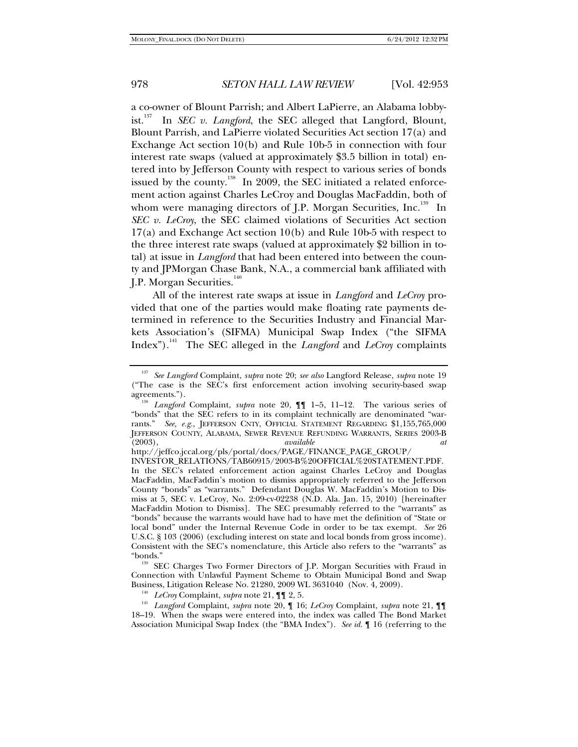a co-owner of Blount Parrish; and Albert LaPierre, an Alabama lobbyist.[137] In *SEC v. Langford*, the SEC alleged that Langford, Blount, Blount Parrish, and LaPierre violated Securities Act section 17(a) and Exchange Act section 10(b) and Rule 10b-5 in connection with four interest rate swaps (valued at approximately $3.5 billion in total) entered into by Jefferson County with respect to various series of bonds issued by the county.[138] In 2009, the SEC initiated a related enforcement action against Charles LeCroy and Douglas MacFaddin, both of whom were managing directors of J.P. Morgan Securities, Inc.[139] In *SEC v. LeCroy*, the SEC claimed violations of Securities Act section 17(a) and Exchange Act section 10(b) and Rule 10b-5 with respect to the three interest rate swaps (valued at approximately $2 billion in total) at issue in *Langford* that had been entered into between the county and JPMorgan Chase Bank, N.A., a commercial bank affiliated with J.P. Morgan Securities.[140]

All of the interest rate swaps at issue in *Langford* and *LeCroy* provided that one of the parties would make floating rate payments determined in reference to the Securities Industry and Financial Markets Association's (SIFMA) Municipal Swap Index ("the SIFMA Index").[141] The SEC alleged in the *Langford* and *LeCroy* complaints

---

[137] *See Langford* Complaint, *supra* note 20; *see also* Langford Release, *supra* note 19 ("The case is the SEC's first enforcement action involving security-based swap agreements.").

[138] *Langford* Complaint, *supra* note 20, ¶¶ 1–5, 11–12. The various series of "bonds" that the SEC refers to in its complaint technically are denominated "warrants." *See, e.g.*, JEFFERSON CNTY, OFFICIAL STATEMENT REGARDING $1,155,765,000 JEFFERSON COUNTY, ALABAMA, SEWER REVENUE REFUNDING WARRANTS, SERIES 2003-B (2003), *available at* http://jeffco.jccal.org/pls/portal/docs/PAGE/FINANCE_PAGE_GROUP/INVESTOR_RELATIONS/TAB60915/2003-B%20OFFICIAL%20STATEMENT.PDF. In the SEC's related enforcement action against Charles LeCroy and Douglas MacFaddin, MacFaddin's motion to dismiss appropriately referred to the Jefferson County "bonds" as "warrants." Defendant Douglas W. MacFaddin's Motion to Dismiss at 5, SEC v. LeCroy, No. 2:09-cv-02238 (N.D. Ala. Jan. 15, 2010) [hereinafter MacFaddin Motion to Dismiss]. The SEC presumably referred to the "warrants" as "bonds" because the warrants would have had to have met the definition of "State or local bond" under the Internal Revenue Code in order to be tax exempt. *See* 26 U.S.C. § 103 (2006) (excluding interest on state and local bonds from gross income). Consistent with the SEC's nomenclature, this Article also refers to the "warrants" as "bonds."

[139] SEC Charges Two Former Directors of J.P. Morgan Securities with Fraud in Connection with Unlawful Payment Scheme to Obtain Municipal Bond and Swap Business, Litigation Release No. 21280, 2009 WL 3631040 (Nov. 4, 2009).

[140] *LeCroy* Complaint, *supra* note 21, ¶¶ 2, 5.

[141] *Langford* Complaint, *supra* note 20, ¶ 16; *LeCroy* Complaint, *supra* note 21, ¶¶ 18–19. When the swaps were entered into, the index was called The Bond Market Association Municipal Swap Index (the "BMA Index"). *See id.* ¶ 16 (referring to the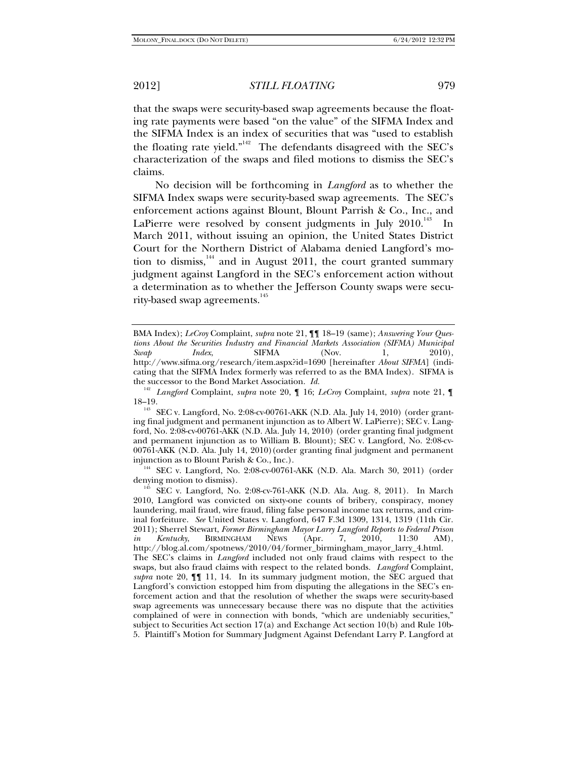that the swaps were security-based swap agreements because the floating rate payments were based "on the value" of the SIFMA Index and the SIFMA Index is an index of securities that was "used to establish the floating rate yield."[142] The defendants disagreed with the SEC's characterization of the swaps and filed motions to dismiss the SEC's claims.

No decision will be forthcoming in *Langford* as to whether the SIFMA Index swaps were security-based swap agreements. The SEC's enforcement actions against Blount, Blount Parrish & Co., Inc., and LaPierre were resolved by consent judgments in July 2010.[143] In March 2011, without issuing an opinion, the United States District Court for the Northern District of Alabama denied Langford's motion to dismiss,[144] and in August 2011, the court granted summary judgment against Langford in the SEC's enforcement action without a determination as to whether the Jefferson County swaps were security-based swap agreements.[145]

---

BMA Index); *LeCroy* Complaint, *supra* note 21, ¶¶ 18–19 (same); *Answering Your Questions About the Securities Industry and Financial Markets Association (SIFMA) Municipal Swap Index*, SIFMA (Nov. 1, 2010), http://www.sifma.org/research/item.aspx?id=1690 [hereinafter *About SIFMA*] (indicating that the SIFMA Index formerly was referred to as the BMA Index). SIFMA is the successor to the Bond Market Association. *Id.*

[142] *Langford* Complaint, *supra* note 20, ¶ 16; *LeCroy* Complaint, *supra* note 21, ¶ 18–19.

[143] SEC v. Langford, No. 2:08-cv-00761-AKK (N.D. Ala. July 14, 2010) (order granting final judgment and permanent injunction as to Albert W. LaPierre); SEC v. Langford, No. 2:08-cv-00761-AKK (N.D. Ala. July 14, 2010) (order granting final judgment and permanent injunction as to William B. Blount); SEC v. Langford, No. 2:08-cv-00761-AKK (N.D. Ala. July 14, 2010) (order granting final judgment and permanent injunction as to Blount Parish & Co., Inc.).

[144] SEC v. Langford, No. 2:08-cv-00761-AKK (N.D. Ala. March 30, 2011) (order denying motion to dismiss).

[145] SEC v. Langford, No. 2:08-cv-761-AKK (N.D. Ala. Aug. 8, 2011). In March 2010, Langford was convicted on sixty-one counts of bribery, conspiracy, money laundering, mail fraud, wire fraud, filing false personal income tax returns, and criminal forfeiture. *See* United States v. Langford, 647 F.3d 1309, 1314, 1319 (11th Cir. 2011); Sherrel Stewart, *Former Birmingham Mayor Larry Langford Reports to Federal Prison in Kentucky*, BIRMINGHAM NEWS (Apr. 7, 2010, 11:30 AM), http://blog.al.com/spotnews/2010/04/former_birmingham_mayor_larry_4.html. The SEC's claims in *Langford* included not only fraud claims with respect to the swaps, but also fraud claims with respect to the related bonds. *Langford* Complaint, *supra* note 20, ¶¶ 11, 14. In its summary judgment motion, the SEC argued that Langford's conviction estopped him from disputing the allegations in the SEC's enforcement action and that the resolution of whether the swaps were security-based swap agreements was unnecessary because there was no dispute that the activities complained of were in connection with bonds, "which are undeniably securities," subject to Securities Act section 17(a) and Exchange Act section 10(b) and Rule 10b-5. Plaintiff's Motion for Summary Judgment Against Defendant Larry P. Langford at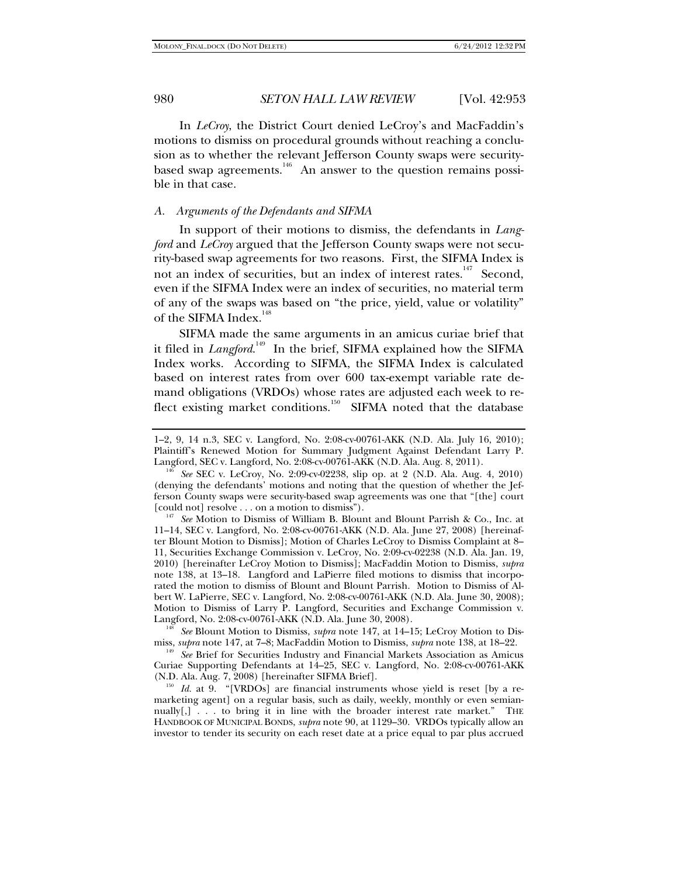In *LeCroy*, the District Court denied LeCroy's and MacFaddin's motions to dismiss on procedural grounds without reaching a conclusion as to whether the relevant Jefferson County swaps were security-based swap agreements.[146] An answer to the question remains possible in that case.

### *A. Arguments of the Defendants and SIFMA*

In support of their motions to dismiss, the defendants in *Langford* and *LeCroy* argued that the Jefferson County swaps were not security-based swap agreements for two reasons. First, the SIFMA Index is not an index of securities, but an index of interest rates.[147] Second, even if the SIFMA Index were an index of securities, no material term of any of the swaps was based on "the price, yield, value or volatility" of the SIFMA Index.[148]

SIFMA made the same arguments in an amicus curiae brief that it filed in *Langford*.[149] In the brief, SIFMA explained how the SIFMA Index works. According to SIFMA, the SIFMA Index is calculated based on interest rates from over 600 tax-exempt variable rate demand obligations (VRDOs) whose rates are adjusted each week to reflect existing market conditions.[150] SIFMA noted that the database

---

1–2, 9, 14 n.3, SEC v. Langford, No. 2:08-cv-00761-AKK (N.D. Ala. July 16, 2010); Plaintiff's Renewed Motion for Summary Judgment Against Defendant Larry P. Langford, SEC v. Langford, No. 2:08-cv-00761-AKK (N.D. Ala. Aug. 8, 2011).

[146] *See* SEC v. LeCroy, No. 2:09-cv-02238, slip op. at 2 (N.D. Ala. Aug. 4, 2010) (denying the defendants' motions and noting that the question of whether the Jefferson County swaps were security-based swap agreements was one that "[the] court [could not] resolve . . . on a motion to dismiss").

[147] *See* Motion to Dismiss of William B. Blount and Blount Parrish & Co., Inc. at 11–14, SEC v. Langford, No. 2:08-cv-00761-AKK (N.D. Ala. June 27, 2008) [hereinafter Blount Motion to Dismiss]; Motion of Charles LeCroy to Dismiss Complaint at 8–11, Securities Exchange Commission v. LeCroy, No. 2:09-cv-02238 (N.D. Ala. Jan. 19, 2010) [hereinafter LeCroy Motion to Dismiss]; MacFaddin Motion to Dismiss, *supra* note 138, at 13–18. Langford and LaPierre filed motions to dismiss that incorporated the motion to dismiss of Blount and Blount Parrish. Motion to Dismiss of Albert W. LaPierre, SEC v. Langford, No. 2:08-cv-00761-AKK (N.D. Ala. June 30, 2008); Motion to Dismiss of Larry P. Langford, Securities and Exchange Commission v. Langford, No. 2:08-cv-00761-AKK (N.D. Ala. June 30, 2008).

[148] *See* Blount Motion to Dismiss, *supra* note 147, at 14–15; LeCroy Motion to Dismiss, *supra* note 147, at 7–8; MacFaddin Motion to Dismiss, *supra* note 138, at 18–22.

[149] *See* Brief for Securities Industry and Financial Markets Association as Amicus Curiae Supporting Defendants at 14–25, SEC v. Langford, No. 2:08-cv-00761-AKK (N.D. Ala. Aug. 7, 2008) [hereinafter SIFMA Brief].

[150] *Id.* at 9. "[VRDOs] are financial instruments whose yield is reset [by a remarketing agent] on a regular basis, such as daily, weekly, monthly or even semiannually[,] . . . to bring it in line with the broader interest rate market." THE HANDBOOK OF MUNICIPAL BONDS, *supra* note 90, at 1129–30. VRDOs typically allow an investor to tender its security on each reset date at a price equal to par plus accrued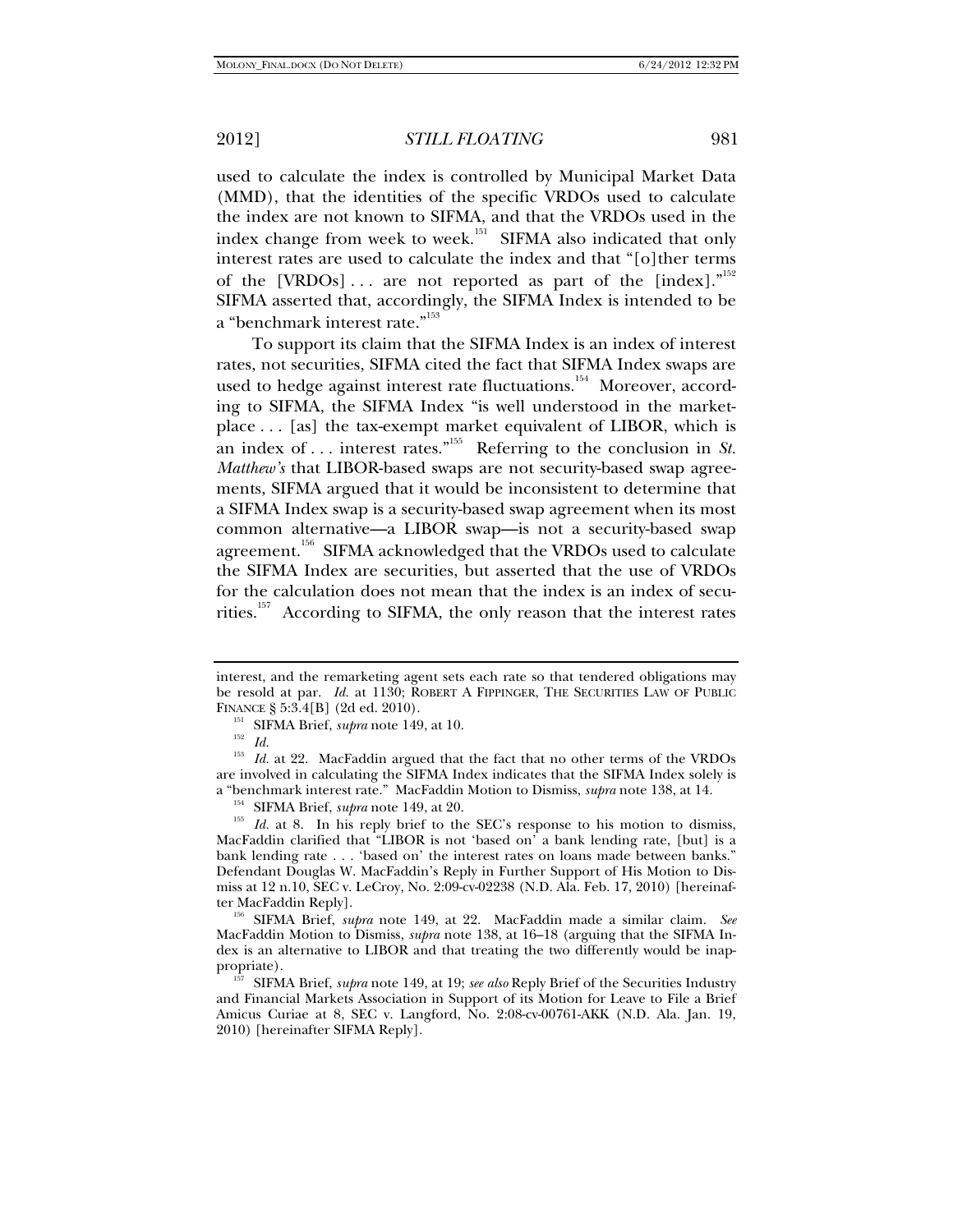used to calculate the index is controlled by Municipal Market Data (MMD), that the identities of the specific VRDOs used to calculate the index are not known to SIFMA, and that the VRDOs used in the index change from week to week.[151] SIFMA also indicated that only interest rates are used to calculate the index and that "[o]ther terms of the [VRDOs] . . . are not reported as part of the [index]."[152] SIFMA asserted that, accordingly, the SIFMA Index is intended to be a "benchmark interest rate."[153]

To support its claim that the SIFMA Index is an index of interest rates, not securities, SIFMA cited the fact that SIFMA Index swaps are used to hedge against interest rate fluctuations.[154] Moreover, according to SIFMA, the SIFMA Index "is well understood in the marketplace . . . [as] the tax-exempt market equivalent of LIBOR, which is an index of . . . interest rates."[155] Referring to the conclusion in *St. Matthew's* that LIBOR-based swaps are not security-based swap agreements, SIFMA argued that it would be inconsistent to determine that a SIFMA Index swap is a security-based swap agreement when its most common alternative—a LIBOR swap—is not a security-based swap agreement.[156] SIFMA acknowledged that the VRDOs used to calculate the SIFMA Index are securities, but asserted that the use of VRDOs for the calculation does not mean that the index is an index of securities.[157] According to SIFMA, the only reason that the interest rates

---

interest, and the remarketing agent sets each rate so that tendered obligations may be resold at par. *Id.* at 1130; ROBERT A FIPPINGER, THE SECURITIES LAW OF PUBLIC FINANCE § 5:3.4[B] (2d ed. 2010).

[151] SIFMA Brief, *supra* note 149, at 10.

[152] *Id.*

[153] *Id.* at 22. MacFaddin argued that the fact that no other terms of the VRDOs are involved in calculating the SIFMA Index indicates that the SIFMA Index solely is a "benchmark interest rate." MacFaddin Motion to Dismiss, *supra* note 138, at 14.

[154] SIFMA Brief, *supra* note 149, at 20.

[155] *Id.* at 8. In his reply brief to the SEC's response to his motion to dismiss, MacFaddin clarified that "LIBOR is not 'based on' a bank lending rate, [but] is a bank lending rate . . . 'based on' the interest rates on loans made between banks." Defendant Douglas W. MacFaddin's Reply in Further Support of His Motion to Dismiss at 12 n.10, SEC v. LeCroy, No. 2:09-cv-02238 (N.D. Ala. Feb. 17, 2010) [hereinafter MacFaddin Reply].

[156] SIFMA Brief, *supra* note 149, at 22. MacFaddin made a similar claim. *See* MacFaddin Motion to Dismiss, *supra* note 138, at 16–18 (arguing that the SIFMA Index is an alternative to LIBOR and that treating the two differently would be inappropriate).

[157] SIFMA Brief, *supra* note 149, at 19; *see also* Reply Brief of the Securities Industry and Financial Markets Association in Support of its Motion for Leave to File a Brief Amicus Curiae at 8, SEC v. Langford, No. 2:08-cv-00761-AKK (N.D. Ala. Jan. 19, 2010) [hereinafter SIFMA Reply].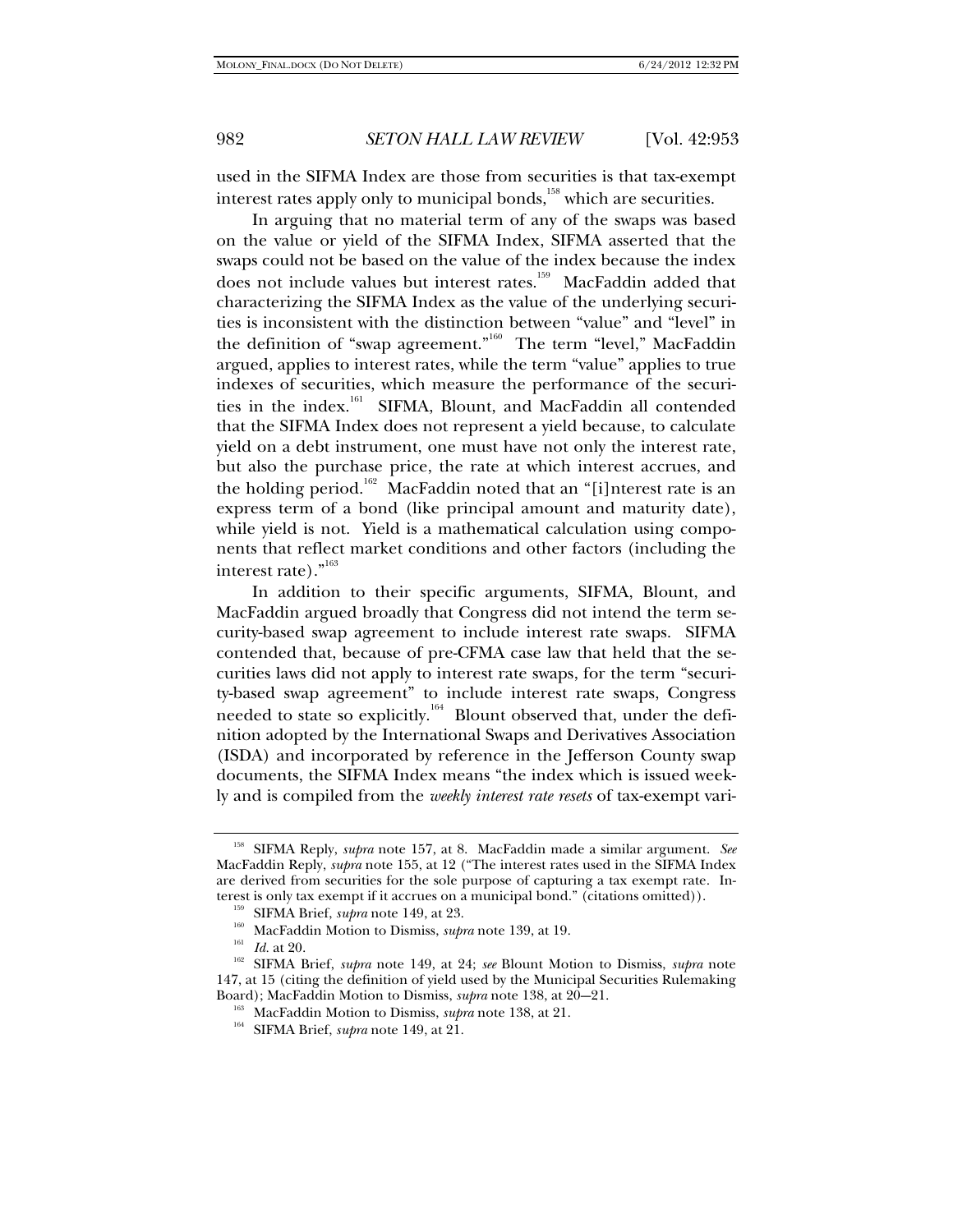used in the SIFMA Index are those from securities is that tax-exempt interest rates apply only to municipal bonds,[158] which are securities.

In arguing that no material term of any of the swaps was based on the value or yield of the SIFMA Index, SIFMA asserted that the swaps could not be based on the value of the index because the index does not include values but interest rates.[159] MacFaddin added that characterizing the SIFMA Index as the value of the underlying securities is inconsistent with the distinction between "value" and "level" in the definition of "swap agreement."[160] The term "level," MacFaddin argued, applies to interest rates, while the term "value" applies to true indexes of securities, which measure the performance of the securities in the index.[161] SIFMA, Blount, and MacFaddin all contended that the SIFMA Index does not represent a yield because, to calculate yield on a debt instrument, one must have not only the interest rate, but also the purchase price, the rate at which interest accrues, and the holding period.[162] MacFaddin noted that an "[i]nterest rate is an express term of a bond (like principal amount and maturity date), while yield is not. Yield is a mathematical calculation using components that reflect market conditions and other factors (including the interest rate)."[163]

In addition to their specific arguments, SIFMA, Blount, and MacFaddin argued broadly that Congress did not intend the term security-based swap agreement to include interest rate swaps. SIFMA contended that, because of pre-CFMA case law that held that the securities laws did not apply to interest rate swaps, for the term "security-based swap agreement" to include interest rate swaps, Congress needed to state so explicitly.[164] Blount observed that, under the definition adopted by the International Swaps and Derivatives Association (ISDA) and incorporated by reference in the Jefferson County swap documents, the SIFMA Index means "the index which is issued weekly and is compiled from the *weekly interest rate resets* of tax-exempt vari-

---

[158] SIFMA Reply, *supra* note 157, at 8. MacFaddin made a similar argument. *See* MacFaddin Reply, *supra* note 155, at 12 ("The interest rates used in the SIFMA Index are derived from securities for the sole purpose of capturing a tax exempt rate. Interest is only tax exempt if it accrues on a municipal bond." (citations omitted)).

[159] SIFMA Brief, *supra* note 149, at 23.

[160] MacFaddin Motion to Dismiss, *supra* note 139, at 19.

[161] *Id.* at 20.

[162] SIFMA Brief, *supra* note 149, at 24; *see* Blount Motion to Dismiss, *supra* note 147, at 15 (citing the definition of yield used by the Municipal Securities Rulemaking Board); MacFaddin Motion to Dismiss, *supra* note 138, at 20–21.

[163] MacFaddin Motion to Dismiss, *supra* note 138, at 21.

[164] SIFMA Brief, *supra* note 149, at 21.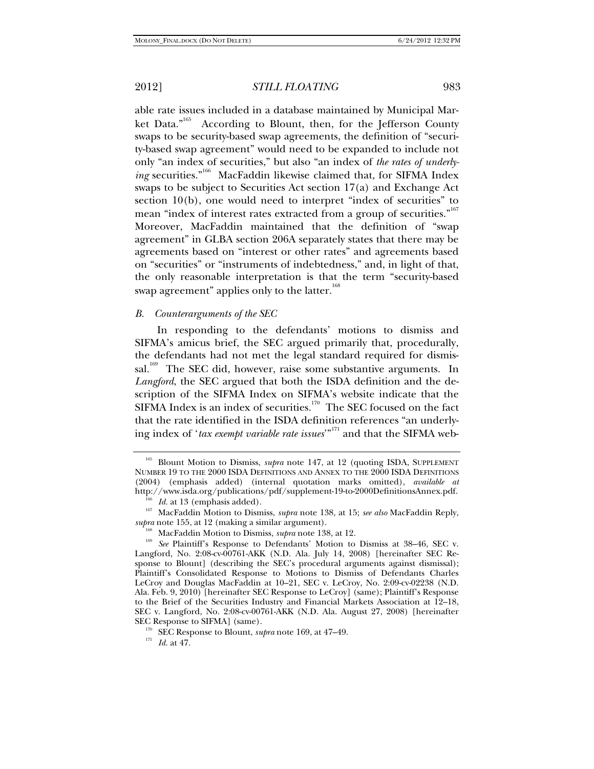able rate issues included in a database maintained by Municipal Market Data."[165] According to Blount, then, for the Jefferson County swaps to be security-based swap agreements, the definition of "security-based swap agreement" would need to be expanded to include not only "an index of securities," but also "an index of *the rates of underlying* securities."[166] MacFaddin likewise claimed that, for SIFMA Index swaps to be subject to Securities Act section 17(a) and Exchange Act section 10(b), one would need to interpret "index of securities" to mean "index of interest rates extracted from a group of securities."[167] Moreover, MacFaddin maintained that the definition of "swap agreement" in GLBA section 206A separately states that there may be agreements based on "interest or other rates" and agreements based on "securities" or "instruments of indebtedness," and, in light of that, the only reasonable interpretation is that the term "security-based swap agreement" applies only to the latter.[168]

## *B. Counterarguments of the SEC*

In responding to the defendants' motions to dismiss and SIFMA's amicus brief, the SEC argued primarily that, procedurally, the defendants had not met the legal standard required for dismissal.[169] The SEC did, however, raise some substantive arguments. In *Langford*, the SEC argued that both the ISDA definition and the description of the SIFMA Index on SIFMA's website indicate that the SIFMA Index is an index of securities.[170] The SEC focused on the fact that the rate identified in the ISDA definition references "an underlying index of '*tax exempt variable rate issues*'"[171] and that the SIFMA web-

---

[165] Blount Motion to Dismiss, *supra* note 147, at 12 (quoting ISDA, SUPPLEMENT NUMBER 19 TO THE 2000 ISDA DEFINITIONS AND ANNEX TO THE 2000 ISDA DEFINITIONS (2004) (emphasis added) (internal quotation marks omitted), *available at* http://www.isda.org/publications/pdf/supplement-19-to-2000DefinitionsAnnex.pdf.

[166] *Id.* at 13 (emphasis added).

[167] MacFaddin Motion to Dismiss, *supra* note 138, at 15; *see also* MacFaddin Reply, *supra* note 155, at 12 (making a similar argument).

[168] MacFaddin Motion to Dismiss, *supra* note 138, at 12.

[169] *See* Plaintiff's Response to Defendants' Motion to Dismiss at 38–46, SEC v. Langford, No. 2:08-cv-00761-AKK (N.D. Ala. July 14, 2008) [hereinafter SEC Response to Blount] (describing the SEC's procedural arguments against dismissal); Plaintiff's Consolidated Response to Motions to Dismiss of Defendants Charles LeCroy and Douglas MacFaddin at 10–21, SEC v. LeCroy, No. 2:09-cv-02238 (N.D. Ala. Feb. 9, 2010) [hereinafter SEC Response to LeCroy] (same); Plaintiff's Response to the Brief of the Securities Industry and Financial Markets Association at 12–18, SEC v. Langford, No. 2:08-cv-00761-AKK (N.D. Ala. August 27, 2008) [hereinafter SEC Response to SIFMA] (same).

[170] SEC Response to Blount, *supra* note 169, at 47–49.

[171] *Id.* at 47.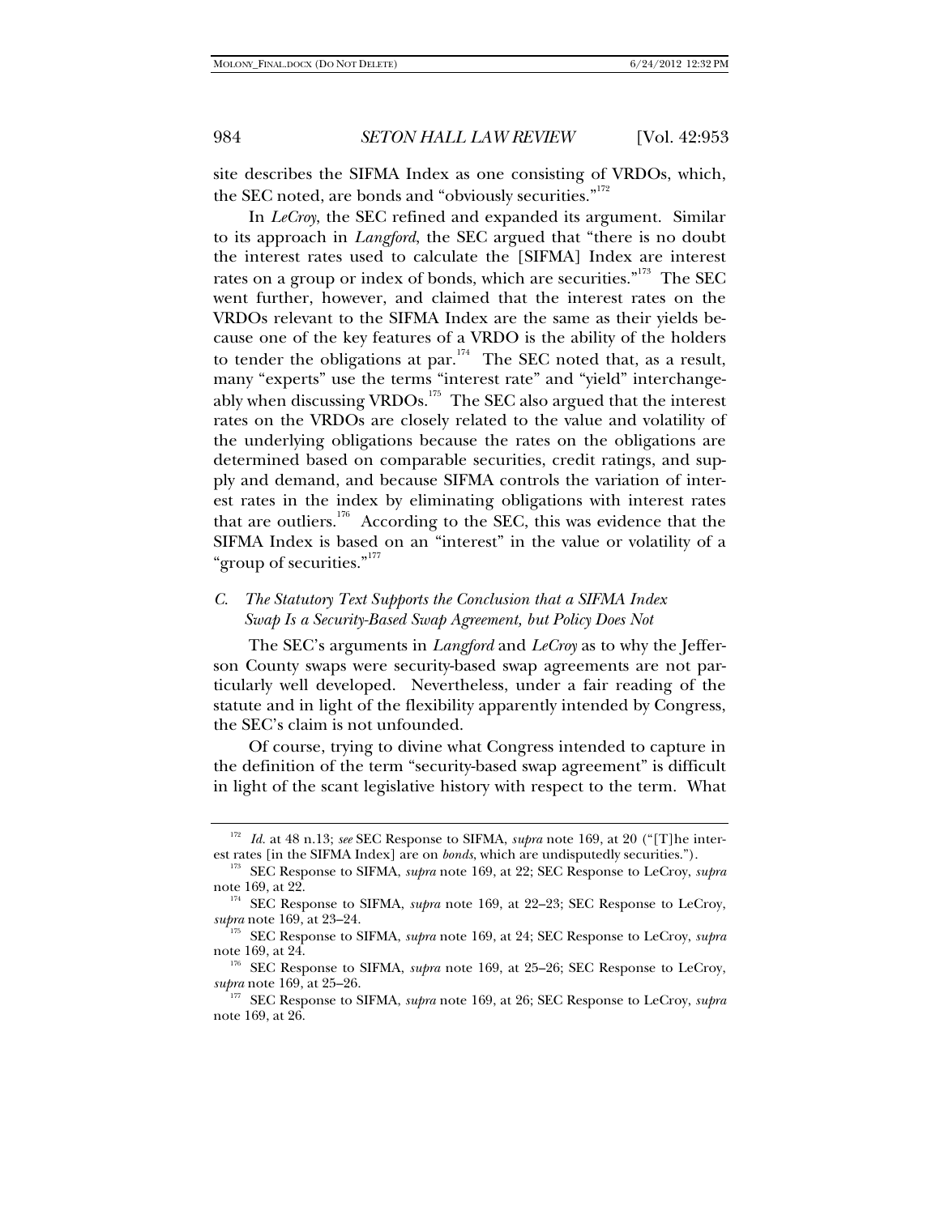site describes the SIFMA Index as one consisting of VRDOs, which, the SEC noted, are bonds and "obviously securities."[172]

In *LeCroy*, the SEC refined and expanded its argument. Similar to its approach in *Langford*, the SEC argued that "there is no doubt the interest rates used to calculate the [SIFMA] Index are interest rates on a group or index of bonds, which are securities."[173] The SEC went further, however, and claimed that the interest rates on the VRDOs relevant to the SIFMA Index are the same as their yields because one of the key features of a VRDO is the ability of the holders to tender the obligations at par.[174] The SEC noted that, as a result, many "experts" use the terms "interest rate" and "yield" interchangeably when discussing VRDOs.[175] The SEC also argued that the interest rates on the VRDOs are closely related to the value and volatility of the underlying obligations because the rates on the obligations are determined based on comparable securities, credit ratings, and supply and demand, and because SIFMA controls the variation of interest rates in the index by eliminating obligations with interest rates that are outliers.[176] According to the SEC, this was evidence that the SIFMA Index is based on an "interest" in the value or volatility of a "group of securities."[177]

### *C. The Statutory Text Supports the Conclusion that a SIFMA Index Swap Is a Security-Based Swap Agreement, but Policy Does Not*

The SEC's arguments in *Langford* and *LeCroy* as to why the Jefferson County swaps were security-based swap agreements are not particularly well developed. Nevertheless, under a fair reading of the statute and in light of the flexibility apparently intended by Congress, the SEC's claim is not unfounded.

Of course, trying to divine what Congress intended to capture in the definition of the term "security-based swap agreement" is difficult in light of the scant legislative history with respect to the term. What

---

[172] *Id.* at 48 n.13; *see* SEC Response to SIFMA, *supra* note 169, at 20 ("[T]he interest rates [in the SIFMA Index] are on *bonds*, which are undisputedly securities.").

[173] SEC Response to SIFMA, *supra* note 169, at 22; SEC Response to LeCroy, *supra* note 169, at 22.

[174] SEC Response to SIFMA, *supra* note 169, at 22–23; SEC Response to LeCroy, *supra* note 169, at 23–24.

[175] SEC Response to SIFMA, *supra* note 169, at 24; SEC Response to LeCroy, *supra* note 169, at 24.

[176] SEC Response to SIFMA, *supra* note 169, at 25–26; SEC Response to LeCroy, *supra* note 169, at 25–26.

[177] SEC Response to SIFMA, *supra* note 169, at 26; SEC Response to LeCroy, *supra* note 169, at 26.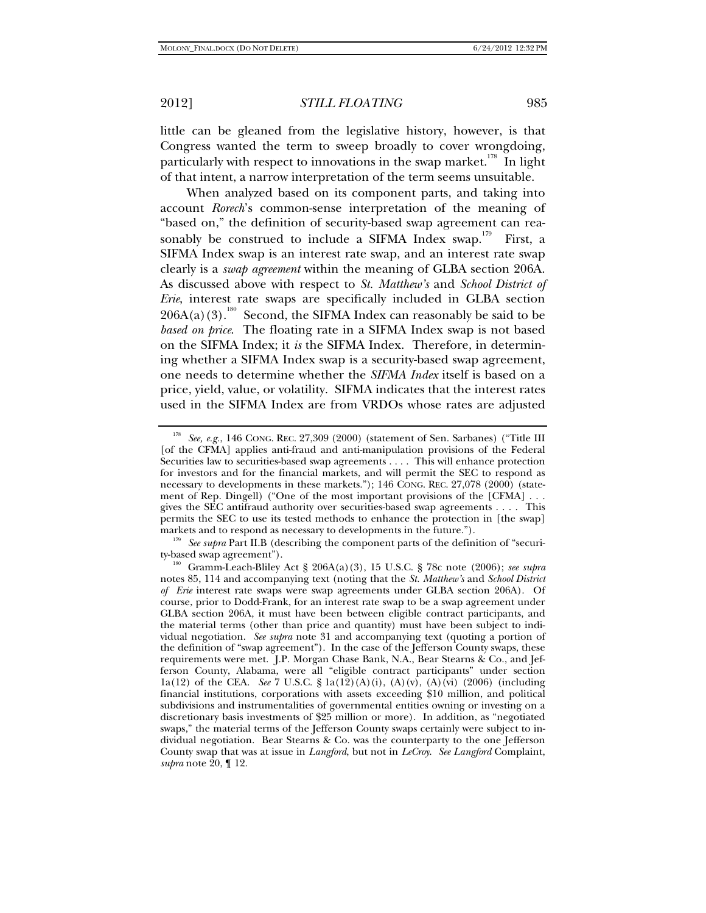little can be gleaned from the legislative history, however, is that Congress wanted the term to sweep broadly to cover wrongdoing, particularly with respect to innovations in the swap market.[178] In light of that intent, a narrow interpretation of the term seems unsuitable.

When analyzed based on its component parts, and taking into account *Rorech*'s common-sense interpretation of the meaning of "based on," the definition of security-based swap agreement can reasonably be construed to include a SIFMA Index swap.[179] First, a SIFMA Index swap is an interest rate swap, and an interest rate swap clearly is a *swap agreement* within the meaning of GLBA section 206A. As discussed above with respect to *St. Matthew's* and *School District of Erie*, interest rate swaps are specifically included in GLBA section 206A(a)(3).[180] Second, the SIFMA Index can reasonably be said to be *based on price*. The floating rate in a SIFMA Index swap is not based on the SIFMA Index; it *is* the SIFMA Index. Therefore, in determining whether a SIFMA Index swap is a security-based swap agreement, one needs to determine whether the *SIFMA Index* itself is based on a price, yield, value, or volatility. SIFMA indicates that the interest rates used in the SIFMA Index are from VRDOs whose rates are adjusted

---

[178] *See, e.g.*, 146 CONG. REC. 27,309 (2000) (statement of Sen. Sarbanes) ("Title III [of the CFMA] applies anti-fraud and anti-manipulation provisions of the Federal Securities law to securities-based swap agreements . . . . This will enhance protection for investors and for the financial markets, and will permit the SEC to respond as necessary to developments in these markets."); 146 CONG. REC. 27,078 (2000) (statement of Rep. Dingell) ("One of the most important provisions of the [CFMA] . . . gives the SEC antifraud authority over securities-based swap agreements . . . . This permits the SEC to use its tested methods to enhance the protection in [the swap] markets and to respond as necessary to developments in the future.").

[179] *See supra* Part II.B (describing the component parts of the definition of "security-based swap agreement").

[180] Gramm-Leach-Bliley Act § 206A(a)(3), 15 U.S.C. § 78c note (2006); *see supra* notes 85, 114 and accompanying text (noting that the *St. Matthew's* and *School District of Erie* interest rate swaps were swap agreements under GLBA section 206A). Of course, prior to Dodd-Frank, for an interest rate swap to be a swap agreement under GLBA section 206A, it must have been between eligible contract participants, and the material terms (other than price and quantity) must have been subject to individual negotiation. *See supra* note 31 and accompanying text (quoting a portion of the definition of "swap agreement"). In the case of the Jefferson County swaps, these requirements were met. J.P. Morgan Chase Bank, N.A., Bear Stearns & Co., and Jefferson County, Alabama, were all "eligible contract participants" under section 1a(12) of the CEA. *See* 7 U.S.C. § 1a(12)(A)(i), (A)(v), (A)(vi) (2006) (including financial institutions, corporations with assets exceeding $10 million, and political subdivisions and instrumentalities of governmental entities owning or investing on a discretionary basis investments of $25 million or more). In addition, as "negotiated swaps," the material terms of the Jefferson County swaps certainly were subject to individual negotiation. Bear Stearns & Co. was the counterparty to the one Jefferson County swap that was at issue in *Langford*, but not in *LeCroy*. *See Langford* Complaint, *supra* note 20, ¶ 12.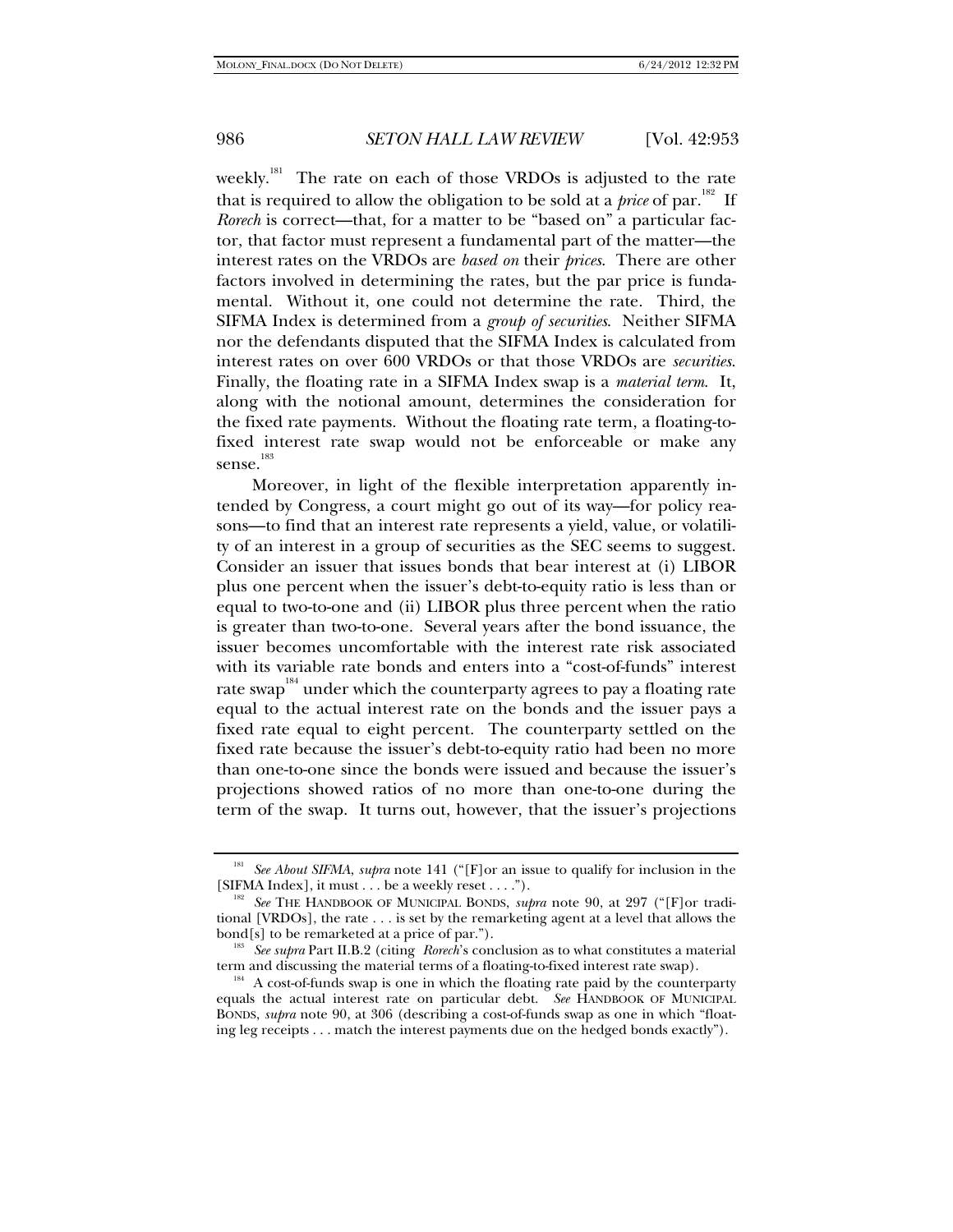weekly.[181] The rate on each of those VRDOs is adjusted to the rate that is required to allow the obligation to be sold at a *price* of par.[182] If *Rorech* is correct—that, for a matter to be "based on" a particular factor, that factor must represent a fundamental part of the matter—the interest rates on the VRDOs are *based on* their *prices*. There are other factors involved in determining the rates, but the par price is fundamental. Without it, one could not determine the rate. Third, the SIFMA Index is determined from a *group of securities*. Neither SIFMA nor the defendants disputed that the SIFMA Index is calculated from interest rates on over 600 VRDOs or that those VRDOs are *securities*. Finally, the floating rate in a SIFMA Index swap is a *material term*. It, along with the notional amount, determines the consideration for the fixed rate payments. Without the floating rate term, a floating-to-fixed interest rate swap would not be enforceable or make any sense.[183]

Moreover, in light of the flexible interpretation apparently intended by Congress, a court might go out of its way—for policy reasons—to find that an interest rate represents a yield, value, or volatility of an interest in a group of securities as the SEC seems to suggest. Consider an issuer that issues bonds that bear interest at (i) LIBOR plus one percent when the issuer's debt-to-equity ratio is less than or equal to two-to-one and (ii) LIBOR plus three percent when the ratio is greater than two-to-one. Several years after the bond issuance, the issuer becomes uncomfortable with the interest rate risk associated with its variable rate bonds and enters into a "cost-of-funds" interest rate swap[184] under which the counterparty agrees to pay a floating rate equal to the actual interest rate on the bonds and the issuer pays a fixed rate equal to eight percent. The counterparty settled on the fixed rate because the issuer's debt-to-equity ratio had been no more than one-to-one since the bonds were issued and because the issuer's projections showed ratios of no more than one-to-one during the term of the swap. It turns out, however, that the issuer's projections

---

[181] *See About SIFMA*, *supra* note 141 ("[F]or an issue to qualify for inclusion in the [SIFMA Index], it must . . . be a weekly reset . . . .").

[182] *See* THE HANDBOOK OF MUNICIPAL BONDS, *supra* note 90, at 297 ("[F]or traditional [VRDOs], the rate . . . is set by the remarketing agent at a level that allows the bond[s] to be remarketed at a price of par.").

[183] *See supra* Part II.B.2 (citing *Rorech*'s conclusion as to what constitutes a material term and discussing the material terms of a floating-to-fixed interest rate swap).

[184] A cost-of-funds swap is one in which the floating rate paid by the counterparty equals the actual interest rate on particular debt. *See* HANDBOOK OF MUNICIPAL BONDS, *supra* note 90, at 306 (describing a cost-of-funds swap as one in which "floating leg receipts . . . match the interest payments due on the hedged bonds exactly").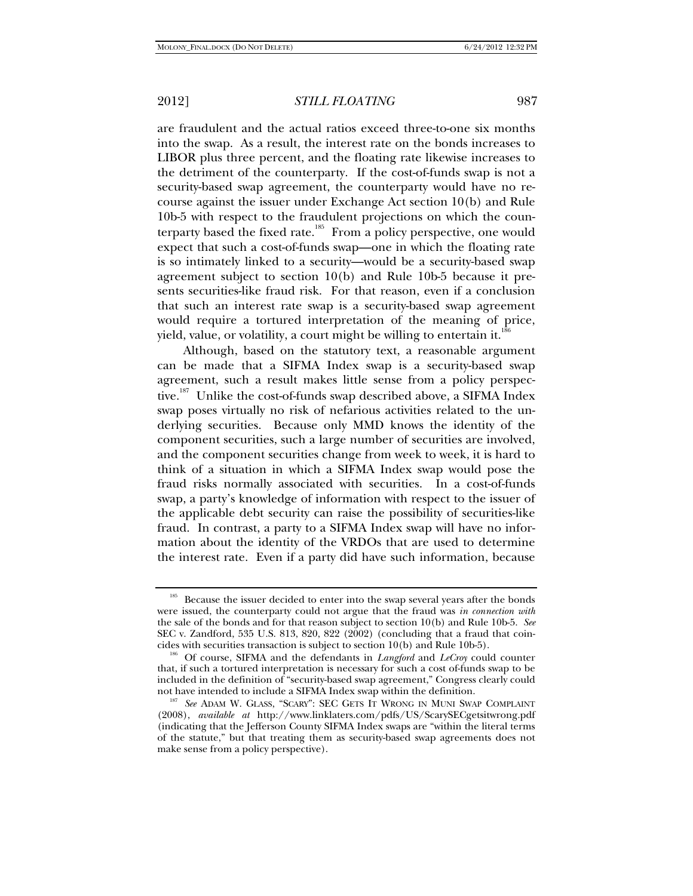are fraudulent and the actual ratios exceed three-to-one six months into the swap. As a result, the interest rate on the bonds increases to LIBOR plus three percent, and the floating rate likewise increases to the detriment of the counterparty. If the cost-of-funds swap is not a security-based swap agreement, the counterparty would have no recourse against the issuer under Exchange Act section 10(b) and Rule 10b-5 with respect to the fraudulent projections on which the counterparty based the fixed rate.[185] From a policy perspective, one would expect that such a cost-of-funds swap—one in which the floating rate is so intimately linked to a security—would be a security-based swap agreement subject to section 10(b) and Rule 10b-5 because it presents securities-like fraud risk. For that reason, even if a conclusion that such an interest rate swap is a security-based swap agreement would require a tortured interpretation of the meaning of price, yield, value, or volatility, a court might be willing to entertain it.[186]

Although, based on the statutory text, a reasonable argument can be made that a SIFMA Index swap is a security-based swap agreement, such a result makes little sense from a policy perspective.[187] Unlike the cost-of-funds swap described above, a SIFMA Index swap poses virtually no risk of nefarious activities related to the underlying securities. Because only MMD knows the identity of the component securities, such a large number of securities are involved, and the component securities change from week to week, it is hard to think of a situation in which a SIFMA Index swap would pose the fraud risks normally associated with securities. In a cost-of-funds swap, a party's knowledge of information with respect to the issuer of the applicable debt security can raise the possibility of securities-like fraud. In contrast, a party to a SIFMA Index swap will have no information about the identity of the VRDOs that are used to determine the interest rate. Even if a party did have such information, because

---

[185] Because the issuer decided to enter into the swap several years after the bonds were issued, the counterparty could not argue that the fraud was *in connection with* the sale of the bonds and for that reason subject to section 10(b) and Rule 10b-5. *See* SEC v. Zandford, 535 U.S. 813, 820, 822 (2002) (concluding that a fraud that coincides with securities transaction is subject to section 10(b) and Rule 10b-5).

[186] Of course, SIFMA and the defendants in *Langford* and *LeCroy* could counter that, if such a tortured interpretation is necessary for such a cost of-funds swap to be included in the definition of "security-based swap agreement," Congress clearly could not have intended to include a SIFMA Index swap within the definition.

[187] *See* ADAM W. GLASS, "SCARY": SEC GETS IT WRONG IN MUNI SWAP COMPLAINT (2008), *available at* http://www.linklaters.com/pdfs/US/ScarySECgetsitwrong.pdf (indicating that the Jefferson County SIFMA Index swaps are "within the literal terms of the statute," but that treating them as security-based swap agreements does not make sense from a policy perspective).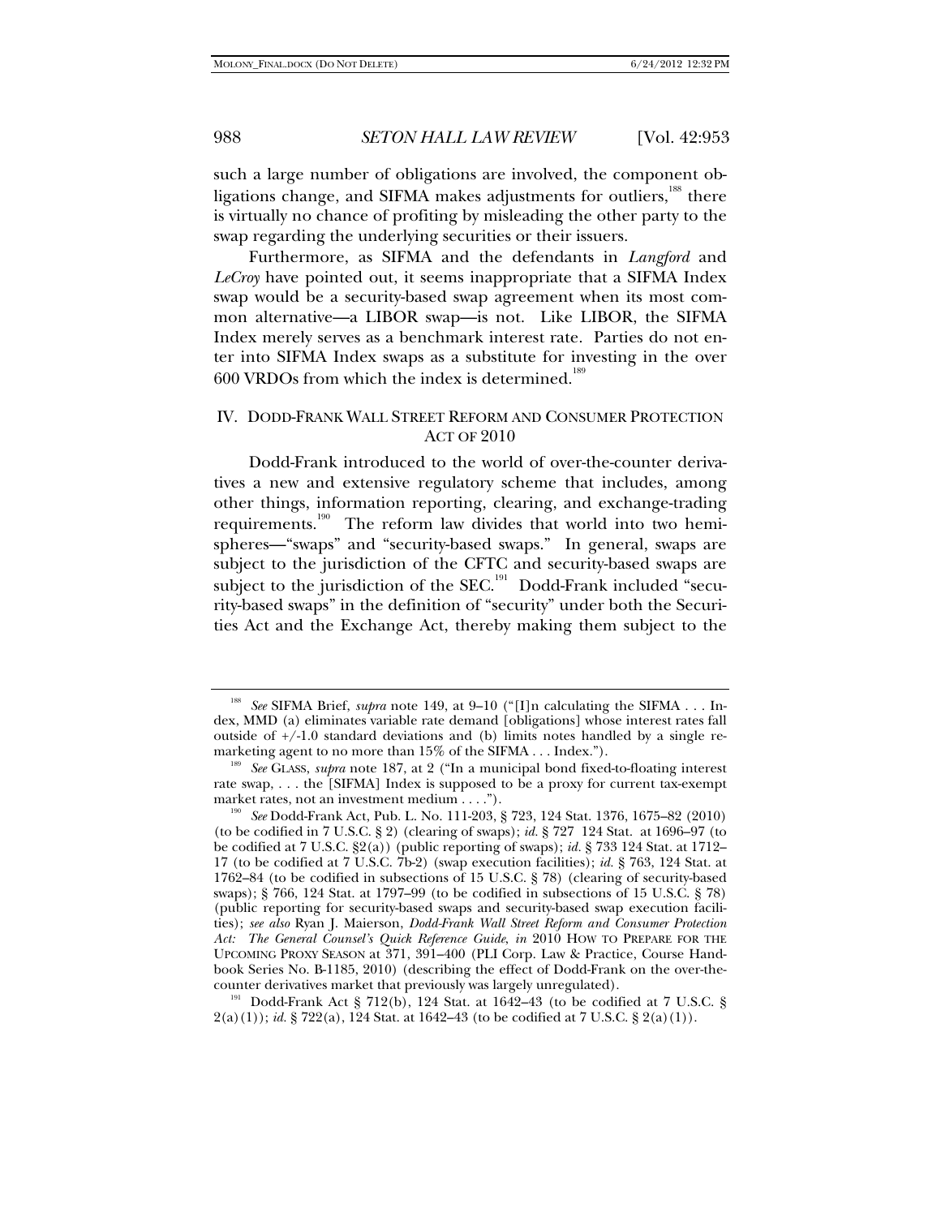such a large number of obligations are involved, the component obligations change, and SIFMA makes adjustments for outliers,[188] there is virtually no chance of profiting by misleading the other party to the swap regarding the underlying securities or their issuers.

Furthermore, as SIFMA and the defendants in *Langford* and *LeCroy* have pointed out, it seems inappropriate that a SIFMA Index swap would be a security-based swap agreement when its most common alternative—a LIBOR swap—is not. Like LIBOR, the SIFMA Index merely serves as a benchmark interest rate. Parties do not enter into SIFMA Index swaps as a substitute for investing in the over 600 VRDOs from which the index is determined.[189]

## IV. DODD-FRANK WALL STREET REFORM AND CONSUMER PROTECTION ACT OF 2010

Dodd-Frank introduced to the world of over-the-counter derivatives a new and extensive regulatory scheme that includes, among other things, information reporting, clearing, and exchange-trading requirements.[190] The reform law divides that world into two hemispheres—"swaps" and "security-based swaps." In general, swaps are subject to the jurisdiction of the CFTC and security-based swaps are subject to the jurisdiction of the SEC.[191] Dodd-Frank included "security-based swaps" in the definition of "security" under both the Securities Act and the Exchange Act, thereby making them subject to the

---

[188] *See* SIFMA Brief, *supra* note 149, at 9–10 ("[I]n calculating the SIFMA . . . Index, MMD (a) eliminates variable rate demand [obligations] whose interest rates fall outside of +/-1.0 standard deviations and (b) limits notes handled by a single remarketing agent to no more than 15% of the SIFMA . . . Index.").

[189] *See* GLASS, *supra* note 187, at 2 ("In a municipal bond fixed-to-floating interest rate swap, . . . the [SIFMA] Index is supposed to be a proxy for current tax-exempt market rates, not an investment medium . . . .").

[190] *See* Dodd-Frank Act, Pub. L. No. 111-203, § 723, 124 Stat. 1376, 1675–82 (2010) (to be codified in 7 U.S.C. § 2) (clearing of swaps); *id.* § 727 124 Stat. at 1696–97 (to be codified at 7 U.S.C. §2(a)) (public reporting of swaps); *id.* § 733 124 Stat. at 1712–17 (to be codified at 7 U.S.C. 7b-2) (swap execution facilities); *id.* § 763, 124 Stat. at 1762–84 (to be codified in subsections of 15 U.S.C. § 78) (clearing of security-based swaps); § 766, 124 Stat. at 1797–99 (to be codified in subsections of 15 U.S.C. § 78) (public reporting for security-based swaps and security-based swap execution facilities); *see also* Ryan J. Maierson, *Dodd-Frank Wall Street Reform and Consumer Protection Act: The General Counsel's Quick Reference Guide*, *in* 2010 HOW TO PREPARE FOR THE UPCOMING PROXY SEASON at 371, 391–400 (PLI Corp. Law & Practice, Course Handbook Series No. B-1185, 2010) (describing the effect of Dodd-Frank on the over-the-counter derivatives market that previously was largely unregulated).

[191] Dodd-Frank Act § 712(b), 124 Stat. at 1642–43 (to be codified at 7 U.S.C. § 2(a)(1)); *id.* § 722(a), 124 Stat. at 1642–43 (to be codified at 7 U.S.C. § 2(a)(1)).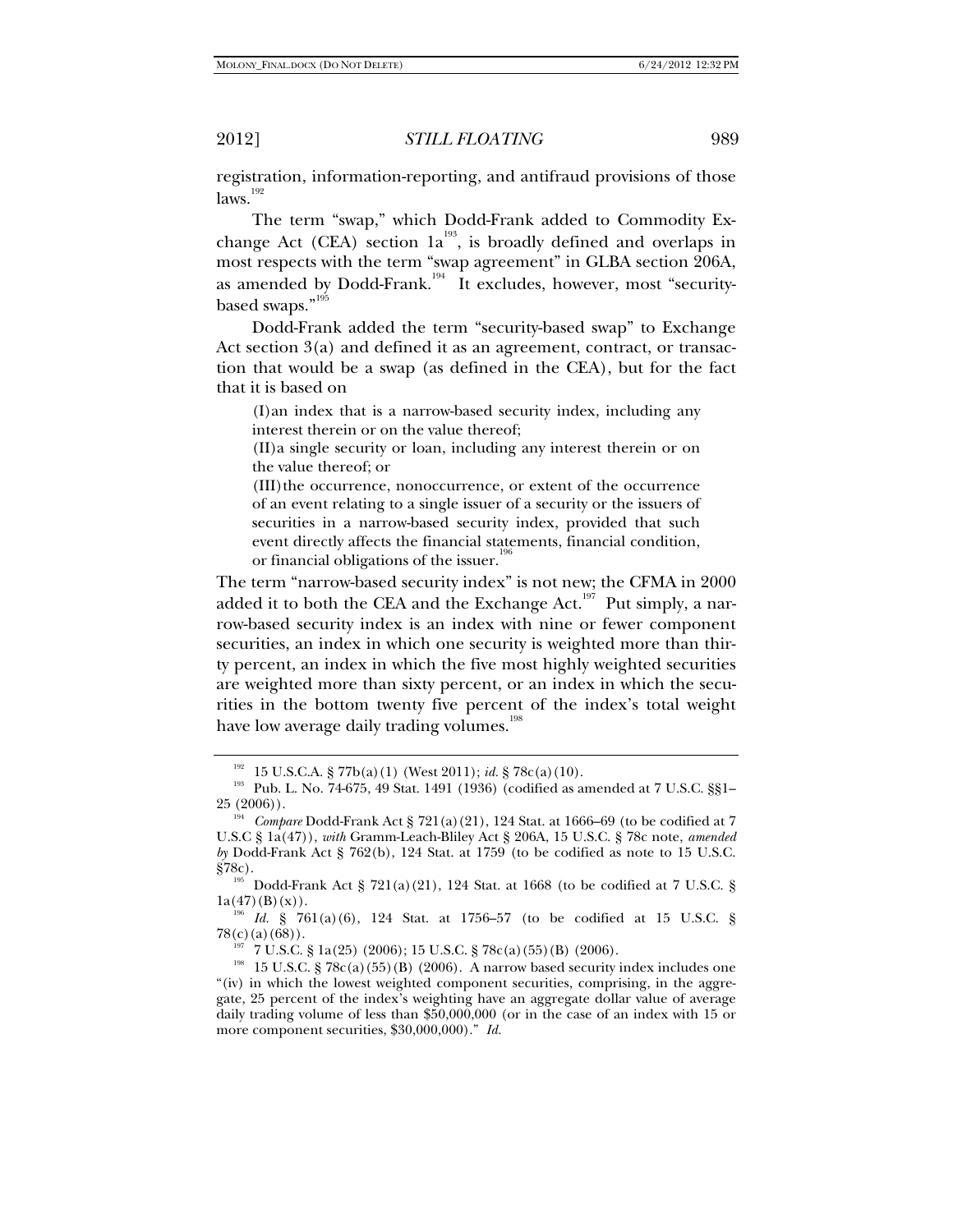registration, information-reporting, and antifraud provisions of those laws.[192]

The term "swap," which Dodd-Frank added to Commodity Exchange Act (CEA) section 1a[193], is broadly defined and overlaps in most respects with the term "swap agreement" in GLBA section 206A, as amended by Dodd-Frank.[194] It excludes, however, most "security-based swaps."[195]

Dodd-Frank added the term "security-based swap" to Exchange Act section 3(a) and defined it as an agreement, contract, or transaction that would be a swap (as defined in the CEA), but for the fact that it is based on

> (I) an index that is a narrow-based security index, including any interest therein or on the value thereof;
>
> (II) a single security or loan, including any interest therein or on the value thereof; or
>
> (III) the occurrence, nonoccurrence, or extent of the occurrence of an event relating to a single issuer of a security or the issuers of securities in a narrow-based security index, provided that such event directly affects the financial statements, financial condition, or financial obligations of the issuer.[196]

The term "narrow-based security index" is not new; the CFMA in 2000 added it to both the CEA and the Exchange Act.[197] Put simply, a narrow-based security index is an index with nine or fewer component securities, an index in which one security is weighted more than thirty percent, an index in which the five most highly weighted securities are weighted more than sixty percent, or an index in which the securities in the bottom twenty five percent of the index's total weight have low average daily trading volumes.[198]

---

[192] 15 U.S.C.A. § 77b(a)(1) (West 2011); *id.* § 78c(a)(10).

[193] Pub. L. No. 74-675, 49 Stat. 1491 (1936) (codified as amended at 7 U.S.C. §§1–25 (2006)).

[194] *Compare* Dodd-Frank Act § 721(a)(21), 124 Stat. at 1666–69 (to be codified at 7 U.S.C § 1a(47)), *with* Gramm-Leach-Bliley Act § 206A, 15 U.S.C. § 78c note, *amended by* Dodd-Frank Act § 762(b), 124 Stat. at 1759 (to be codified as note to 15 U.S.C. §78c).

[195] Dodd-Frank Act § 721(a)(21), 124 Stat. at 1668 (to be codified at 7 U.S.C. § 1a(47)(B)(x)).

[196] *Id.* § 761(a)(6), 124 Stat. at 1756–57 (to be codified at 15 U.S.C. § 78(c)(a)(68)).

[197] 7 U.S.C. § 1a(25) (2006); 15 U.S.C. § 78c(a)(55)(B) (2006).

[198] 15 U.S.C. § 78c(a)(55)(B) (2006). A narrow based security index includes one "(iv) in which the lowest weighted component securities, comprising, in the aggregate, 25 percent of the index's weighting have an aggregate dollar value of average daily trading volume of less than $50,000,000 (or in the case of an index with 15 or more component securities, $30,000,000)." *Id.*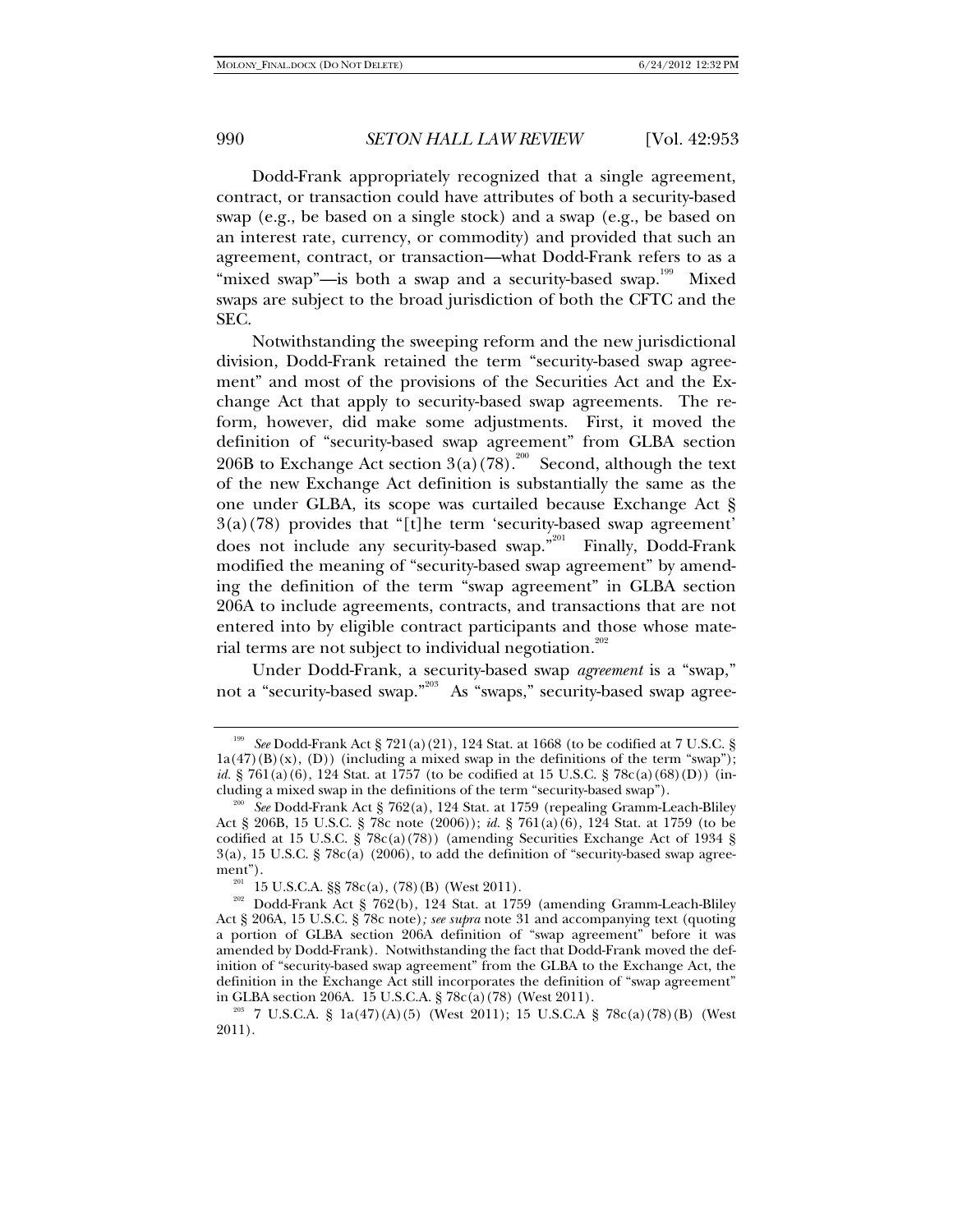Dodd-Frank appropriately recognized that a single agreement, contract, or transaction could have attributes of both a security-based swap (e.g., be based on a single stock) and a swap (e.g., be based on an interest rate, currency, or commodity) and provided that such an agreement, contract, or transaction—what Dodd-Frank refers to as a "mixed swap"—is both a swap and a security-based swap.[199] Mixed swaps are subject to the broad jurisdiction of both the CFTC and the SEC.

Notwithstanding the sweeping reform and the new jurisdictional division, Dodd-Frank retained the term "security-based swap agreement" and most of the provisions of the Securities Act and the Exchange Act that apply to security-based swap agreements. The reform, however, did make some adjustments. First, it moved the definition of "security-based swap agreement" from GLBA section 206B to Exchange Act section 3(a)(78).[200] Second, although the text of the new Exchange Act definition is substantially the same as the one under GLBA, its scope was curtailed because Exchange Act § 3(a)(78) provides that "[t]he term 'security-based swap agreement' does not include any security-based swap."[201] Finally, Dodd-Frank modified the meaning of "security-based swap agreement" by amending the definition of the term "swap agreement" in GLBA section 206A to include agreements, contracts, and transactions that are not entered into by eligible contract participants and those whose material terms are not subject to individual negotiation.[202]

Under Dodd-Frank, a security-based swap *agreement* is a "swap," not a "security-based swap."[203] As "swaps," security-based swap agree-

---

[199] *See* Dodd-Frank Act § 721(a)(21), 124 Stat. at 1668 (to be codified at 7 U.S.C. § 1a(47)(B)(x), (D)) (including a mixed swap in the definitions of the term "swap"); *id.* § 761(a)(6), 124 Stat. at 1757 (to be codified at 15 U.S.C. § 78c(a)(68)(D)) (including a mixed swap in the definitions of the term "security-based swap").

[200] *See* Dodd-Frank Act § 762(a), 124 Stat. at 1759 (repealing Gramm-Leach-Bliley Act § 206B, 15 U.S.C. § 78c note (2006)); *id.* § 761(a)(6), 124 Stat. at 1759 (to be codified at 15 U.S.C. § 78c(a)(78)) (amending Securities Exchange Act of 1934 § 3(a), 15 U.S.C. § 78c(a) (2006), to add the definition of "security-based swap agreement").

[201] 15 U.S.C.A. §§ 78c(a), (78)(B) (West 2011).

[202] Dodd-Frank Act § 762(b), 124 Stat. at 1759 (amending Gramm-Leach-Bliley Act § 206A, 15 U.S.C. § 78c note)*; see supra* note 31 and accompanying text (quoting a portion of GLBA section 206A definition of "swap agreement" before it was amended by Dodd-Frank). Notwithstanding the fact that Dodd-Frank moved the definition of "security-based swap agreement" from the GLBA to the Exchange Act, the definition in the Exchange Act still incorporates the definition of "swap agreement" in GLBA section 206A. 15 U.S.C.A. § 78c(a)(78) (West 2011).

[203] 7 U.S.C.A. § 1a(47)(A)(5) (West 2011); 15 U.S.C.A § 78c(a)(78)(B) (West 2011).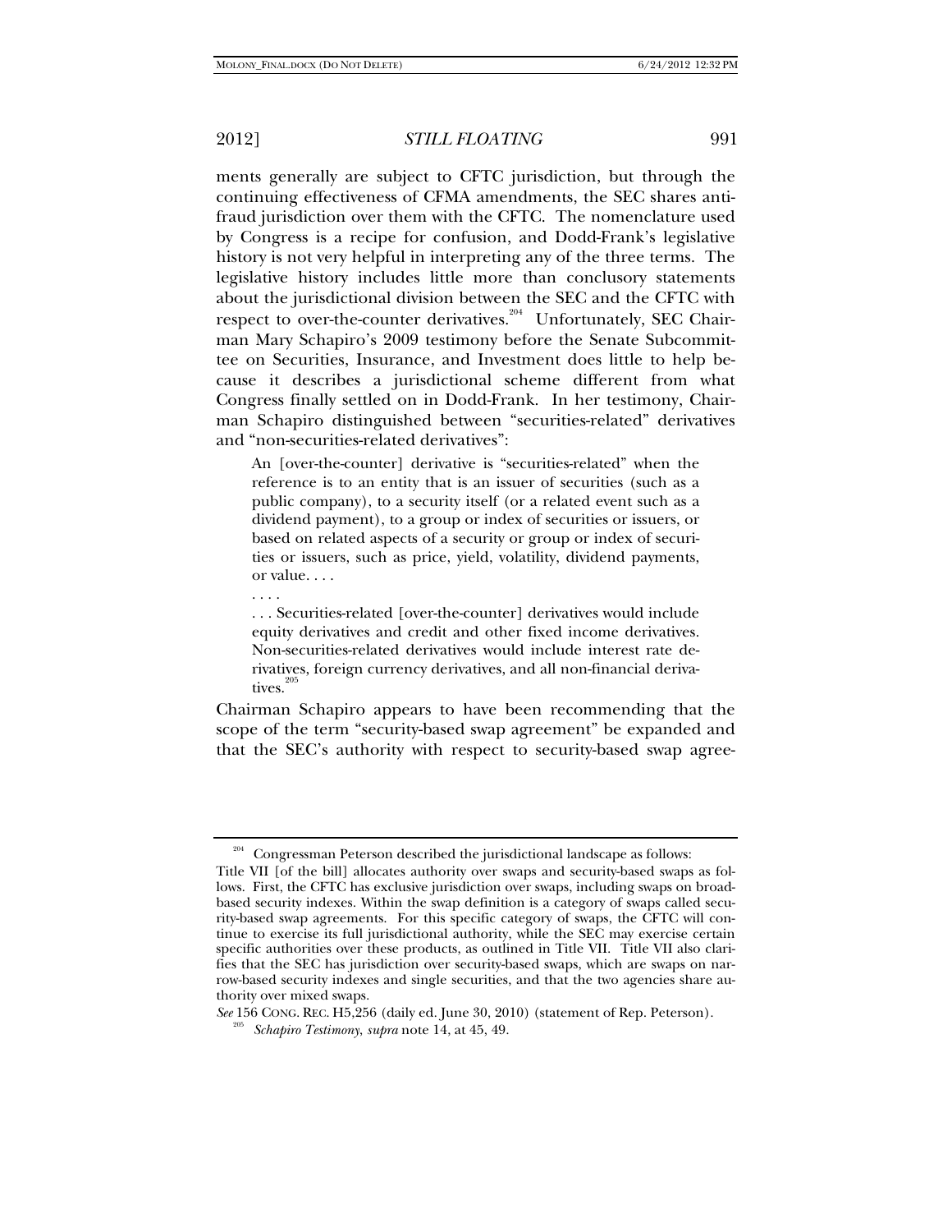ments generally are subject to CFTC jurisdiction, but through the continuing effectiveness of CFMA amendments, the SEC shares anti-fraud jurisdiction over them with the CFTC. The nomenclature used by Congress is a recipe for confusion, and Dodd-Frank's legislative history is not very helpful in interpreting any of the three terms. The legislative history includes little more than conclusory statements about the jurisdictional division between the SEC and the CFTC with respect to over-the-counter derivatives.[204] Unfortunately, SEC Chairman Mary Schapiro's 2009 testimony before the Senate Subcommittee on Securities, Insurance, and Investment does little to help because it describes a jurisdictional scheme different from what Congress finally settled on in Dodd-Frank. In her testimony, Chairman Schapiro distinguished between "securities-related" derivatives and "non-securities-related derivatives":

> An [over-the-counter] derivative is "securities-related" when the reference is to an entity that is an issuer of securities (such as a public company), to a security itself (or a related event such as a dividend payment), to a group or index of securities or issuers, or based on related aspects of a security or group or index of securities or issuers, such as price, yield, volatility, dividend payments, or value. . . .
>
> . . . .
>
> . . . Securities-related [over-the-counter] derivatives would include equity derivatives and credit and other fixed income derivatives. Non-securities-related derivatives would include interest rate derivatives, foreign currency derivatives, and all non-financial derivatives.[205]

Chairman Schapiro appears to have been recommending that the scope of the term "security-based swap agreement" be expanded and that the SEC's authority with respect to security-based swap agree-

---

[204] Congressman Peterson described the jurisdictional landscape as follows:

Title VII [of the bill] allocates authority over swaps and security-based swaps as follows. First, the CFTC has exclusive jurisdiction over swaps, including swaps on broad-based security indexes. Within the swap definition is a category of swaps called security-based swap agreements. For this specific category of swaps, the CFTC will continue to exercise its full jurisdictional authority, while the SEC may exercise certain specific authorities over these products, as outlined in Title VII. Title VII also clarifies that the SEC has jurisdiction over security-based swaps, which are swaps on narrow-based security indexes and single securities, and that the two agencies share authority over mixed swaps.

*See* 156 CONG. REC. H5,256 (daily ed. June 30, 2010) (statement of Rep. Peterson).

[205] *Schapiro Testimony*, *supra* note 14, at 45, 49.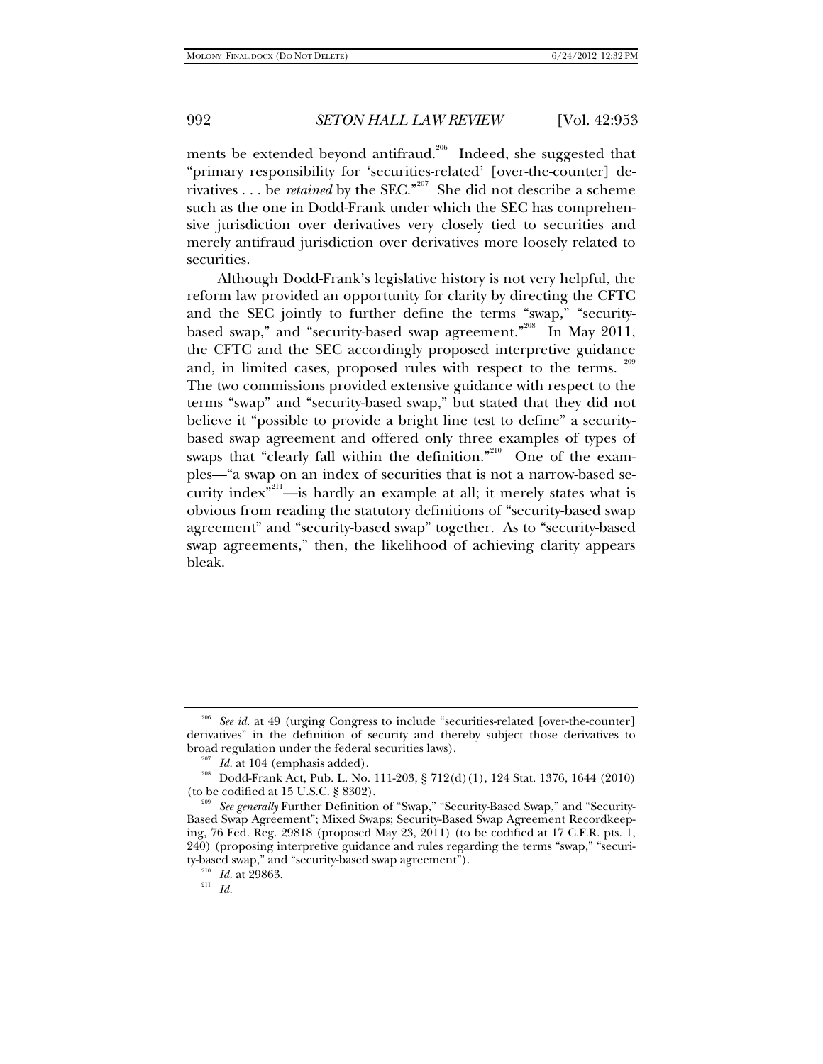ments be extended beyond antifraud.[206] Indeed, she suggested that "primary responsibility for 'securities-related' [over-the-counter] derivatives . . . be *retained* by the SEC."[207] She did not describe a scheme such as the one in Dodd-Frank under which the SEC has comprehensive jurisdiction over derivatives very closely tied to securities and merely antifraud jurisdiction over derivatives more loosely related to securities.

Although Dodd-Frank's legislative history is not very helpful, the reform law provided an opportunity for clarity by directing the CFTC and the SEC jointly to further define the terms "swap," "security-based swap," and "security-based swap agreement."[208] In May 2011, the CFTC and the SEC accordingly proposed interpretive guidance and, in limited cases, proposed rules with respect to the terms.[209] The two commissions provided extensive guidance with respect to the terms "swap" and "security-based swap," but stated that they did not believe it "possible to provide a bright line test to define" a security-based swap agreement and offered only three examples of types of swaps that "clearly fall within the definition."[210] One of the examples—"a swap on an index of securities that is not a narrow-based security index"[211]—is hardly an example at all; it merely states what is obvious from reading the statutory definitions of "security-based swap agreement" and "security-based swap" together. As to "security-based swap agreements," then, the likelihood of achieving clarity appears bleak.

---

[206] *See id.* at 49 (urging Congress to include "securities-related [over-the-counter] derivatives" in the definition of security and thereby subject those derivatives to broad regulation under the federal securities laws).

[207] *Id.* at 104 (emphasis added).

[208] Dodd-Frank Act, Pub. L. No. 111-203, § 712(d)(1), 124 Stat. 1376, 1644 (2010) (to be codified at 15 U.S.C. § 8302).

[209] *See generally* Further Definition of "Swap," "Security-Based Swap," and "Security-Based Swap Agreement"; Mixed Swaps; Security-Based Swap Agreement Recordkeeping, 76 Fed. Reg. 29818 (proposed May 23, 2011) (to be codified at 17 C.F.R. pts. 1, 240) (proposing interpretive guidance and rules regarding the terms "swap," "security-based swap," and "security-based swap agreement").

[210] *Id.* at 29863.

[211] *Id.*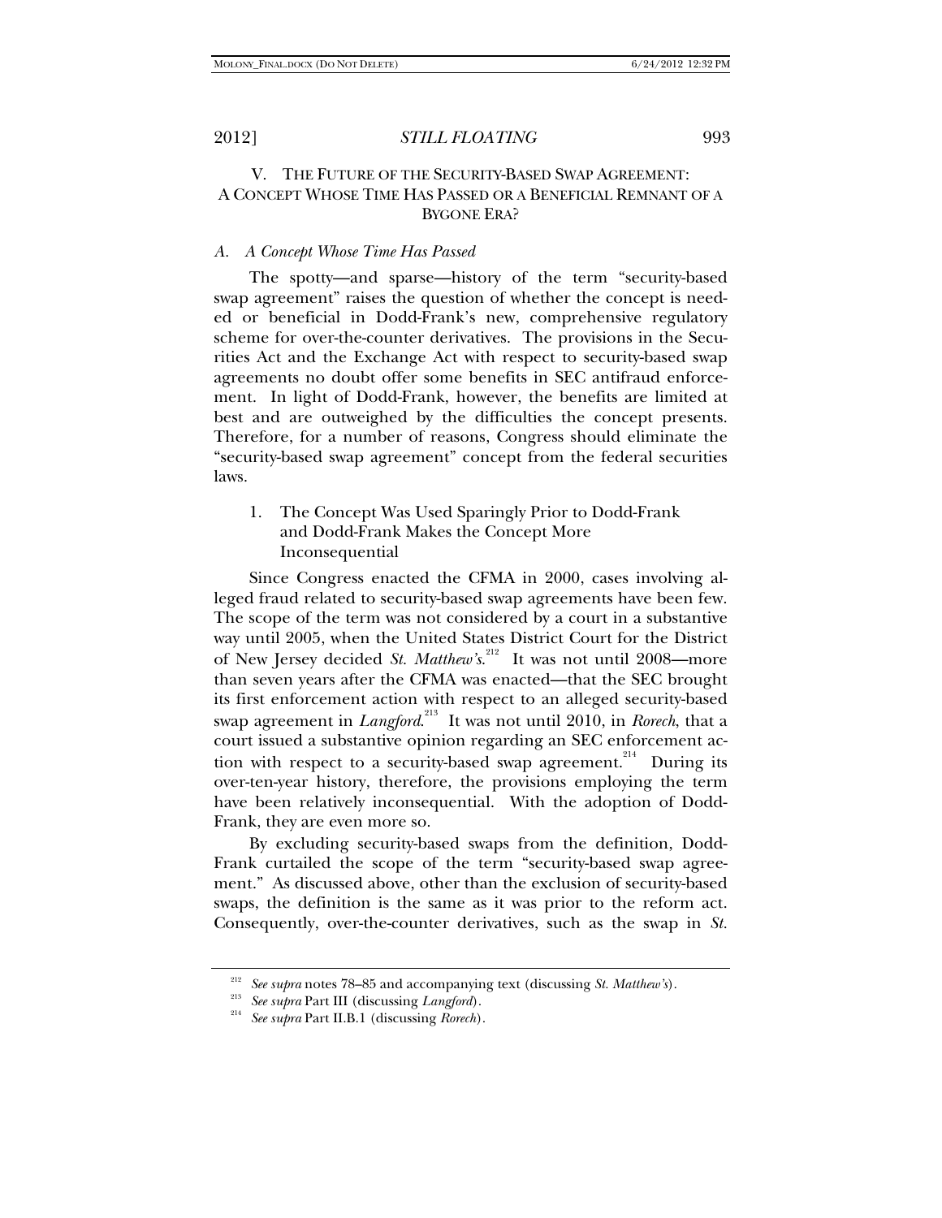## V. The Future of the Security-Based Swap Agreement: A Concept Whose Time Has Passed or a Beneficial Remnant of a Bygone Era?

### A. A Concept Whose Time Has Passed

The spotty—and sparse—history of the term "security-based swap agreement" raises the question of whether the concept is needed or beneficial in Dodd-Frank's new, comprehensive regulatory scheme for over-the-counter derivatives. The provisions in the Securities Act and the Exchange Act with respect to security-based swap agreements no doubt offer some benefits in SEC antifraud enforcement. In light of Dodd-Frank, however, the benefits are limited at best and are outweighed by the difficulties the concept presents. Therefore, for a number of reasons, Congress should eliminate the "security-based swap agreement" concept from the federal securities laws.

#### 1. The Concept Was Used Sparingly Prior to Dodd-Frank and Dodd-Frank Makes the Concept More Inconsequential

Since Congress enacted the CFMA in 2000, cases involving alleged fraud related to security-based swap agreements have been few. The scope of the term was not considered by a court in a substantive way until 2005, when the United States District Court for the District of New Jersey decided *St. Matthew's*.[212] It was not until 2008—more than seven years after the CFMA was enacted—that the SEC brought its first enforcement action with respect to an alleged security-based swap agreement in *Langford*.[213] It was not until 2010, in *Rorech*, that a court issued a substantive opinion regarding an SEC enforcement action with respect to a security-based swap agreement.[214] During its over-ten-year history, therefore, the provisions employing the term have been relatively inconsequential. With the adoption of Dodd-Frank, they are even more so.

By excluding security-based swaps from the definition, Dodd-Frank curtailed the scope of the term "security-based swap agreement." As discussed above, other than the exclusion of security-based swaps, the definition is the same as it was prior to the reform act. Consequently, over-the-counter derivatives, such as the swap in *St.*

---

[212] *See supra* notes 78–85 and accompanying text (discussing *St. Matthew's*).

[213] *See supra* Part III (discussing *Langford*).

[214] *See supra* Part II.B.1 (discussing *Rorech*).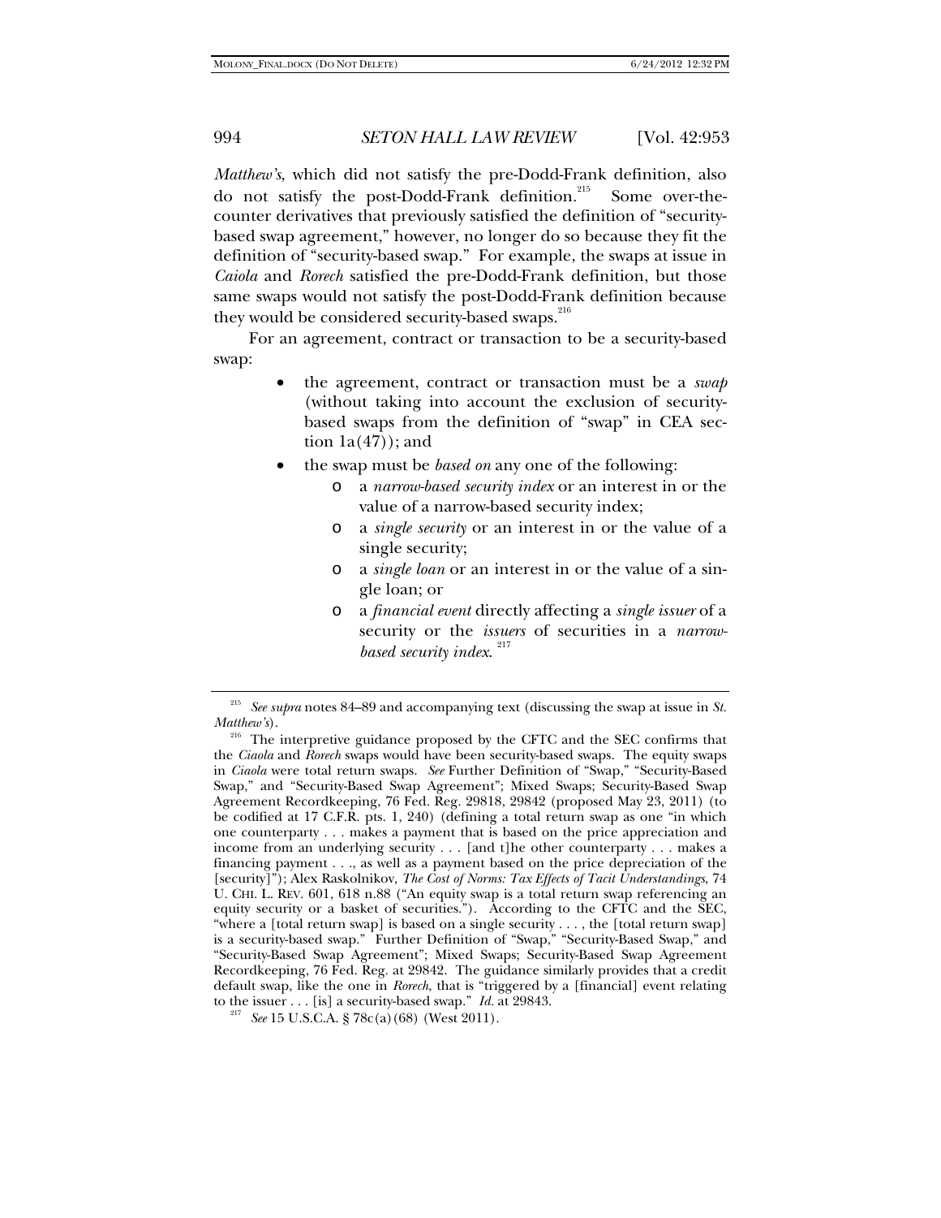*Matthew's*, which did not satisfy the pre-Dodd-Frank definition, also do not satisfy the post-Dodd-Frank definition.[215] Some over-the-counter derivatives that previously satisfied the definition of "security-based swap agreement," however, no longer do so because they fit the definition of "security-based swap." For example, the swaps at issue in *Caiola* and *Rorech* satisfied the pre-Dodd-Frank definition, but those same swaps would not satisfy the post-Dodd-Frank definition because they would be considered security-based swaps.[216]

For an agreement, contract or transaction to be a security-based swap:

- the agreement, contract or transaction must be a *swap* (without taking into account the exclusion of security-based swaps from the definition of "swap" in CEA section 1a(47)); and
- the swap must be *based on* any one of the following:
  - a *narrow-based security index* or an interest in or the value of a narrow-based security index;
  - a *single security* or an interest in or the value of a single security;
  - a *single loan* or an interest in or the value of a single loan; or
  - a *financial event* directly affecting a *single issuer* of a security or the *issuers* of securities in a *narrow-based security index*.[217]

---

[215] *See supra* notes 84–89 and accompanying text (discussing the swap at issue in *St. Matthew's*).

[216] The interpretive guidance proposed by the CFTC and the SEC confirms that the *Ciaola* and *Rorech* swaps would have been security-based swaps. The equity swaps in *Ciaola* were total return swaps. *See* Further Definition of "Swap," "Security-Based Swap," and "Security-Based Swap Agreement"; Mixed Swaps; Security-Based Swap Agreement Recordkeeping, 76 Fed. Reg. 29818, 29842 (proposed May 23, 2011) (to be codified at 17 C.F.R. pts. 1, 240) (defining a total return swap as one "in which one counterparty . . . makes a payment that is based on the price appreciation and income from an underlying security . . . [and t]he other counterparty . . . makes a financing payment . . ., as well as a payment based on the price depreciation of the [security]"); Alex Raskolnikov, *The Cost of Norms: Tax Effects of Tacit Understandings*, 74 U. CHI. L. REV. 601, 618 n.88 ("An equity swap is a total return swap referencing an equity security or a basket of securities."). According to the CFTC and the SEC, "where a [total return swap] is based on a single security . . . , the [total return swap] is a security-based swap." Further Definition of "Swap," "Security-Based Swap," and "Security-Based Swap Agreement"; Mixed Swaps; Security-Based Swap Agreement Recordkeeping, 76 Fed. Reg. at 29842. The guidance similarly provides that a credit default swap, like the one in *Rorech*, that is "triggered by a [financial] event relating to the issuer . . . [is] a security-based swap." *Id.* at 29843.

[217] *See* 15 U.S.C.A. § 78c(a)(68) (West 2011).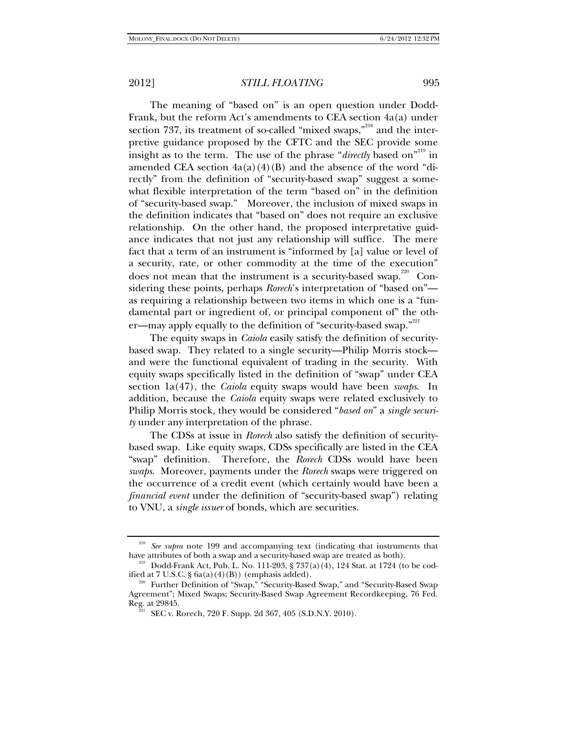The meaning of "based on" is an open question under Dodd-Frank, but the reform Act's amendments to CEA section 4a(a) under section 737, its treatment of so-called "mixed swaps,"[218] and the interpretive guidance proposed by the CFTC and the SEC provide some insight as to the term. The use of the phrase "*directly* based on"[219] in amended CEA section 4a(a)(4)(B) and the absence of the word "directly" from the definition of "security-based swap" suggest a somewhat flexible interpretation of the term "based on" in the definition of "security-based swap." Moreover, the inclusion of mixed swaps in the definition indicates that "based on" does not require an exclusive relationship. On the other hand, the proposed interpretative guidance indicates that not just any relationship will suffice. The mere fact that a term of an instrument is "informed by [a] value or level of a security, rate, or other commodity at the time of the execution" does not mean that the instrument is a security-based swap.[220] Considering these points, perhaps *Rorech*'s interpretation of "based on"—as requiring a relationship between two items in which one is a "fundamental part or ingredient of, or principal component of" the other—may apply equally to the definition of "security-based swap."[221]

The equity swaps in *Caiola* easily satisfy the definition of security-based swap. They related to a single security—Philip Morris stock—and were the functional equivalent of trading in the security. With equity swaps specifically listed in the definition of "swap" under CEA section 1a(47), the *Caiola* equity swaps would have been *swaps*. In addition, because the *Caiola* equity swaps were related exclusively to Philip Morris stock, they would be considered "*based on*" a *single security* under any interpretation of the phrase.

The CDSs at issue in *Rorech* also satisfy the definition of security-based swap. Like equity swaps, CDSs specifically are listed in the CEA "swap" definition. Therefore, the *Rorech* CDSs would have been *swaps*. Moreover, payments under the *Rorech* swaps were triggered on the occurrence of a credit event (which certainly would have been a *financial event* under the definition of "security-based swap") relating to VNU, a *single issuer* of bonds, which are securities.

---

[218] *See supra* note 199 and accompanying text (indicating that instruments that have attributes of both a swap and a security-based swap are treated as both).

[219] Dodd-Frank Act, Pub. L. No. 111-203, § 737(a)(4), 124 Stat. at 1724 (to be codified at 7 U.S.C. § 6a(a)(4)(B)) (emphasis added).

[220] Further Definition of "Swap," "Security-Based Swap," and "Security-Based Swap Agreement"; Mixed Swaps; Security-Based Swap Agreement Recordkeeping, 76 Fed. Reg. at 29845.

[221] SEC v. Rorech, 720 F. Supp. 2d 367, 405 (S.D.N.Y. 2010).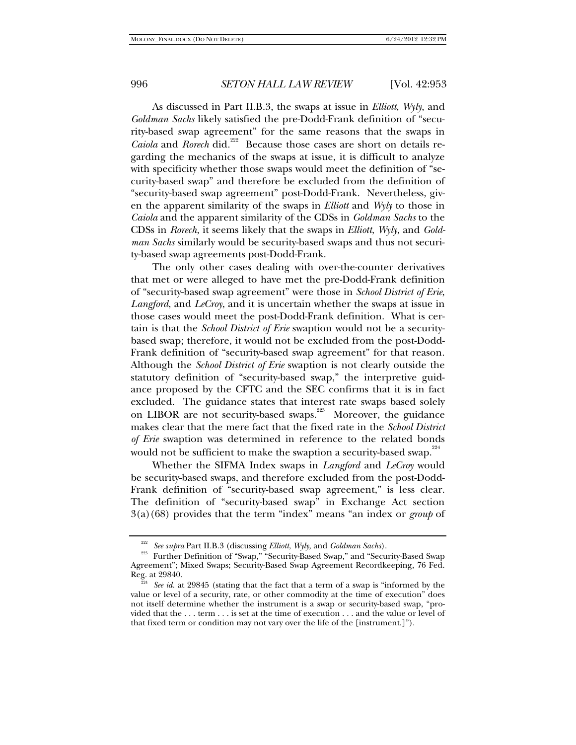As discussed in Part II.B.3, the swaps at issue in *Elliott*, *Wyly*, and *Goldman Sachs* likely satisfied the pre-Dodd-Frank definition of "security-based swap agreement" for the same reasons that the swaps in *Caiola* and *Rorech* did.[222] Because those cases are short on details regarding the mechanics of the swaps at issue, it is difficult to analyze with specificity whether those swaps would meet the definition of "security-based swap" and therefore be excluded from the definition of "security-based swap agreement" post-Dodd-Frank. Nevertheless, given the apparent similarity of the swaps in *Elliott* and *Wyly* to those in *Caiola* and the apparent similarity of the CDSs in *Goldman Sachs* to the CDSs in *Rorech*, it seems likely that the swaps in *Elliott*, *Wyly*, and *Goldman Sachs* similarly would be security-based swaps and thus not security-based swap agreements post-Dodd-Frank.

The only other cases dealing with over-the-counter derivatives that met or were alleged to have met the pre-Dodd-Frank definition of "security-based swap agreement" were those in *School District of Erie*, *Langford*, and *LeCroy*, and it is uncertain whether the swaps at issue in those cases would meet the post-Dodd-Frank definition. What is certain is that the *School District of Erie* swaption would not be a security-based swap; therefore, it would not be excluded from the post-Dodd-Frank definition of "security-based swap agreement" for that reason. Although the *School District of Erie* swaption is not clearly outside the statutory definition of "security-based swap," the interpretive guidance proposed by the CFTC and the SEC confirms that it is in fact excluded. The guidance states that interest rate swaps based solely on LIBOR are not security-based swaps.[223] Moreover, the guidance makes clear that the mere fact that the fixed rate in the *School District of Erie* swaption was determined in reference to the related bonds would not be sufficient to make the swaption a security-based swap.[224]

Whether the SIFMA Index swaps in *Langford* and *LeCroy* would be security-based swaps, and therefore excluded from the post-Dodd-Frank definition of "security-based swap agreement," is less clear. The definition of "security-based swap" in Exchange Act section 3(a)(68) provides that the term "index" means "an index or *group* of

---

[222] *See supra* Part II.B.3 (discussing *Elliott*, *Wyly*, and *Goldman Sachs*).

[223] Further Definition of "Swap," "Security-Based Swap," and "Security-Based Swap Agreement"; Mixed Swaps; Security-Based Swap Agreement Recordkeeping, 76 Fed. Reg. at 29840.

[224] *See id.* at 29845 (stating that the fact that a term of a swap is "informed by the value or level of a security, rate, or other commodity at the time of execution" does not itself determine whether the instrument is a swap or security-based swap, "provided that the . . . term . . . is set at the time of execution . . . and the value or level of that fixed term or condition may not vary over the life of the [instrument.]").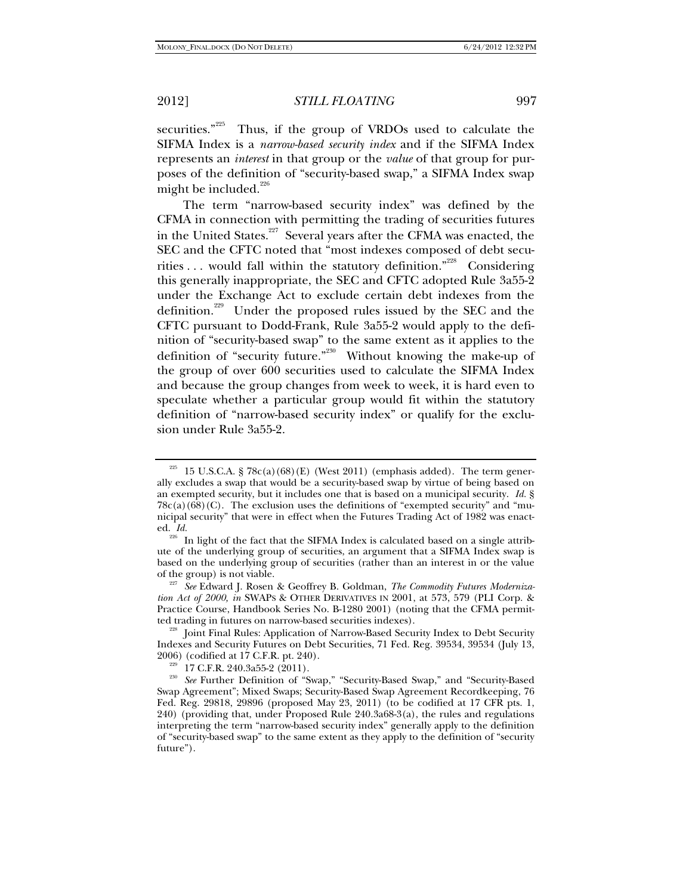securities."[225] Thus, if the group of VRDOs used to calculate the SIFMA Index is a *narrow-based security index* and if the SIFMA Index represents an *interest* in that group or the *value* of that group for purposes of the definition of "security-based swap," a SIFMA Index swap might be included.[226]

The term "narrow-based security index" was defined by the CFMA in connection with permitting the trading of securities futures in the United States.[227] Several years after the CFMA was enacted, the SEC and the CFTC noted that "most indexes composed of debt securities . . . would fall within the statutory definition."[228] Considering this generally inappropriate, the SEC and CFTC adopted Rule 3a55-2 under the Exchange Act to exclude certain debt indexes from the definition.[229] Under the proposed rules issued by the SEC and the CFTC pursuant to Dodd-Frank, Rule 3a55-2 would apply to the definition of "security-based swap" to the same extent as it applies to the definition of "security future."[230] Without knowing the make-up of the group of over 600 securities used to calculate the SIFMA Index and because the group changes from week to week, it is hard even to speculate whether a particular group would fit within the statutory definition of "narrow-based security index" or qualify for the exclusion under Rule 3a55-2.

---

[225] 15 U.S.C.A. § 78c(a)(68)(E) (West 2011) (emphasis added). The term generally excludes a swap that would be a security-based swap by virtue of being based on an exempted security, but it includes one that is based on a municipal security. *Id.* § 78c(a)(68)(C). The exclusion uses the definitions of "exempted security" and "municipal security" that were in effect when the Futures Trading Act of 1982 was enacted. *Id.*

[226] In light of the fact that the SIFMA Index is calculated based on a single attribute of the underlying group of securities, an argument that a SIFMA Index swap is based on the underlying group of securities (rather than an interest in or the value of the group) is not viable.

[227] *See* Edward J. Rosen & Geoffrey B. Goldman, *The Commodity Futures Modernization Act of 2000, in* SWAPS & OTHER DERIVATIVES IN 2001, at 573, 579 (PLI Corp. & Practice Course, Handbook Series No. B-1280 2001) (noting that the CFMA permitted trading in futures on narrow-based securities indexes).

[228] Joint Final Rules: Application of Narrow-Based Security Index to Debt Security Indexes and Security Futures on Debt Securities, 71 Fed. Reg. 39534, 39534 (July 13, 2006) (codified at 17 C.F.R. pt. 240).

[229] 17 C.F.R. 240.3a55-2 (2011).

[230] *See* Further Definition of "Swap," "Security-Based Swap," and "Security-Based Swap Agreement"; Mixed Swaps; Security-Based Swap Agreement Recordkeeping, 76 Fed. Reg. 29818, 29896 (proposed May 23, 2011) (to be codified at 17 CFR pts. 1, 240) (providing that, under Proposed Rule 240.3a68-3(a), the rules and regulations interpreting the term "narrow-based security index" generally apply to the definition of "security-based swap" to the same extent as they apply to the definition of "security future").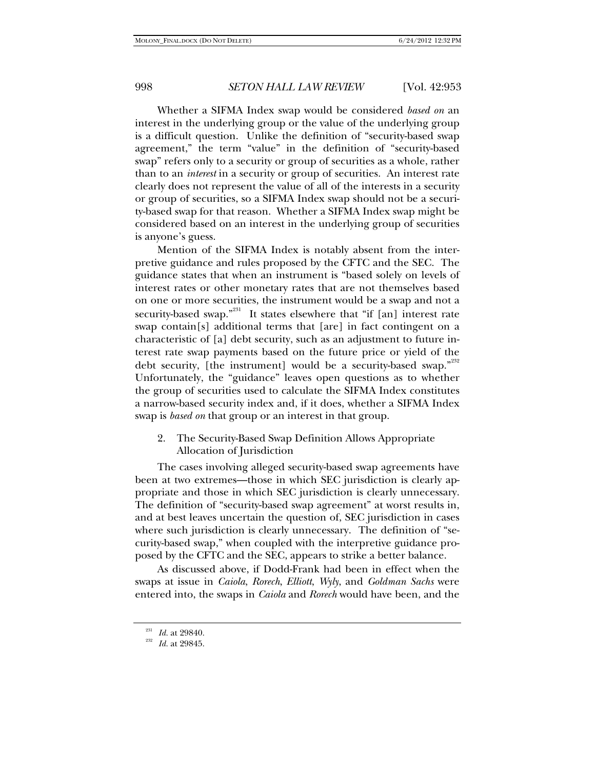Whether a SIFMA Index swap would be considered *based on* an interest in the underlying group or the value of the underlying group is a difficult question. Unlike the definition of "security-based swap agreement," the term "value" in the definition of "security-based swap" refers only to a security or group of securities as a whole, rather than to an *interest* in a security or group of securities. An interest rate clearly does not represent the value of all of the interests in a security or group of securities, so a SIFMA Index swap should not be a security-based swap for that reason. Whether a SIFMA Index swap might be considered based on an interest in the underlying group of securities is anyone's guess.

Mention of the SIFMA Index is notably absent from the interpretive guidance and rules proposed by the CFTC and the SEC. The guidance states that when an instrument is "based solely on levels of interest rates or other monetary rates that are not themselves based on one or more securities, the instrument would be a swap and not a security-based swap."[231] It states elsewhere that "if [an] interest rate swap contain[s] additional terms that [are] in fact contingent on a characteristic of [a] debt security, such as an adjustment to future interest rate swap payments based on the future price or yield of the debt security, [the instrument] would be a security-based swap."[232] Unfortunately, the "guidance" leaves open questions as to whether the group of securities used to calculate the SIFMA Index constitutes a narrow-based security index and, if it does, whether a SIFMA Index swap is *based on* that group or an interest in that group.

### 2. The Security-Based Swap Definition Allows Appropriate Allocation of Jurisdiction

The cases involving alleged security-based swap agreements have been at two extremes—those in which SEC jurisdiction is clearly appropriate and those in which SEC jurisdiction is clearly unnecessary. The definition of "security-based swap agreement" at worst results in, and at best leaves uncertain the question of, SEC jurisdiction in cases where such jurisdiction is clearly unnecessary. The definition of "security-based swap," when coupled with the interpretive guidance proposed by the CFTC and the SEC, appears to strike a better balance.

As discussed above, if Dodd-Frank had been in effect when the swaps at issue in *Caiola*, *Rorech*, *Elliott*, *Wyly*, and *Goldman Sachs* were entered into, the swaps in *Caiola* and *Rorech* would have been, and the

---

[231] *Id.* at 29840.

[232] *Id.* at 29845.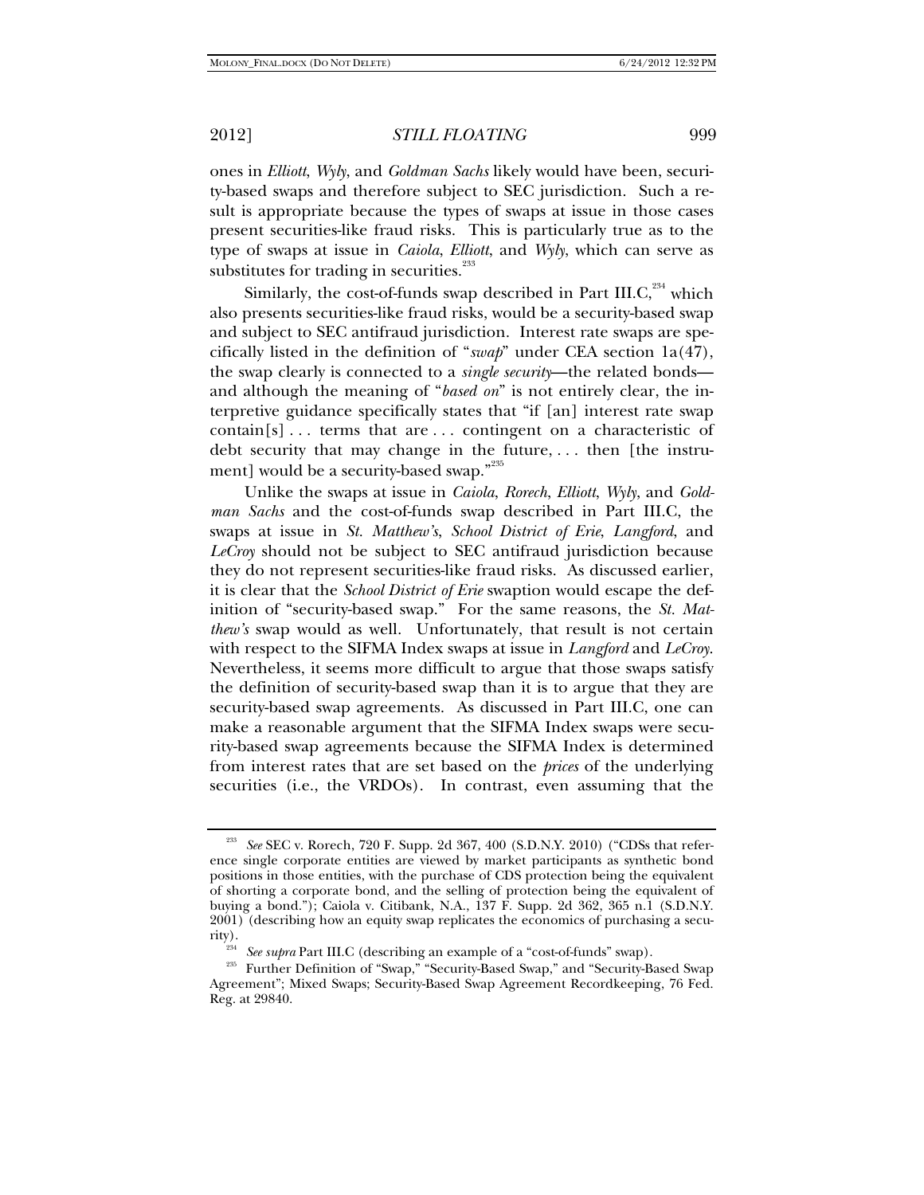ones in *Elliott*, *Wyly*, and *Goldman Sachs* likely would have been, security-based swaps and therefore subject to SEC jurisdiction. Such a result is appropriate because the types of swaps at issue in those cases present securities-like fraud risks. This is particularly true as to the type of swaps at issue in *Caiola*, *Elliott*, and *Wyly*, which can serve as substitutes for trading in securities.[233]

Similarly, the cost-of-funds swap described in Part III.C,[234] which also presents securities-like fraud risks, would be a security-based swap and subject to SEC antifraud jurisdiction. Interest rate swaps are specifically listed in the definition of "*swap*" under CEA section 1a(47), the swap clearly is connected to a *single security*—the related bonds—and although the meaning of "*based on*" is not entirely clear, the interpretive guidance specifically states that "if [an] interest rate swap contain[s] . . . terms that are . . . contingent on a characteristic of debt security that may change in the future, . . . then [the instrument] would be a security-based swap."[235]

Unlike the swaps at issue in *Caiola*, *Rorech*, *Elliott*, *Wyly*, and *Goldman Sachs* and the cost-of-funds swap described in Part III.C, the swaps at issue in *St. Matthew's*, *School District of Erie*, *Langford*, and *LeCroy* should not be subject to SEC antifraud jurisdiction because they do not represent securities-like fraud risks. As discussed earlier, it is clear that the *School District of Erie* swaption would escape the definition of "security-based swap." For the same reasons, the *St. Matthew's* swap would as well. Unfortunately, that result is not certain with respect to the SIFMA Index swaps at issue in *Langford* and *LeCroy*. Nevertheless, it seems more difficult to argue that those swaps satisfy the definition of security-based swap than it is to argue that they are security-based swap agreements. As discussed in Part III.C, one can make a reasonable argument that the SIFMA Index swaps were security-based swap agreements because the SIFMA Index is determined from interest rates that are set based on the *prices* of the underlying securities (i.e., the VRDOs). In contrast, even assuming that the

---

[233] *See* SEC v. Rorech, 720 F. Supp. 2d 367, 400 (S.D.N.Y. 2010) ("CDSs that reference single corporate entities are viewed by market participants as synthetic bond positions in those entities, with the purchase of CDS protection being the equivalent of shorting a corporate bond, and the selling of protection being the equivalent of buying a bond."); Caiola v. Citibank, N.A., 137 F. Supp. 2d 362, 365 n.1 (S.D.N.Y. 2001) (describing how an equity swap replicates the economics of purchasing a security).

[234] *See supra* Part III.C (describing an example of a "cost-of-funds" swap).

[235] Further Definition of "Swap," "Security-Based Swap," and "Security-Based Swap Agreement"; Mixed Swaps; Security-Based Swap Agreement Recordkeeping, 76 Fed. Reg. at 29840.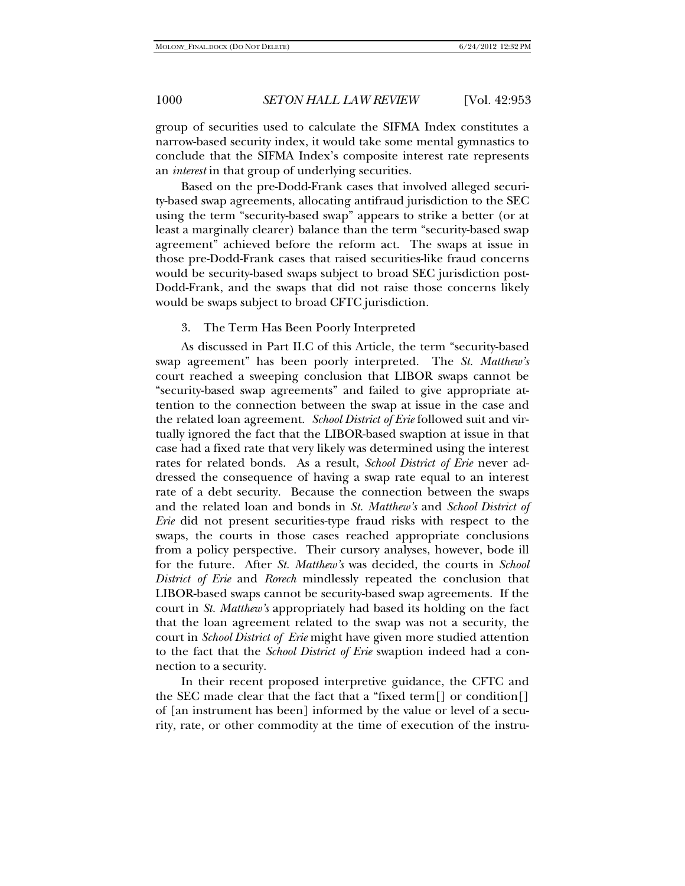group of securities used to calculate the SIFMA Index constitutes a narrow-based security index, it would take some mental gymnastics to conclude that the SIFMA Index's composite interest rate represents an *interest* in that group of underlying securities.

Based on the pre-Dodd-Frank cases that involved alleged security-based swap agreements, allocating antifraud jurisdiction to the SEC using the term "security-based swap" appears to strike a better (or at least a marginally clearer) balance than the term "security-based swap agreement" achieved before the reform act. The swaps at issue in those pre-Dodd-Frank cases that raised securities-like fraud concerns would be security-based swaps subject to broad SEC jurisdiction post-Dodd-Frank, and the swaps that did not raise those concerns likely would be swaps subject to broad CFTC jurisdiction.

### 3. The Term Has Been Poorly Interpreted

As discussed in Part II.C of this Article, the term "security-based swap agreement" has been poorly interpreted. The *St. Matthew's* court reached a sweeping conclusion that LIBOR swaps cannot be "security-based swap agreements" and failed to give appropriate attention to the connection between the swap at issue in the case and the related loan agreement. *School District of Erie* followed suit and virtually ignored the fact that the LIBOR-based swaption at issue in that case had a fixed rate that very likely was determined using the interest rates for related bonds. As a result, *School District of Erie* never addressed the consequence of having a swap rate equal to an interest rate of a debt security. Because the connection between the swaps and the related loan and bonds in *St. Matthew's* and *School District of Erie* did not present securities-type fraud risks with respect to the swaps, the courts in those cases reached appropriate conclusions from a policy perspective. Their cursory analyses, however, bode ill for the future. After *St. Matthew's* was decided, the courts in *School District of Erie* and *Rorech* mindlessly repeated the conclusion that LIBOR-based swaps cannot be security-based swap agreements. If the court in *St. Matthew's* appropriately had based its holding on the fact that the loan agreement related to the swap was not a security, the court in *School District of Erie* might have given more studied attention to the fact that the *School District of Erie* swaption indeed had a connection to a security.

In their recent proposed interpretive guidance, the CFTC and the SEC made clear that the fact that a "fixed term[] or condition[] of [an instrument has been] informed by the value or level of a security, rate, or other commodity at the time of execution of the instru-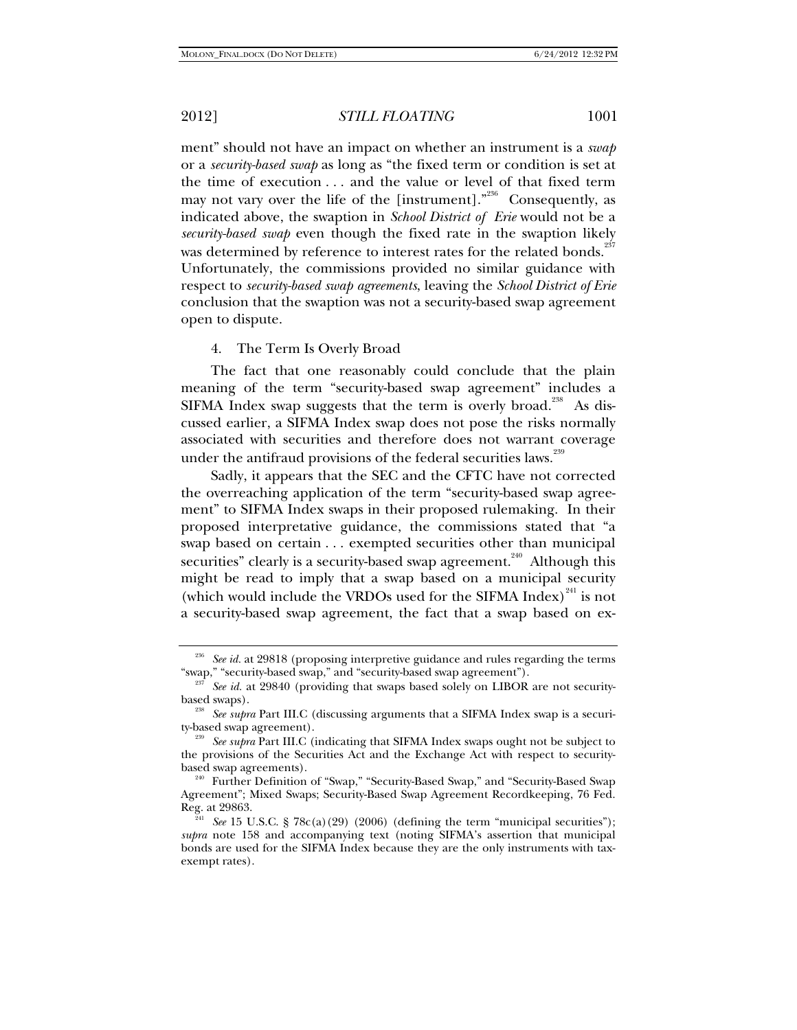ment" should not have an impact on whether an instrument is a *swap* or a *security-based swap* as long as "the fixed term or condition is set at the time of execution . . . and the value or level of that fixed term may not vary over the life of the [instrument]."[236] Consequently, as indicated above, the swaption in *School District of Erie* would not be a *security-based swap* even though the fixed rate in the swaption likely was determined by reference to interest rates for the related bonds.[237] Unfortunately, the commissions provided no similar guidance with respect to *security-based swap agreements*, leaving the *School District of Erie* conclusion that the swaption was not a security-based swap agreement open to dispute.

4. The Term Is Overly Broad

The fact that one reasonably could conclude that the plain meaning of the term "security-based swap agreement" includes a SIFMA Index swap suggests that the term is overly broad.[238] As discussed earlier, a SIFMA Index swap does not pose the risks normally associated with securities and therefore does not warrant coverage under the antifraud provisions of the federal securities laws.[239]

Sadly, it appears that the SEC and the CFTC have not corrected the overreaching application of the term "security-based swap agreement" to SIFMA Index swaps in their proposed rulemaking. In their proposed interpretative guidance, the commissions stated that "a swap based on certain . . . exempted securities other than municipal securities" clearly is a security-based swap agreement.[240] Although this might be read to imply that a swap based on a municipal security (which would include the VRDOs used for the SIFMA Index)[241] is not a security-based swap agreement, the fact that a swap based on ex-

---

[236] *See id.* at 29818 (proposing interpretive guidance and rules regarding the terms "swap," "security-based swap," and "security-based swap agreement").

[237] *See id.* at 29840 (providing that swaps based solely on LIBOR are not security-based swaps).

[238] *See supra* Part III.C (discussing arguments that a SIFMA Index swap is a security-based swap agreement).

[239] *See supra* Part III.C (indicating that SIFMA Index swaps ought not be subject to the provisions of the Securities Act and the Exchange Act with respect to security-based swap agreements).

[240] Further Definition of "Swap," "Security-Based Swap," and "Security-Based Swap Agreement"; Mixed Swaps; Security-Based Swap Agreement Recordkeeping, 76 Fed. Reg. at 29863.

[241] *See* 15 U.S.C. § 78c(a)(29) (2006) (defining the term "municipal securities"); *supra* note 158 and accompanying text (noting SIFMA's assertion that municipal bonds are used for the SIFMA Index because they are the only instruments with tax-exempt rates).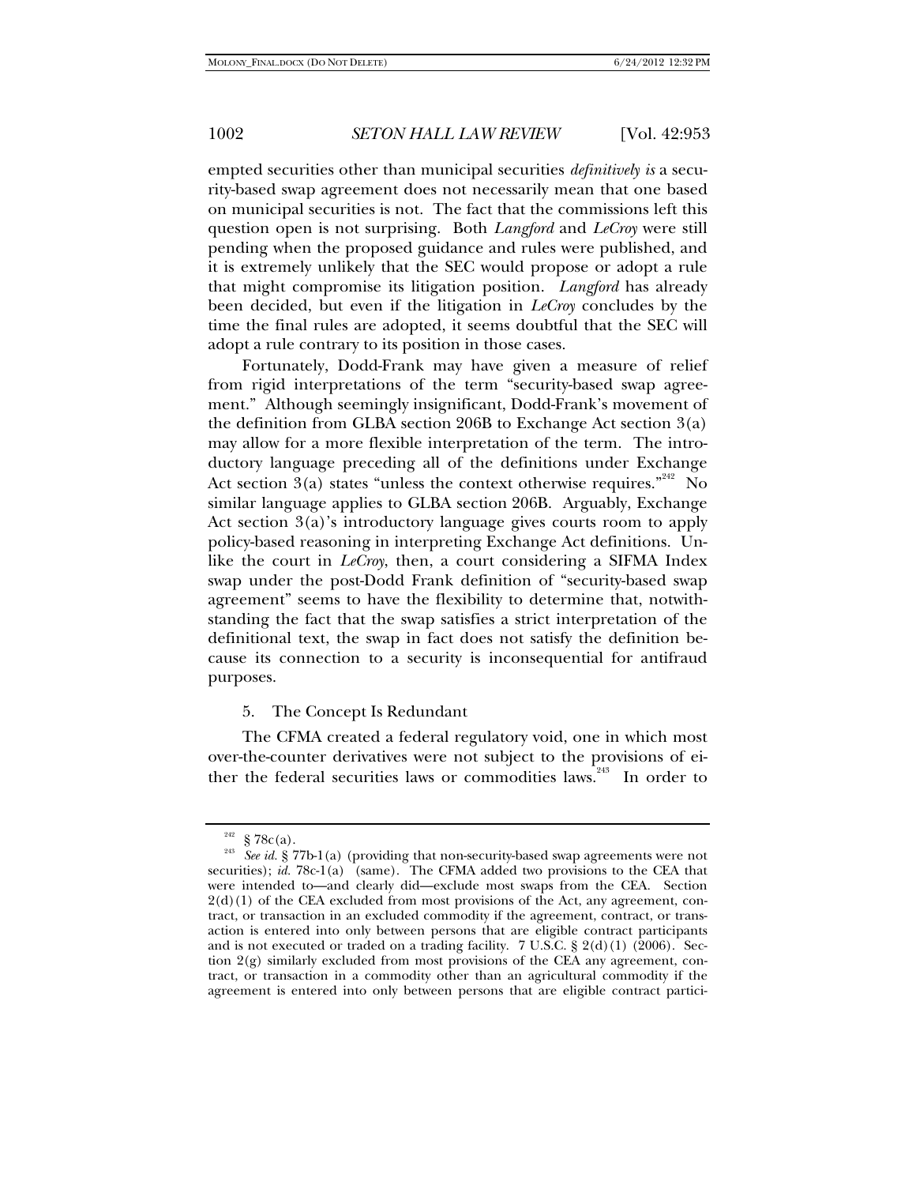empted securities other than municipal securities *definitively is* a security-based swap agreement does not necessarily mean that one based on municipal securities is not. The fact that the commissions left this question open is not surprising. Both *Langford* and *LeCroy* were still pending when the proposed guidance and rules were published, and it is extremely unlikely that the SEC would propose or adopt a rule that might compromise its litigation position. *Langford* has already been decided, but even if the litigation in *LeCroy* concludes by the time the final rules are adopted, it seems doubtful that the SEC will adopt a rule contrary to its position in those cases.

Fortunately, Dodd-Frank may have given a measure of relief from rigid interpretations of the term "security-based swap agreement." Although seemingly insignificant, Dodd-Frank's movement of the definition from GLBA section 206B to Exchange Act section 3(a) may allow for a more flexible interpretation of the term. The introductory language preceding all of the definitions under Exchange Act section 3(a) states "unless the context otherwise requires."[242] No similar language applies to GLBA section 206B. Arguably, Exchange Act section 3(a)'s introductory language gives courts room to apply policy-based reasoning in interpreting Exchange Act definitions. Unlike the court in *LeCroy*, then, a court considering a SIFMA Index swap under the post-Dodd Frank definition of "security-based swap agreement" seems to have the flexibility to determine that, notwithstanding the fact that the swap satisfies a strict interpretation of the definitional text, the swap in fact does not satisfy the definition because its connection to a security is inconsequential for antifraud purposes.

5. The Concept Is Redundant

The CFMA created a federal regulatory void, one in which most over-the-counter derivatives were not subject to the provisions of either the federal securities laws or commodities laws.[243] In order to

---

[242] § 78c(a).

[243] *See id.* § 77b-1(a) (providing that non-security-based swap agreements were not securities); *id.* 78c-1(a) (same). The CFMA added two provisions to the CEA that were intended to—and clearly did—exclude most swaps from the CEA. Section 2(d)(1) of the CEA excluded from most provisions of the Act, any agreement, contract, or transaction in an excluded commodity if the agreement, contract, or transaction is entered into only between persons that are eligible contract participants and is not executed or traded on a trading facility. 7 U.S.C. § 2(d)(1) (2006). Section 2(g) similarly excluded from most provisions of the CEA any agreement, contract, or transaction in a commodity other than an agricultural commodity if the agreement is entered into only between persons that are eligible contract partici-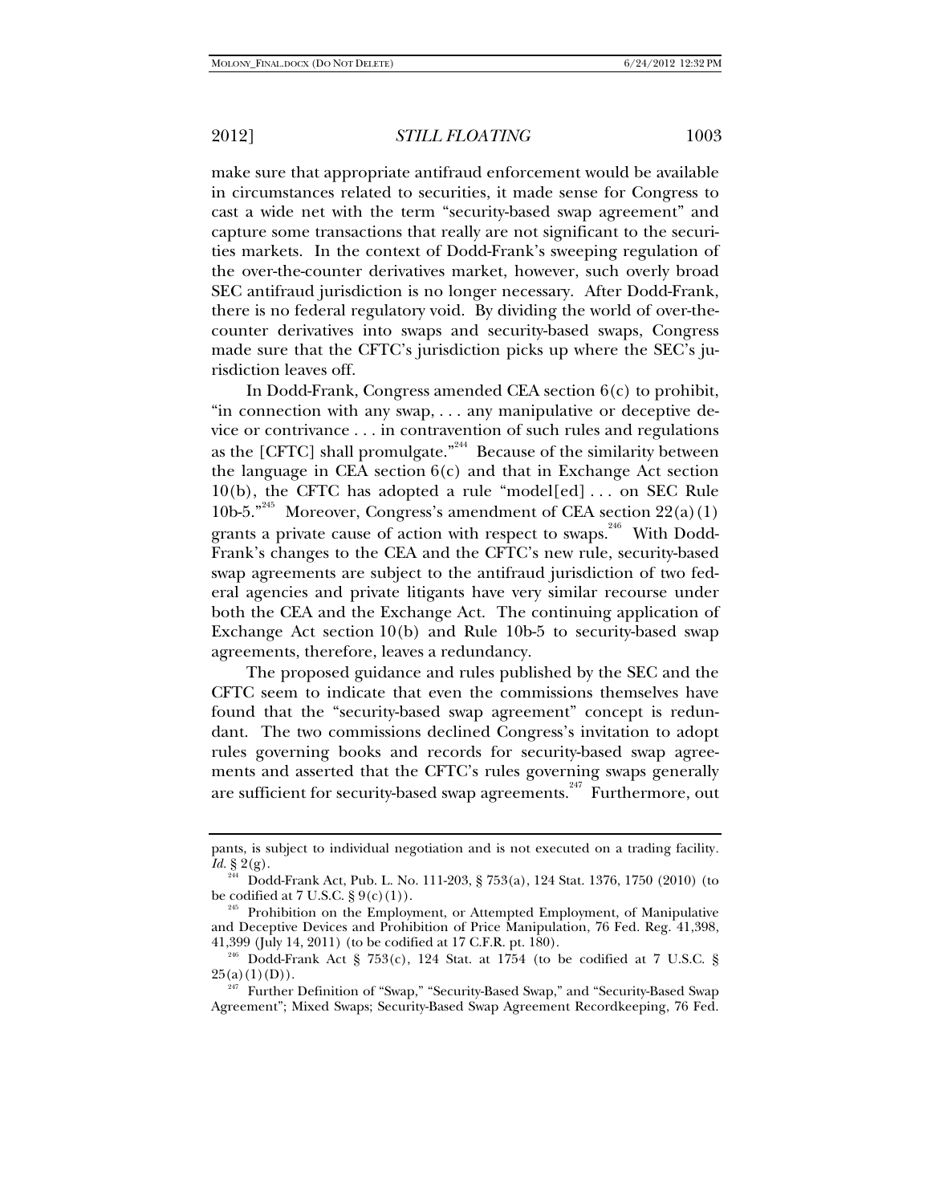make sure that appropriate antifraud enforcement would be available in circumstances related to securities, it made sense for Congress to cast a wide net with the term "security-based swap agreement" and capture some transactions that really are not significant to the securities markets. In the context of Dodd-Frank's sweeping regulation of the over-the-counter derivatives market, however, such overly broad SEC antifraud jurisdiction is no longer necessary. After Dodd-Frank, there is no federal regulatory void. By dividing the world of over-the-counter derivatives into swaps and security-based swaps, Congress made sure that the CFTC's jurisdiction picks up where the SEC's jurisdiction leaves off.

In Dodd-Frank, Congress amended CEA section 6(c) to prohibit, "in connection with any swap, . . . any manipulative or deceptive device or contrivance . . . in contravention of such rules and regulations as the [CFTC] shall promulgate."[244] Because of the similarity between the language in CEA section 6(c) and that in Exchange Act section 10(b), the CFTC has adopted a rule "model[ed] . . . on SEC Rule 10b-5."[245] Moreover, Congress's amendment of CEA section 22(a)(1) grants a private cause of action with respect to swaps.[246] With Dodd-Frank's changes to the CEA and the CFTC's new rule, security-based swap agreements are subject to the antifraud jurisdiction of two federal agencies and private litigants have very similar recourse under both the CEA and the Exchange Act. The continuing application of Exchange Act section 10(b) and Rule 10b-5 to security-based swap agreements, therefore, leaves a redundancy.

The proposed guidance and rules published by the SEC and the CFTC seem to indicate that even the commissions themselves have found that the "security-based swap agreement" concept is redundant. The two commissions declined Congress's invitation to adopt rules governing books and records for security-based swap agreements and asserted that the CFTC's rules governing swaps generally are sufficient for security-based swap agreements.[247] Furthermore, out

---

pants, is subject to individual negotiation and is not executed on a trading facility. *Id.* § 2(g).

[244] Dodd-Frank Act, Pub. L. No. 111-203, § 753(a), 124 Stat. 1376, 1750 (2010) (to be codified at 7 U.S.C. § 9(c)(1)).

[245] Prohibition on the Employment, or Attempted Employment, of Manipulative and Deceptive Devices and Prohibition of Price Manipulation, 76 Fed. Reg. 41,398, 41,399 (July 14, 2011) (to be codified at 17 C.F.R. pt. 180).

[246] Dodd-Frank Act § 753(c), 124 Stat. at 1754 (to be codified at 7 U.S.C. § 25(a)(1)(D)).

[247] Further Definition of "Swap," "Security-Based Swap," and "Security-Based Swap Agreement"; Mixed Swaps; Security-Based Swap Agreement Recordkeeping, 76 Fed.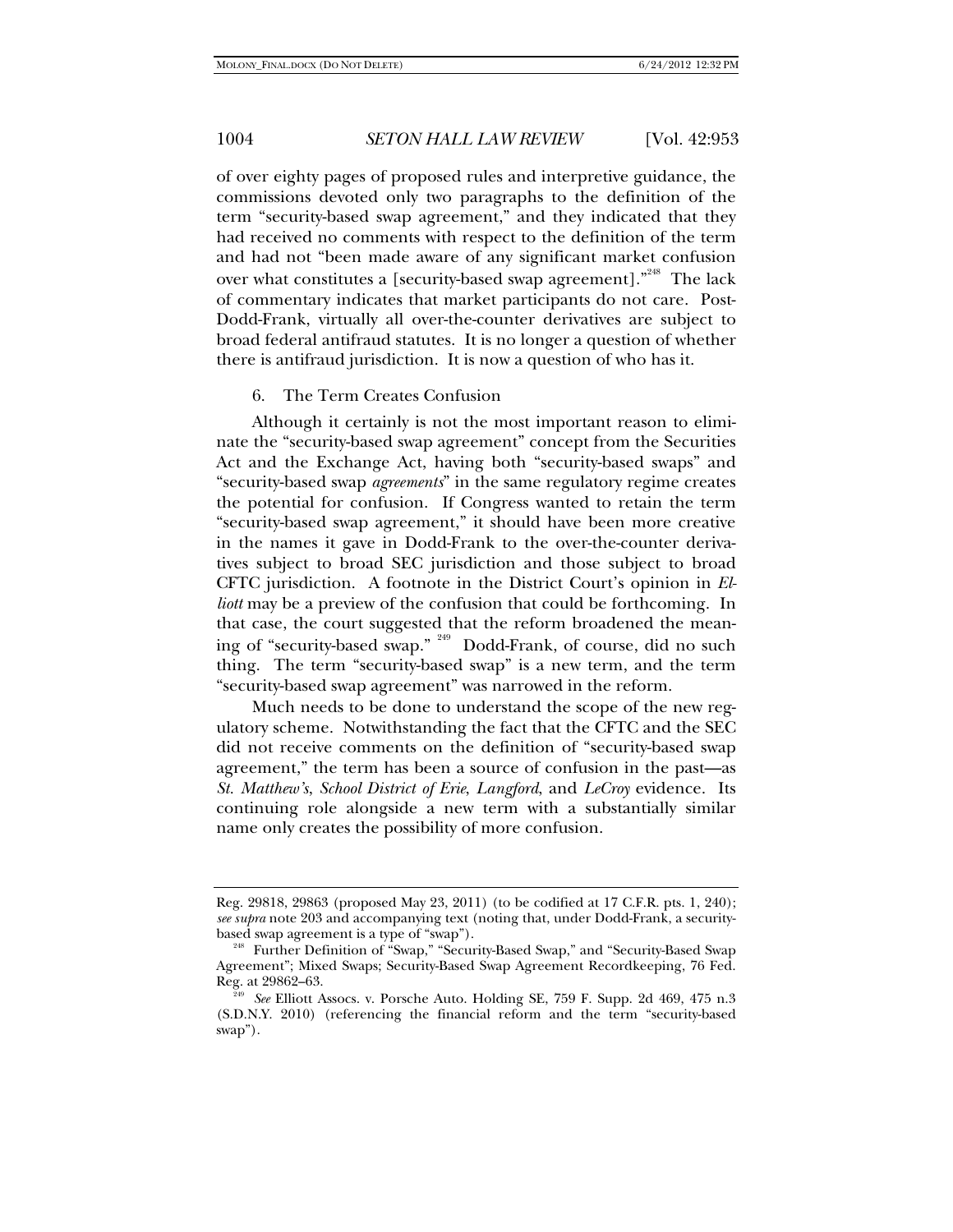of over eighty pages of proposed rules and interpretive guidance, the commissions devoted only two paragraphs to the definition of the term "security-based swap agreement," and they indicated that they had received no comments with respect to the definition of the term and had not "been made aware of any significant market confusion over what constitutes a [security-based swap agreement]."[248] The lack of commentary indicates that market participants do not care. Post-Dodd-Frank, virtually all over-the-counter derivatives are subject to broad federal antifraud statutes. It is no longer a question of whether there is antifraud jurisdiction. It is now a question of who has it.

6. The Term Creates Confusion

Although it certainly is not the most important reason to eliminate the "security-based swap agreement" concept from the Securities Act and the Exchange Act, having both "security-based swaps" and "security-based swap *agreements*" in the same regulatory regime creates the potential for confusion. If Congress wanted to retain the term "security-based swap agreement," it should have been more creative in the names it gave in Dodd-Frank to the over-the-counter derivatives subject to broad SEC jurisdiction and those subject to broad CFTC jurisdiction. A footnote in the District Court's opinion in *Elliott* may be a preview of the confusion that could be forthcoming. In that case, the court suggested that the reform broadened the meaning of "security-based swap."[249] Dodd-Frank, of course, did no such thing. The term "security-based swap" is a new term, and the term "security-based swap agreement" was narrowed in the reform.

Much needs to be done to understand the scope of the new regulatory scheme. Notwithstanding the fact that the CFTC and the SEC did not receive comments on the definition of "security-based swap agreement," the term has been a source of confusion in the past—as *St. Matthew's*, *School District of Erie*, *Langford*, and *LeCroy* evidence. Its continuing role alongside a new term with a substantially similar name only creates the possibility of more confusion.

---

Reg. 29818, 29863 (proposed May 23, 2011) (to be codified at 17 C.F.R. pts. 1, 240); *see supra* note 203 and accompanying text (noting that, under Dodd-Frank, a security-based swap agreement is a type of "swap").

[248] Further Definition of "Swap," "Security-Based Swap," and "Security-Based Swap Agreement"; Mixed Swaps; Security-Based Swap Agreement Recordkeeping, 76 Fed. Reg. at 29862–63.

[249] *See* Elliott Assocs. v. Porsche Auto. Holding SE, 759 F. Supp. 2d 469, 475 n.3 (S.D.N.Y. 2010) (referencing the financial reform and the term "security-based swap").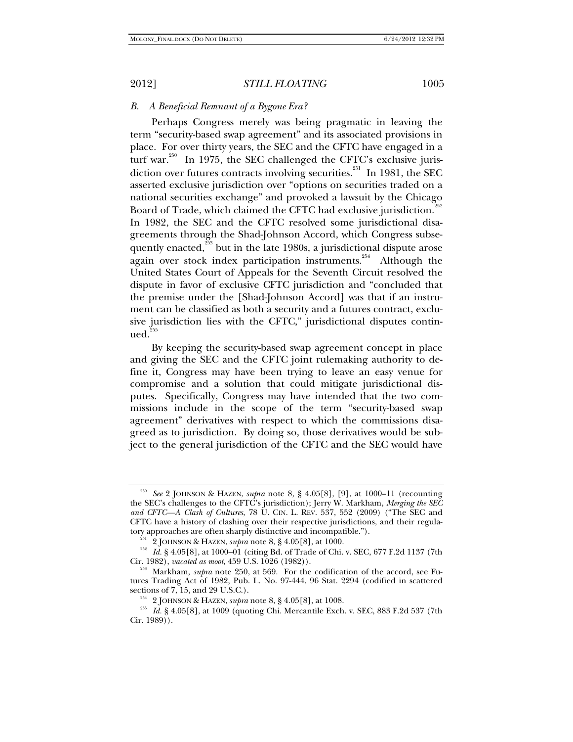### *B. A Beneficial Remnant of a Bygone Era?*

Perhaps Congress merely was being pragmatic in leaving the term "security-based swap agreement" and its associated provisions in place. For over thirty years, the SEC and the CFTC have engaged in a turf war.[250] In 1975, the SEC challenged the CFTC's exclusive jurisdiction over futures contracts involving securities.[251] In 1981, the SEC asserted exclusive jurisdiction over "options on securities traded on a national securities exchange" and provoked a lawsuit by the Chicago Board of Trade, which claimed the CFTC had exclusive jurisdiction.[252] In 1982, the SEC and the CFTC resolved some jurisdictional disagreements through the Shad-Johnson Accord, which Congress subsequently enacted,[253] but in the late 1980s, a jurisdictional dispute arose again over stock index participation instruments.[254] Although the United States Court of Appeals for the Seventh Circuit resolved the dispute in favor of exclusive CFTC jurisdiction and "concluded that the premise under the [Shad-Johnson Accord] was that if an instrument can be classified as both a security and a futures contract, exclusive jurisdiction lies with the CFTC," jurisdictional disputes continued.[255]

By keeping the security-based swap agreement concept in place and giving the SEC and the CFTC joint rulemaking authority to define it, Congress may have been trying to leave an easy venue for compromise and a solution that could mitigate jurisdictional disputes. Specifically, Congress may have intended that the two commissions include in the scope of the term "security-based swap agreement" derivatives with respect to which the commissions disagreed as to jurisdiction. By doing so, those derivatives would be subject to the general jurisdiction of the CFTC and the SEC would have

---

[250] *See* 2 JOHNSON & HAZEN, *supra* note 8, § 4.05[8], [9], at 1000–11 (recounting the SEC's challenges to the CFTC's jurisdiction); Jerry W. Markham, *Merging the SEC and CFTC—A Clash of Cultures*, 78 U. CIN. L. REV. 537, 552 (2009) ("The SEC and CFTC have a history of clashing over their respective jurisdictions, and their regulatory approaches are often sharply distinctive and incompatible.").

[251] 2 JOHNSON & HAZEN, *supra* note 8, § 4.05[8], at 1000.

[252] *Id.* § 4.05[8], at 1000–01 (citing Bd. of Trade of Chi. v. SEC, 677 F.2d 1137 (7th Cir. 1982), *vacated as moot*, 459 U.S. 1026 (1982)).

[253] Markham, *supra* note 250, at 569. For the codification of the accord, see Futures Trading Act of 1982, Pub. L. No. 97-444, 96 Stat. 2294 (codified in scattered sections of 7, 15, and 29 U.S.C.).

[254] 2 JOHNSON & HAZEN, *supra* note 8, § 4.05[8], at 1008.

[255] *Id.* § 4.05[8], at 1009 (quoting Chi. Mercantile Exch. v. SEC, 883 F.2d 537 (7th Cir. 1989)).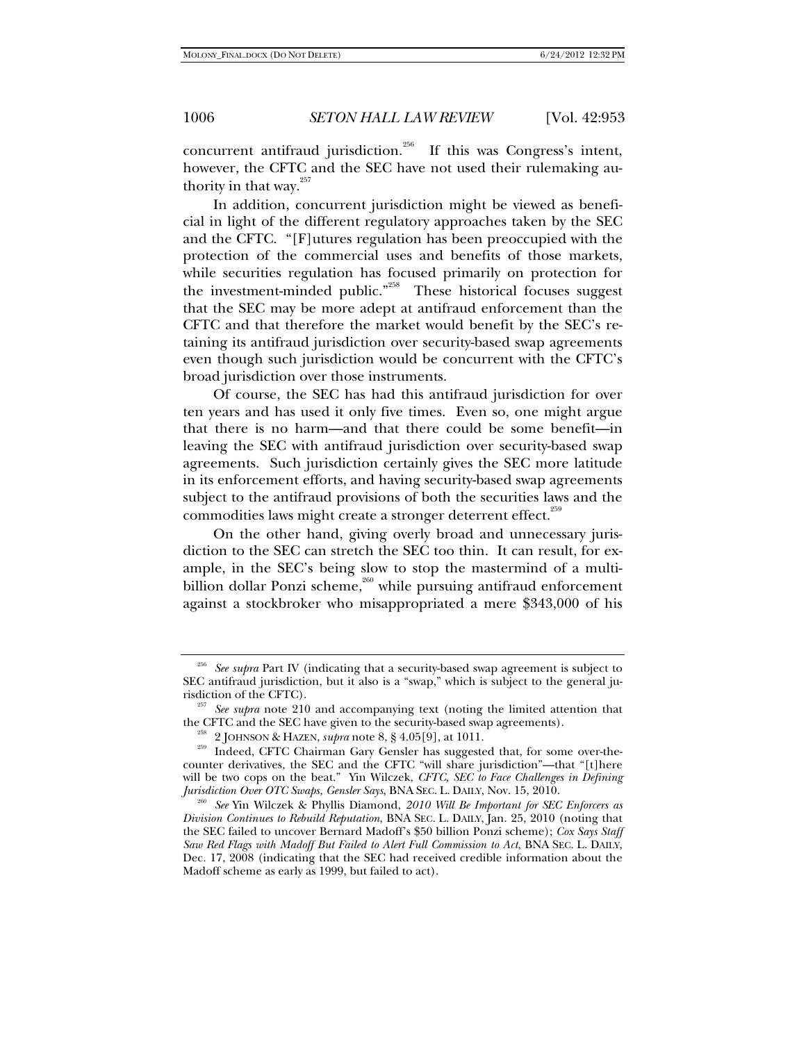concurrent antifraud jurisdiction.[256] If this was Congress's intent, however, the CFTC and the SEC have not used their rulemaking authority in that way.[257]

In addition, concurrent jurisdiction might be viewed as beneficial in light of the different regulatory approaches taken by the SEC and the CFTC. "[F]utures regulation has been preoccupied with the protection of the commercial uses and benefits of those markets, while securities regulation has focused primarily on protection for the investment-minded public."[258] These historical focuses suggest that the SEC may be more adept at antifraud enforcement than the CFTC and that therefore the market would benefit by the SEC's retaining its antifraud jurisdiction over security-based swap agreements even though such jurisdiction would be concurrent with the CFTC's broad jurisdiction over those instruments.

Of course, the SEC has had this antifraud jurisdiction for over ten years and has used it only five times. Even so, one might argue that there is no harm—and that there could be some benefit—in leaving the SEC with antifraud jurisdiction over security-based swap agreements. Such jurisdiction certainly gives the SEC more latitude in its enforcement efforts, and having security-based swap agreements subject to the antifraud provisions of both the securities laws and the commodities laws might create a stronger deterrent effect.[259]

On the other hand, giving overly broad and unnecessary jurisdiction to the SEC can stretch the SEC too thin. It can result, for example, in the SEC's being slow to stop the mastermind of a multi-billion dollar Ponzi scheme,[260] while pursuing antifraud enforcement against a stockbroker who misappropriated a mere $343,000 of his

---

[256] *See supra* Part IV (indicating that a security-based swap agreement is subject to SEC antifraud jurisdiction, but it also is a "swap," which is subject to the general jurisdiction of the CFTC).

[257] *See supra* note 210 and accompanying text (noting the limited attention that the CFTC and the SEC have given to the security-based swap agreements).

[258] 2 JOHNSON & HAZEN, *supra* note 8, § 4.05[9], at 1011.

[259] Indeed, CFTC Chairman Gary Gensler has suggested that, for some over-the-counter derivatives, the SEC and the CFTC "will share jurisdiction"—that "[t]here will be two cops on the beat." Yin Wilczek, *CFTC, SEC to Face Challenges in Defining Jurisdiction Over OTC Swaps, Gensler Says*, BNA SEC. L. DAILY, Nov. 15, 2010.

[260] *See* Yin Wilczek & Phyllis Diamond, *2010 Will Be Important for SEC Enforcers as Division Continues to Rebuild Reputation*, BNA SEC. L. DAILY, Jan. 25, 2010 (noting that the SEC failed to uncover Bernard Madoff's $50 billion Ponzi scheme); *Cox Says Staff Saw Red Flags with Madoff But Failed to Alert Full Commission to Act*, BNA SEC. L. DAILY, Dec. 17, 2008 (indicating that the SEC had received credible information about the Madoff scheme as early as 1999, but failed to act).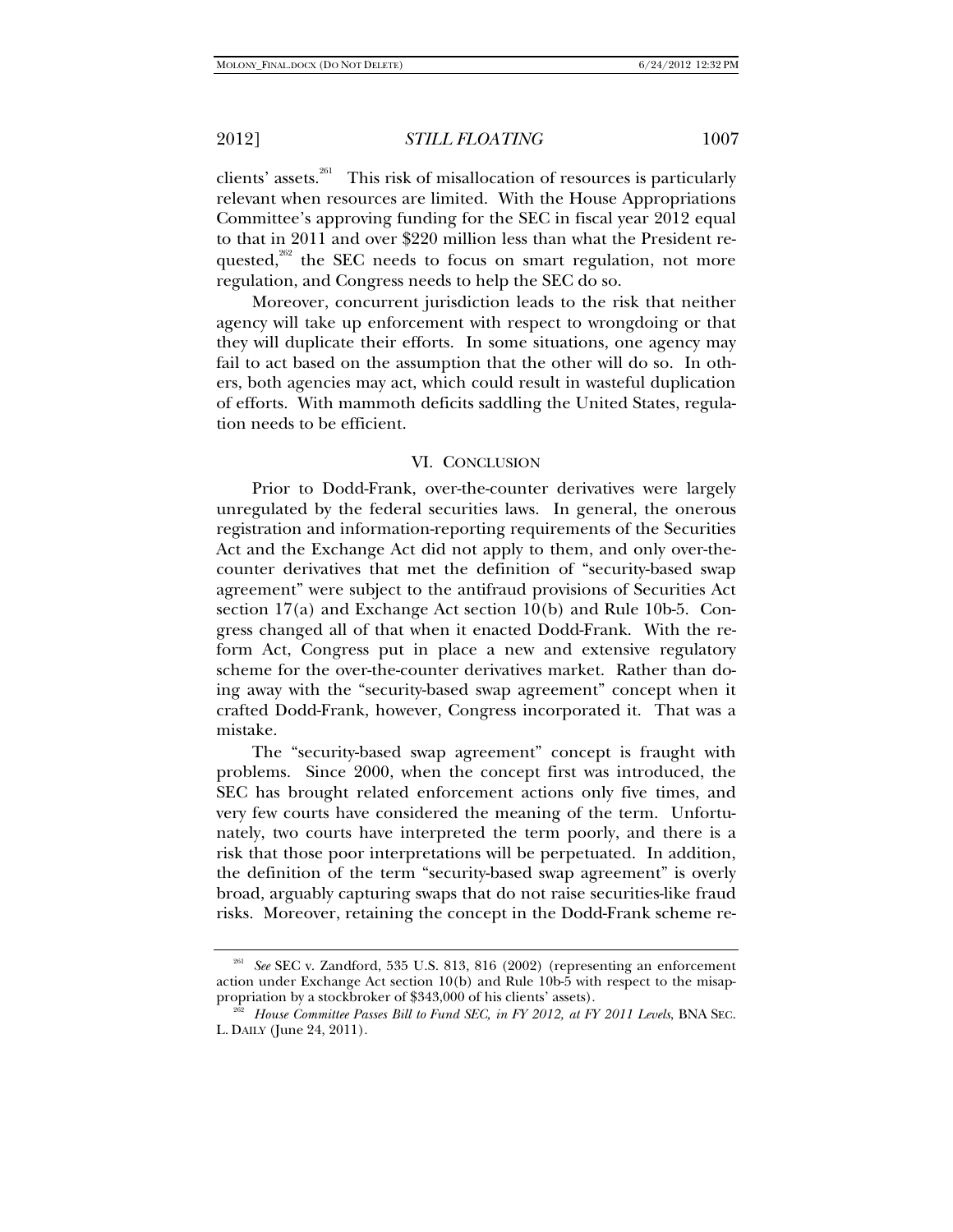clients' assets.[261] This risk of misallocation of resources is particularly relevant when resources are limited. With the House Appropriations Committee's approving funding for the SEC in fiscal year 2012 equal to that in 2011 and over $220 million less than what the President requested,[262] the SEC needs to focus on smart regulation, not more regulation, and Congress needs to help the SEC do so.

Moreover, concurrent jurisdiction leads to the risk that neither agency will take up enforcement with respect to wrongdoing or that they will duplicate their efforts. In some situations, one agency may fail to act based on the assumption that the other will do so. In others, both agencies may act, which could result in wasteful duplication of efforts. With mammoth deficits saddling the United States, regulation needs to be efficient.

## VI. CONCLUSION

Prior to Dodd-Frank, over-the-counter derivatives were largely unregulated by the federal securities laws. In general, the onerous registration and information-reporting requirements of the Securities Act and the Exchange Act did not apply to them, and only over-the-counter derivatives that met the definition of "security-based swap agreement" were subject to the antifraud provisions of Securities Act section 17(a) and Exchange Act section 10(b) and Rule 10b-5. Congress changed all of that when it enacted Dodd-Frank. With the reform Act, Congress put in place a new and extensive regulatory scheme for the over-the-counter derivatives market. Rather than doing away with the "security-based swap agreement" concept when it crafted Dodd-Frank, however, Congress incorporated it. That was a mistake.

The "security-based swap agreement" concept is fraught with problems. Since 2000, when the concept first was introduced, the SEC has brought related enforcement actions only five times, and very few courts have considered the meaning of the term. Unfortunately, two courts have interpreted the term poorly, and there is a risk that those poor interpretations will be perpetuated. In addition, the definition of the term "security-based swap agreement" is overly broad, arguably capturing swaps that do not raise securities-like fraud risks. Moreover, retaining the concept in the Dodd-Frank scheme re-

---

[261] *See* SEC v. Zandford, 535 U.S. 813, 816 (2002) (representing an enforcement action under Exchange Act section 10(b) and Rule 10b-5 with respect to the misappropriation by a stockbroker of $343,000 of his clients' assets).

[262] *House Committee Passes Bill to Fund SEC, in FY 2012, at FY 2011 Levels*, BNA SEC. L. DAILY (June 24, 2011).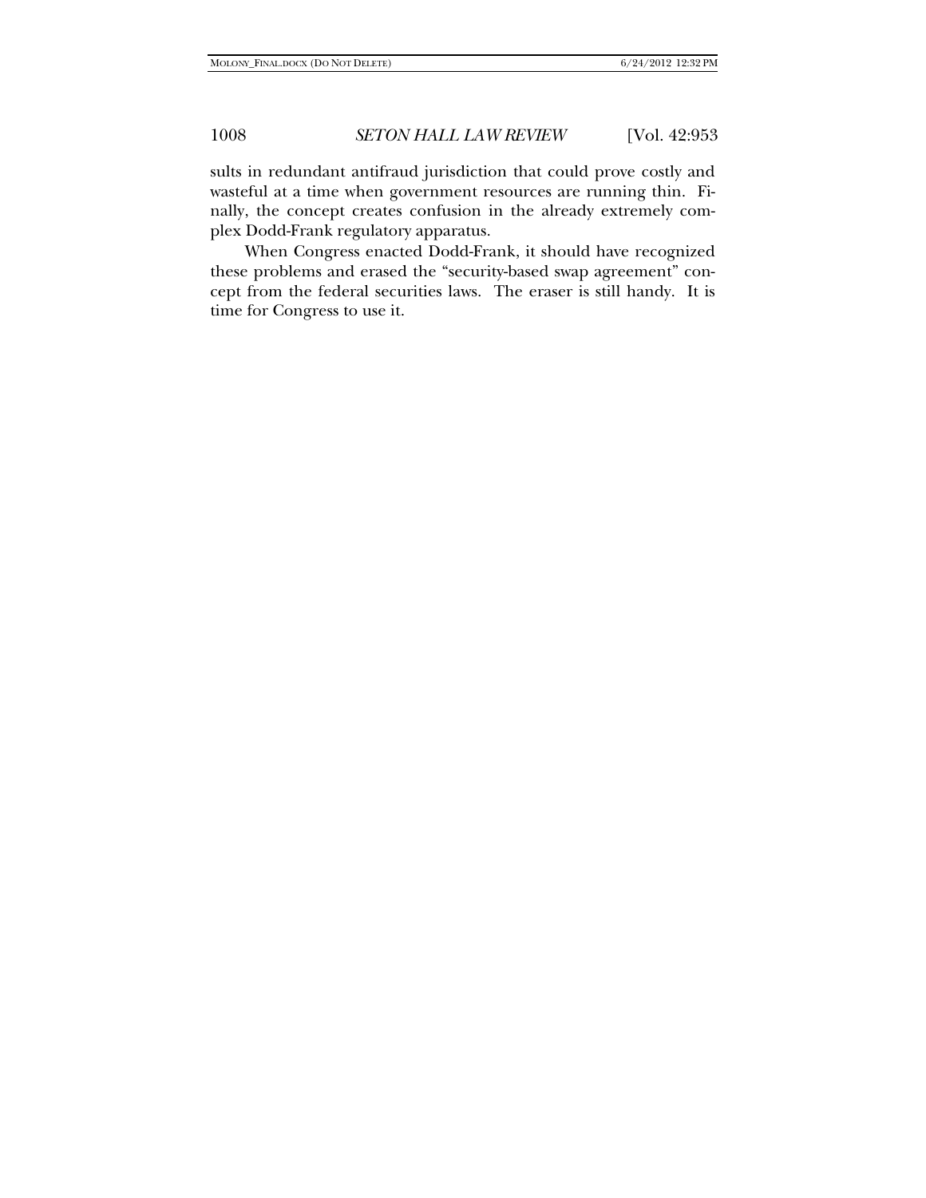sults in redundant antifraud jurisdiction that could prove costly and wasteful at a time when government resources are running thin. Finally, the concept creates confusion in the already extremely complex Dodd-Frank regulatory apparatus.

When Congress enacted Dodd-Frank, it should have recognized these problems and erased the "security-based swap agreement" concept from the federal securities laws. The eraser is still handy. It is time for Congress to use it.